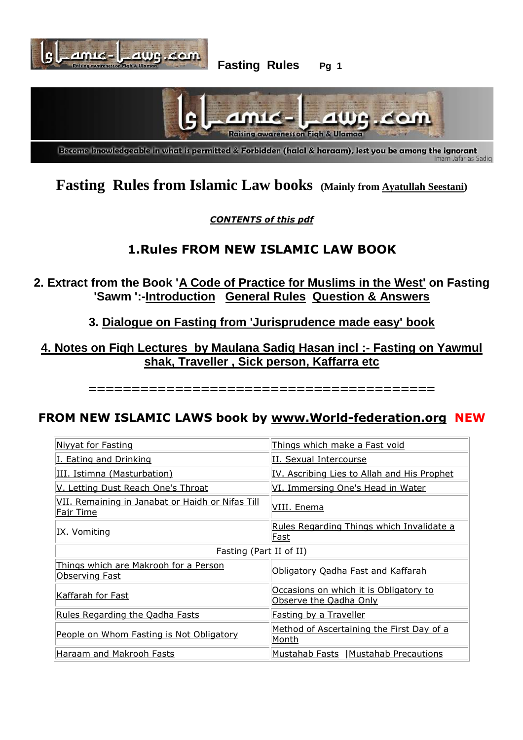Become knowledgeable in what is permitted & Forbidden (halal & haraam), lest you be among the ignorant
Imam Jafar as Sadiq

# Fasting Rules from Islamic Law books (Mainly from Ayatullah Seestani)

*CONTENTS of this pdf*

## 1.Rules FROM NEW ISLAMIC LAW BOOK

## 2. Extract from the Book 'A Code of Practice for Muslims in the West' on Fasting 'Sawm ':-Introduction General Rules Question & Answers

## 3. Dialogue on Fasting from 'Jurisprudence made easy' book

## 4. Notes on Fiqh Lectures by Maulana Sadiq Hasan incl :- Fasting on Yawmul shak, Traveller , Sick person, Kaffara etc

=======================================

## FROM NEW ISLAMIC LAWS book by www.World-federation.org NEW

| Niyyat for Fasting | Things which make a Fast void |
|---|---|
| I. Eating and Drinking | II. Sexual Intercourse |
| III. Istimna (Masturbation) | IV. Ascribing Lies to Allah and His Prophet |
| V. Letting Dust Reach One's Throat | VI. Immersing One's Head in Water |
| VII. Remaining in Janabat or Haidh or Nifas Till Fajr Time | VIII. Enema |
| IX. Vomiting | Rules Regarding Things which Invalidate a Fast |
| Fasting (Part II of II) | |
| Things which are Makrooh for a Person Observing Fast | Obligatory Qadha Fast and Kaffarah |
| Kaffarah for Fast | Occasions on which it is Obligatory to Observe the Qadha Only |
| Rules Regarding the Qadha Fasts | Fasting by a Traveller |
| People on Whom Fasting is Not Obligatory | Method of Ascertaining the First Day of a Month |
| Haraam and Makrooh Fasts | Mustahab Fasts \|Mustahab Precautions |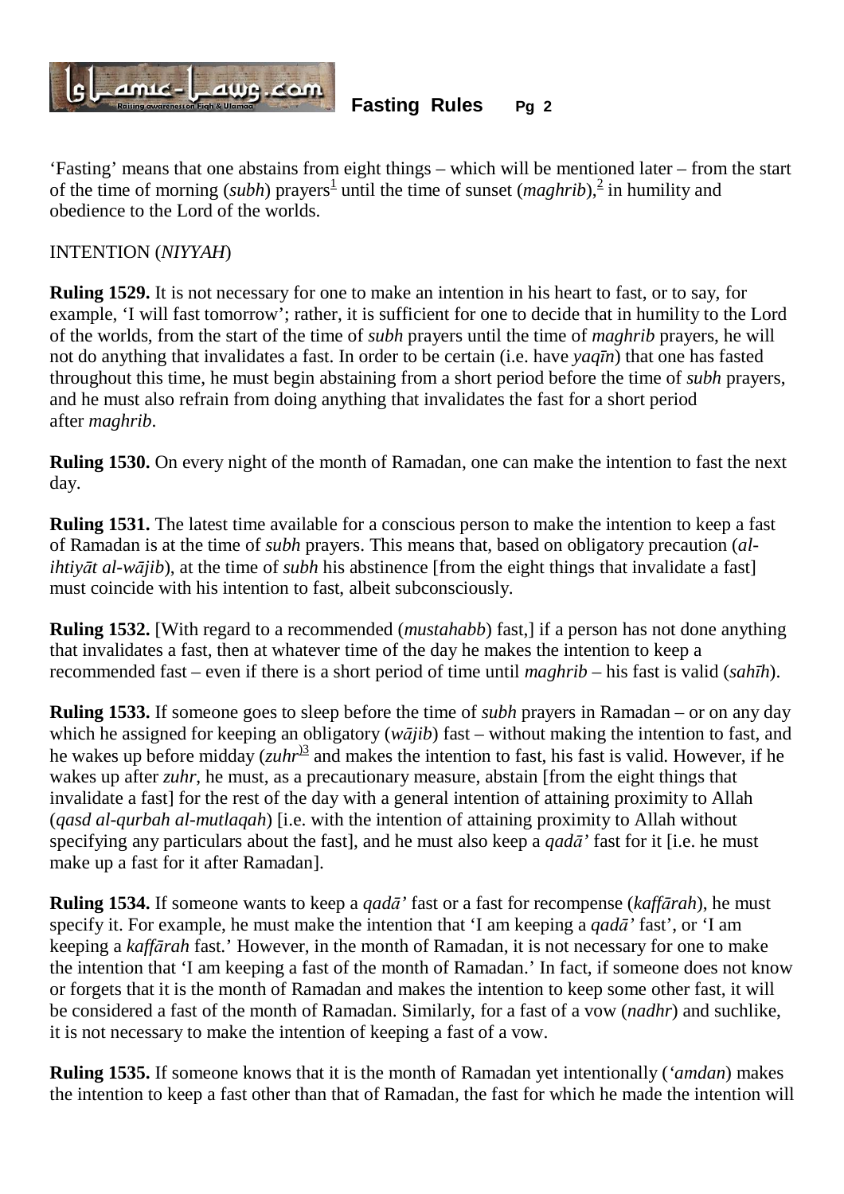'Fasting' means that one abstains from eight things – which will be mentioned later – from the start of the time of morning (*subh*) prayers[1] until the time of sunset (*maghrib*),[2] in humility and obedience to the Lord of the worlds.

INTENTION (*NIYYAH*)

**Ruling 1529.** It is not necessary for one to make an intention in his heart to fast, or to say, for example, 'I will fast tomorrow'; rather, it is sufficient for one to decide that in humility to the Lord of the worlds, from the start of the time of *subh* prayers until the time of *maghrib* prayers, he will not do anything that invalidates a fast. In order to be certain (i.e. have *yaqīn*) that one has fasted throughout this time, he must begin abstaining from a short period before the time of *subh* prayers, and he must also refrain from doing anything that invalidates the fast for a short period after *maghrib*.

**Ruling 1530.** On every night of the month of Ramadan, one can make the intention to fast the next day.

**Ruling 1531.** The latest time available for a conscious person to make the intention to keep a fast of Ramadan is at the time of *subh* prayers. This means that, based on obligatory precaution (*al-ihtiyāt al-wājib*), at the time of *subh* his abstinence [from the eight things that invalidate a fast] must coincide with his intention to fast, albeit subconsciously.

**Ruling 1532.** [With regard to a recommended (*mustahabb*) fast,] if a person has not done anything that invalidates a fast, then at whatever time of the day he makes the intention to keep a recommended fast – even if there is a short period of time until *maghrib* – his fast is valid (*sahīh*).

**Ruling 1533.** If someone goes to sleep before the time of *subh* prayers in Ramadan – or on any day which he assigned for keeping an obligatory (*wājib*) fast – without making the intention to fast, and he wakes up before midday (*zuhr*)[3] and makes the intention to fast, his fast is valid. However, if he wakes up after *zuhr*, he must, as a precautionary measure, abstain [from the eight things that invalidate a fast] for the rest of the day with a general intention of attaining proximity to Allah (*qasd al-qurbah al-mutlaqah*) [i.e. with the intention of attaining proximity to Allah without specifying any particulars about the fast], and he must also keep a *qadā'* fast for it [i.e. he must make up a fast for it after Ramadan].

**Ruling 1534.** If someone wants to keep a *qadā'* fast or a fast for recompense (*kaffārah*), he must specify it. For example, he must make the intention that 'I am keeping a *qadā'* fast', or 'I am keeping a *kaffārah* fast.' However, in the month of Ramadan, it is not necessary for one to make the intention that 'I am keeping a fast of the month of Ramadan.' In fact, if someone does not know or forgets that it is the month of Ramadan and makes the intention to keep some other fast, it will be considered a fast of the month of Ramadan. Similarly, for a fast of a vow (*nadhr*) and suchlike, it is not necessary to make the intention of keeping a fast of a vow.

**Ruling 1535.** If someone knows that it is the month of Ramadan yet intentionally (*'amdan*) makes the intention to keep a fast other than that of Ramadan, the fast for which he made the intention will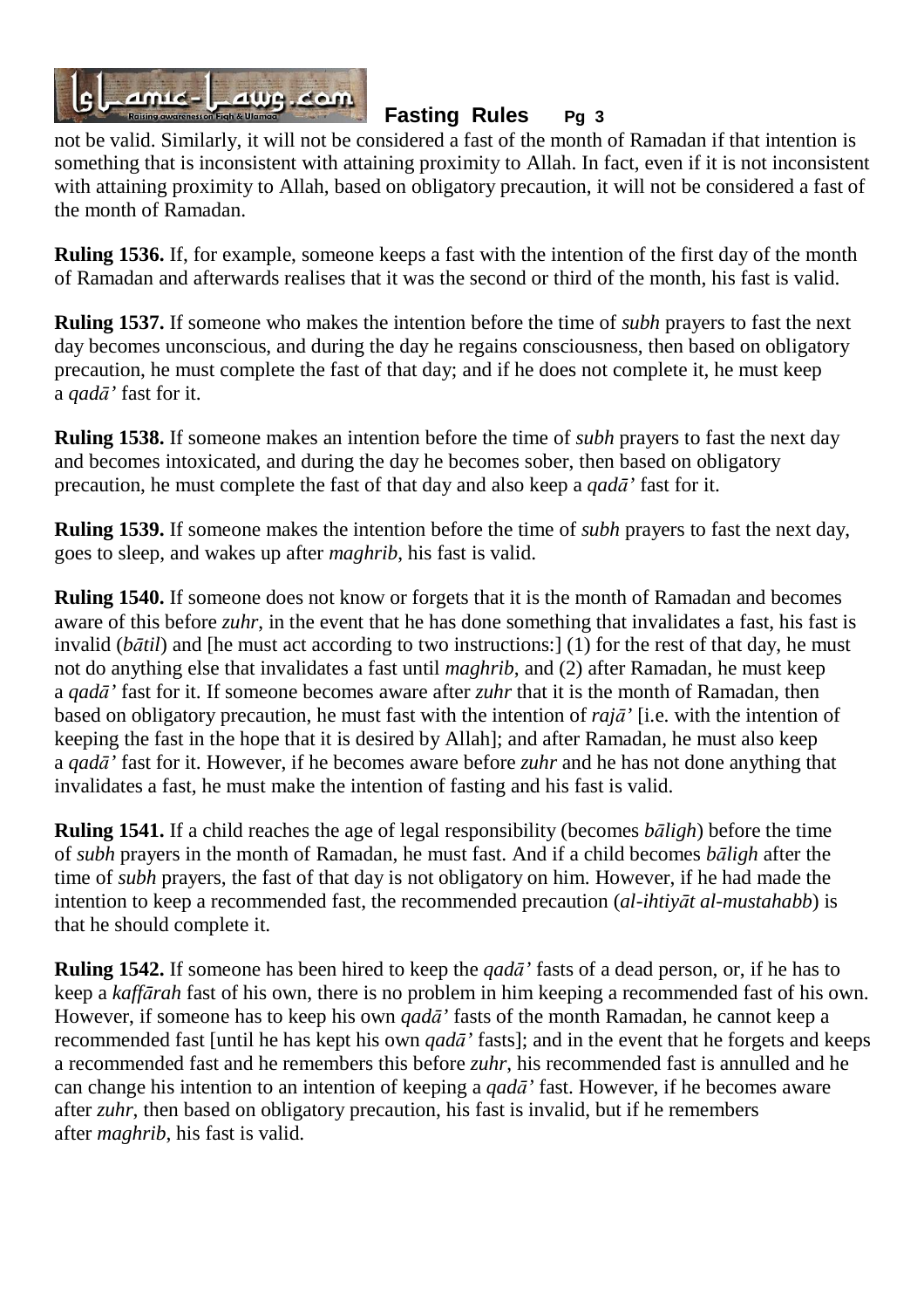not be valid. Similarly, it will not be considered a fast of the month of Ramadan if that intention is something that is inconsistent with attaining proximity to Allah. In fact, even if it is not inconsistent with attaining proximity to Allah, based on obligatory precaution, it will not be considered a fast of the month of Ramadan.

**Ruling 1536.** If, for example, someone keeps a fast with the intention of the first day of the month of Ramadan and afterwards realises that it was the second or third of the month, his fast is valid.

**Ruling 1537.** If someone who makes the intention before the time of *subh* prayers to fast the next day becomes unconscious, and during the day he regains consciousness, then based on obligatory precaution, he must complete the fast of that day; and if he does not complete it, he must keep a *qadā'* fast for it.

**Ruling 1538.** If someone makes an intention before the time of *subh* prayers to fast the next day and becomes intoxicated, and during the day he becomes sober, then based on obligatory precaution, he must complete the fast of that day and also keep a *qadā'* fast for it.

**Ruling 1539.** If someone makes the intention before the time of *subh* prayers to fast the next day, goes to sleep, and wakes up after *maghrib*, his fast is valid.

**Ruling 1540.** If someone does not know or forgets that it is the month of Ramadan and becomes aware of this before *zuhr*, in the event that he has done something that invalidates a fast, his fast is invalid (*bātil*) and [he must act according to two instructions:] (1) for the rest of that day, he must not do anything else that invalidates a fast until *maghrib*, and (2) after Ramadan, he must keep a *qadā'* fast for it. If someone becomes aware after *zuhr* that it is the month of Ramadan, then based on obligatory precaution, he must fast with the intention of *rajā'* [i.e. with the intention of keeping the fast in the hope that it is desired by Allah]; and after Ramadan, he must also keep a *qadā'* fast for it. However, if he becomes aware before *zuhr* and he has not done anything that invalidates a fast, he must make the intention of fasting and his fast is valid.

**Ruling 1541.** If a child reaches the age of legal responsibility (becomes *bāligh*) before the time of *subh* prayers in the month of Ramadan, he must fast. And if a child becomes *bāligh* after the time of *subh* prayers, the fast of that day is not obligatory on him. However, if he had made the intention to keep a recommended fast, the recommended precaution (*al-ihtiyāt al-mustahabb*) is that he should complete it.

**Ruling 1542.** If someone has been hired to keep the *qadā'* fasts of a dead person, or, if he has to keep a *kaffārah* fast of his own, there is no problem in him keeping a recommended fast of his own. However, if someone has to keep his own *qadā'* fasts of the month Ramadan, he cannot keep a recommended fast [until he has kept his own *qadā'* fasts]; and in the event that he forgets and keeps a recommended fast and he remembers this before *zuhr*, his recommended fast is annulled and he can change his intention to an intention of keeping a *qadā'* fast. However, if he becomes aware after *zuhr*, then based on obligatory precaution, his fast is invalid, but if he remembers after *maghrib*, his fast is valid.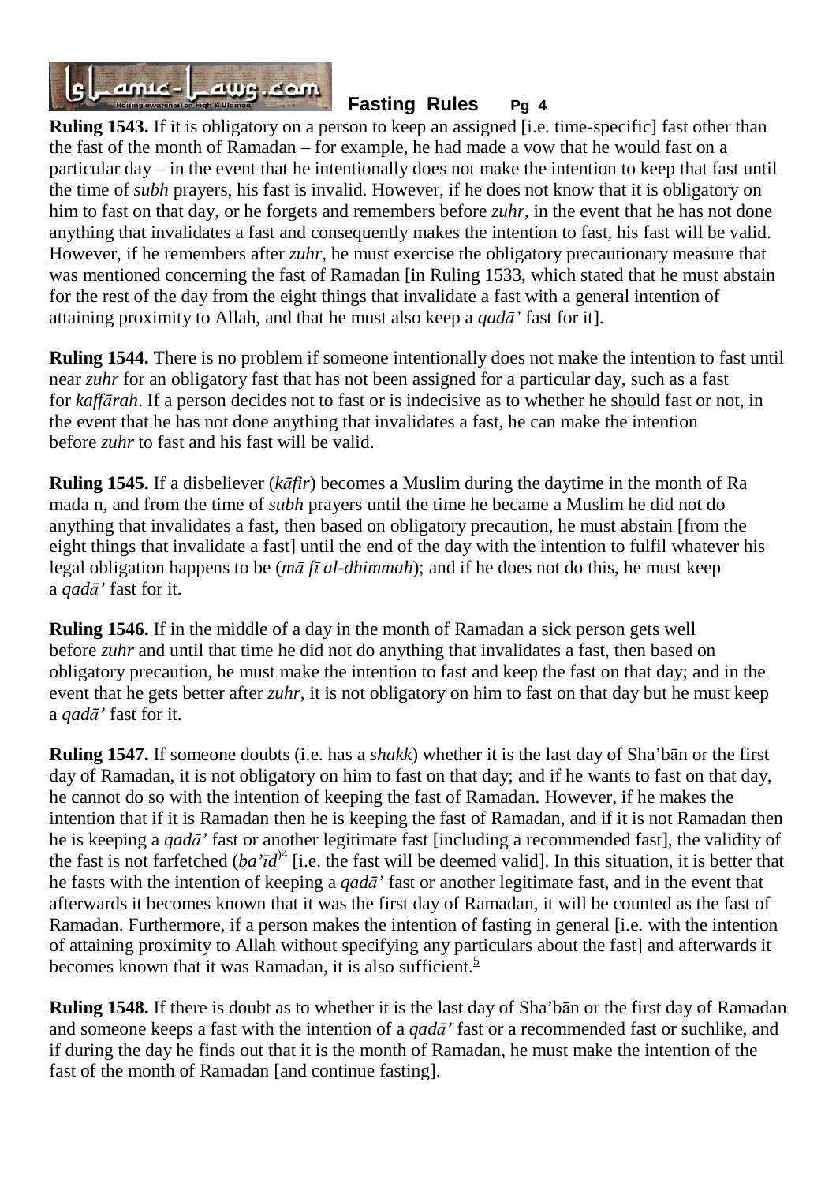**Ruling 1543.** If it is obligatory on a person to keep an assigned [i.e. time-specific] fast other than the fast of the month of Ramadan – for example, he had made a vow that he would fast on a particular day – in the event that he intentionally does not make the intention to keep that fast until the time of *subh* prayers, his fast is invalid. However, if he does not know that it is obligatory on him to fast on that day, or he forgets and remembers before *zuhr*, in the event that he has not done anything that invalidates a fast and consequently makes the intention to fast, his fast will be valid. However, if he remembers after *zuhr*, he must exercise the obligatory precautionary measure that was mentioned concerning the fast of Ramadan [in Ruling 1533, which stated that he must abstain for the rest of the day from the eight things that invalidate a fast with a general intention of attaining proximity to Allah, and that he must also keep a *qadā'* fast for it].

**Ruling 1544.** There is no problem if someone intentionally does not make the intention to fast until near *zuhr* for an obligatory fast that has not been assigned for a particular day, such as a fast for *kaffārah*. If a person decides not to fast or is indecisive as to whether he should fast or not, in the event that he has not done anything that invalidates a fast, he can make the intention before *zuhr* to fast and his fast will be valid.

**Ruling 1545.** If a disbeliever (*kāfir*) becomes a Muslim during the daytime in the month of Ra mada n, and from the time of *subh* prayers until the time he became a Muslim he did not do anything that invalidates a fast, then based on obligatory precaution, he must abstain [from the eight things that invalidate a fast] until the end of the day with the intention to fulfil whatever his legal obligation happens to be (*mā fī al-dhimmah*); and if he does not do this, he must keep a *qadā'* fast for it.

**Ruling 1546.** If in the middle of a day in the month of Ramadan a sick person gets well before *zuhr* and until that time he did not do anything that invalidates a fast, then based on obligatory precaution, he must make the intention to fast and keep the fast on that day; and in the event that he gets better after *zuhr*, it is not obligatory on him to fast on that day but he must keep a *qadā'* fast for it.

**Ruling 1547.** If someone doubts (i.e. has a *shakk*) whether it is the last day of Sha'bān or the first day of Ramadan, it is not obligatory on him to fast on that day; and if he wants to fast on that day, he cannot do so with the intention of keeping the fast of Ramadan. However, if he makes the intention that if it is Ramadan then he is keeping the fast of Ramadan, and if it is not Ramadan then he is keeping a *qadā'* fast or another legitimate fast [including a recommended fast], the validity of the fast is not farfetched (*ba'īd*)[4] [i.e. the fast will be deemed valid]. In this situation, it is better that he fasts with the intention of keeping a *qadā'* fast or another legitimate fast, and in the event that afterwards it becomes known that it was the first day of Ramadan, it will be counted as the fast of Ramadan. Furthermore, if a person makes the intention of fasting in general [i.e. with the intention of attaining proximity to Allah without specifying any particulars about the fast] and afterwards it becomes known that it was Ramadan, it is also sufficient.[5]

**Ruling 1548.** If there is doubt as to whether it is the last day of Sha'bān or the first day of Ramadan and someone keeps a fast with the intention of a *qadā'* fast or a recommended fast or suchlike, and if during the day he finds out that it is the month of Ramadan, he must make the intention of the fast of the month of Ramadan [and continue fasting].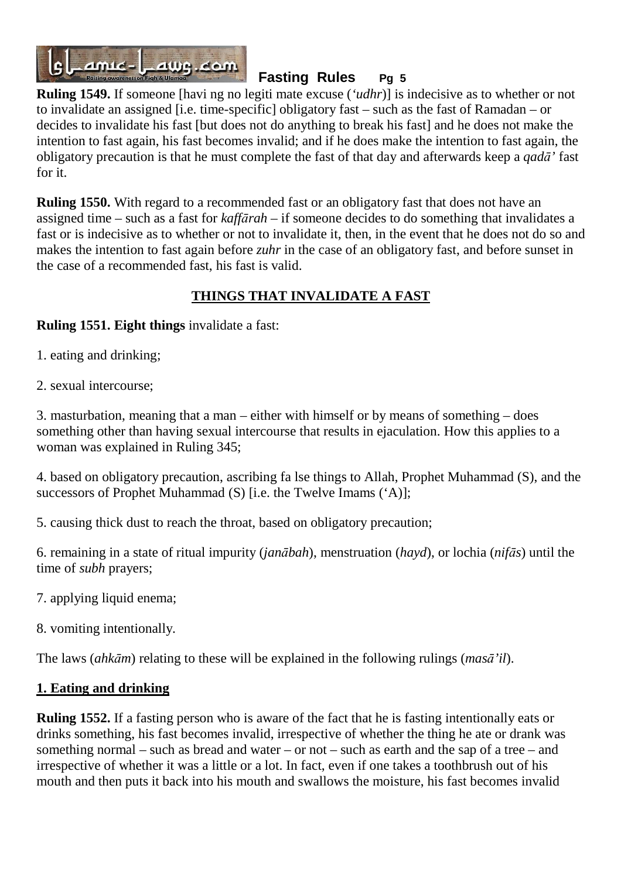**Ruling 1549.** If someone [having no legitimate excuse (*'udhr*)] is indecisive as to whether or not to invalidate an assigned [i.e. time-specific] obligatory fast – such as the fast of Ramadan – or decides to invalidate his fast [but does not do anything to break his fast] and he does not make the intention to fast again, his fast becomes invalid; and if he does make the intention to fast again, the obligatory precaution is that he must complete the fast of that day and afterwards keep a *qadā'* fast for it.

**Ruling 1550.** With regard to a recommended fast or an obligatory fast that does not have an assigned time – such as a fast for *kaffārah* – if someone decides to do something that invalidates a fast or is indecisive as to whether or not to invalidate it, then, in the event that he does not do so and makes the intention to fast again before *zuhr* in the case of an obligatory fast, and before sunset in the case of a recommended fast, his fast is valid.

## THINGS THAT INVALIDATE A FAST

**Ruling 1551. Eight things** invalidate a fast:

1. eating and drinking;

2. sexual intercourse;

3. masturbation, meaning that a man – either with himself or by means of something – does something other than having sexual intercourse that results in ejaculation. How this applies to a woman was explained in Ruling 345;

4. based on obligatory precaution, ascribing false things to Allah, Prophet Muhammad (S), and the successors of Prophet Muhammad (S) [i.e. the Twelve Imams ('A)];

5. causing thick dust to reach the throat, based on obligatory precaution;

6. remaining in a state of ritual impurity (*janābah*), menstruation (*hayd*), or lochia (*nifās*) until the time of *subh* prayers;

7. applying liquid enema;

8. vomiting intentionally.

The laws (*ahkām*) relating to these will be explained in the following rulings (*masā'il*).

### 1. Eating and drinking

**Ruling 1552.** If a fasting person who is aware of the fact that he is fasting intentionally eats or drinks something, his fast becomes invalid, irrespective of whether the thing he ate or drank was something normal – such as bread and water – or not – such as earth and the sap of a tree – and irrespective of whether it was a little or a lot. In fact, even if one takes a toothbrush out of his mouth and then puts it back into his mouth and swallows the moisture, his fast becomes invalid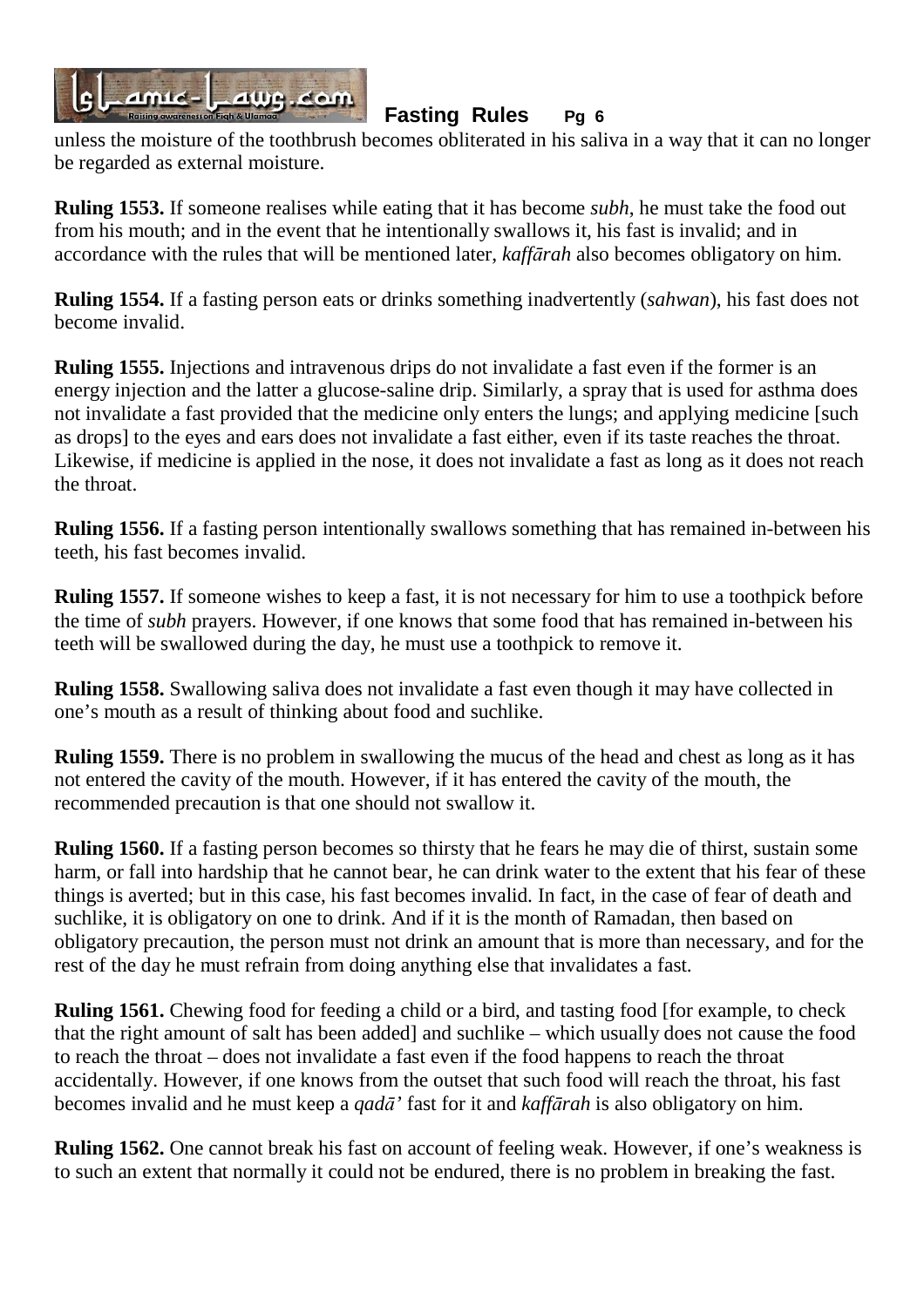unless the moisture of the toothbrush becomes obliterated in his saliva in a way that it can no longer be regarded as external moisture.

**Ruling 1553.** If someone realises while eating that it has become *subh*, he must take the food out from his mouth; and in the event that he intentionally swallows it, his fast is invalid; and in accordance with the rules that will be mentioned later, *kaffārah* also becomes obligatory on him.

**Ruling 1554.** If a fasting person eats or drinks something inadvertently (*sahwan*), his fast does not become invalid.

**Ruling 1555.** Injections and intravenous drips do not invalidate a fast even if the former is an energy injection and the latter a glucose-saline drip. Similarly, a spray that is used for asthma does not invalidate a fast provided that the medicine only enters the lungs; and applying medicine [such as drops] to the eyes and ears does not invalidate a fast either, even if its taste reaches the throat. Likewise, if medicine is applied in the nose, it does not invalidate a fast as long as it does not reach the throat.

**Ruling 1556.** If a fasting person intentionally swallows something that has remained in-between his teeth, his fast becomes invalid.

**Ruling 1557.** If someone wishes to keep a fast, it is not necessary for him to use a toothpick before the time of *subh* prayers. However, if one knows that some food that has remained in-between his teeth will be swallowed during the day, he must use a toothpick to remove it.

**Ruling 1558.** Swallowing saliva does not invalidate a fast even though it may have collected in one's mouth as a result of thinking about food and suchlike.

**Ruling 1559.** There is no problem in swallowing the mucus of the head and chest as long as it has not entered the cavity of the mouth. However, if it has entered the cavity of the mouth, the recommended precaution is that one should not swallow it.

**Ruling 1560.** If a fasting person becomes so thirsty that he fears he may die of thirst, sustain some harm, or fall into hardship that he cannot bear, he can drink water to the extent that his fear of these things is averted; but in this case, his fast becomes invalid. In fact, in the case of fear of death and suchlike, it is obligatory on one to drink. And if it is the month of Ramadan, then based on obligatory precaution, the person must not drink an amount that is more than necessary, and for the rest of the day he must refrain from doing anything else that invalidates a fast.

**Ruling 1561.** Chewing food for feeding a child or a bird, and tasting food [for example, to check that the right amount of salt has been added] and suchlike – which usually does not cause the food to reach the throat – does not invalidate a fast even if the food happens to reach the throat accidentally. However, if one knows from the outset that such food will reach the throat, his fast becomes invalid and he must keep a *qadā'* fast for it and *kaffārah* is also obligatory on him.

**Ruling 1562.** One cannot break his fast on account of feeling weak. However, if one's weakness is to such an extent that normally it could not be endured, there is no problem in breaking the fast.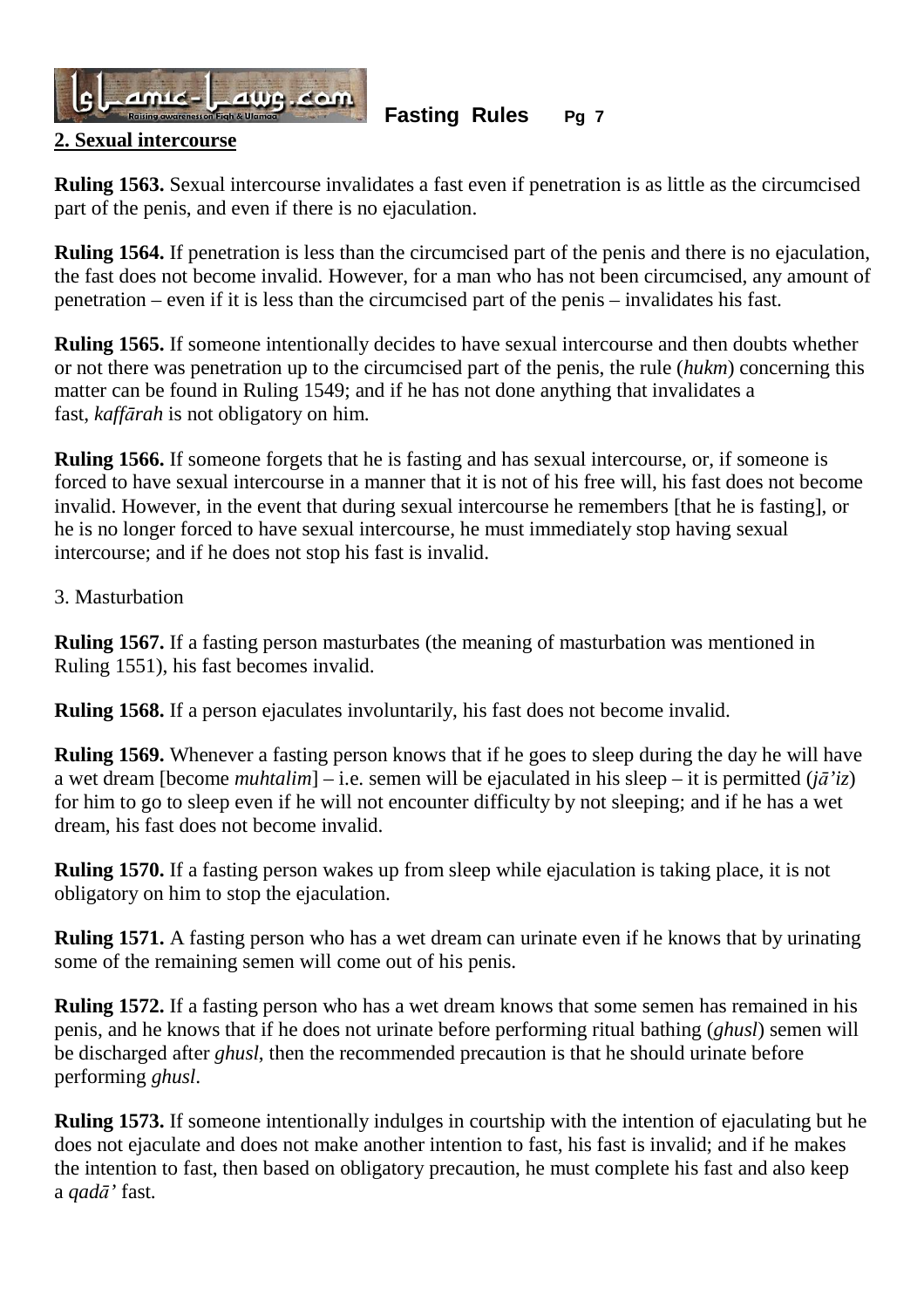**2. Sexual intercourse**

**Ruling 1563.** Sexual intercourse invalidates a fast even if penetration is as little as the circumcised part of the penis, and even if there is no ejaculation.

**Ruling 1564.** If penetration is less than the circumcised part of the penis and there is no ejaculation, the fast does not become invalid. However, for a man who has not been circumcised, any amount of penetration – even if it is less than the circumcised part of the penis – invalidates his fast.

**Ruling 1565.** If someone intentionally decides to have sexual intercourse and then doubts whether or not there was penetration up to the circumcised part of the penis, the rule (*hukm*) concerning this matter can be found in Ruling 1549; and if he has not done anything that invalidates a fast, *kaffārah* is not obligatory on him.

**Ruling 1566.** If someone forgets that he is fasting and has sexual intercourse, or, if someone is forced to have sexual intercourse in a manner that it is not of his free will, his fast does not become invalid. However, in the event that during sexual intercourse he remembers [that he is fasting], or he is no longer forced to have sexual intercourse, he must immediately stop having sexual intercourse; and if he does not stop his fast is invalid.

3. Masturbation

**Ruling 1567.** If a fasting person masturbates (the meaning of masturbation was mentioned in Ruling 1551), his fast becomes invalid.

**Ruling 1568.** If a person ejaculates involuntarily, his fast does not become invalid.

**Ruling 1569.** Whenever a fasting person knows that if he goes to sleep during the day he will have a wet dream [become *muhtalim*] – i.e. semen will be ejaculated in his sleep – it is permitted (*jā'iz*) for him to go to sleep even if he will not encounter difficulty by not sleeping; and if he has a wet dream, his fast does not become invalid.

**Ruling 1570.** If a fasting person wakes up from sleep while ejaculation is taking place, it is not obligatory on him to stop the ejaculation.

**Ruling 1571.** A fasting person who has a wet dream can urinate even if he knows that by urinating some of the remaining semen will come out of his penis.

**Ruling 1572.** If a fasting person who has a wet dream knows that some semen has remained in his penis, and he knows that if he does not urinate before performing ritual bathing (*ghusl*) semen will be discharged after *ghusl*, then the recommended precaution is that he should urinate before performing *ghusl*.

**Ruling 1573.** If someone intentionally indulges in courtship with the intention of ejaculating but he does not ejaculate and does not make another intention to fast, his fast is invalid; and if he makes the intention to fast, then based on obligatory precaution, he must complete his fast and also keep a *qadā'* fast.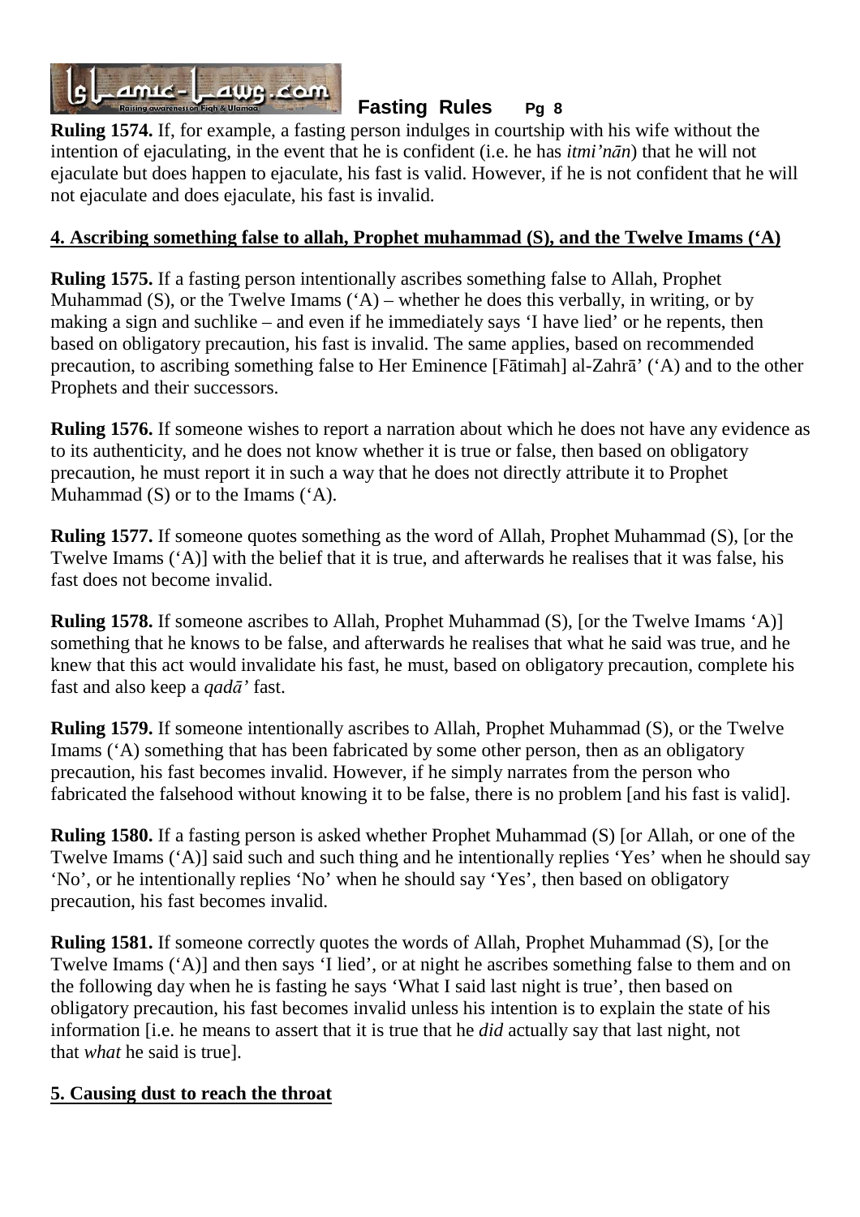**Ruling 1574.** If, for example, a fasting person indulges in courtship with his wife without the intention of ejaculating, in the event that he is confident (i.e. he has *itmi'nān*) that he will not ejaculate but does happen to ejaculate, his fast is valid. However, if he is not confident that he will not ejaculate and does ejaculate, his fast is invalid.

## 4. Ascribing something false to allah, Prophet muhammad (S), and the Twelve Imams ('A)

**Ruling 1575.** If a fasting person intentionally ascribes something false to Allah, Prophet Muhammad (S), or the Twelve Imams ('A) – whether he does this verbally, in writing, or by making a sign and suchlike – and even if he immediately says 'I have lied' or he repents, then based on obligatory precaution, his fast is invalid. The same applies, based on recommended precaution, to ascribing something false to Her Eminence [Fātimah] al-Zahrā' ('A) and to the other Prophets and their successors.

**Ruling 1576.** If someone wishes to report a narration about which he does not have any evidence as to its authenticity, and he does not know whether it is true or false, then based on obligatory precaution, he must report it in such a way that he does not directly attribute it to Prophet Muhammad (S) or to the Imams ('A).

**Ruling 1577.** If someone quotes something as the word of Allah, Prophet Muhammad (S), [or the Twelve Imams ('A)] with the belief that it is true, and afterwards he realises that it was false, his fast does not become invalid.

**Ruling 1578.** If someone ascribes to Allah, Prophet Muhammad (S), [or the Twelve Imams 'A)] something that he knows to be false, and afterwards he realises that what he said was true, and he knew that this act would invalidate his fast, he must, based on obligatory precaution, complete his fast and also keep a *qadā'* fast.

**Ruling 1579.** If someone intentionally ascribes to Allah, Prophet Muhammad (S), or the Twelve Imams ('A) something that has been fabricated by some other person, then as an obligatory precaution, his fast becomes invalid. However, if he simply narrates from the person who fabricated the falsehood without knowing it to be false, there is no problem [and his fast is valid].

**Ruling 1580.** If a fasting person is asked whether Prophet Muhammad (S) [or Allah, or one of the Twelve Imams ('A)] said such and such thing and he intentionally replies 'Yes' when he should say 'No', or he intentionally replies 'No' when he should say 'Yes', then based on obligatory precaution, his fast becomes invalid.

**Ruling 1581.** If someone correctly quotes the words of Allah, Prophet Muhammad (S), [or the Twelve Imams ('A)] and then says 'I lied', or at night he ascribes something false to them and on the following day when he is fasting he says 'What I said last night is true', then based on obligatory precaution, his fast becomes invalid unless his intention is to explain the state of his information [i.e. he means to assert that it is true that he *did* actually say that last night, not that *what* he said is true].

## 5. Causing dust to reach the throat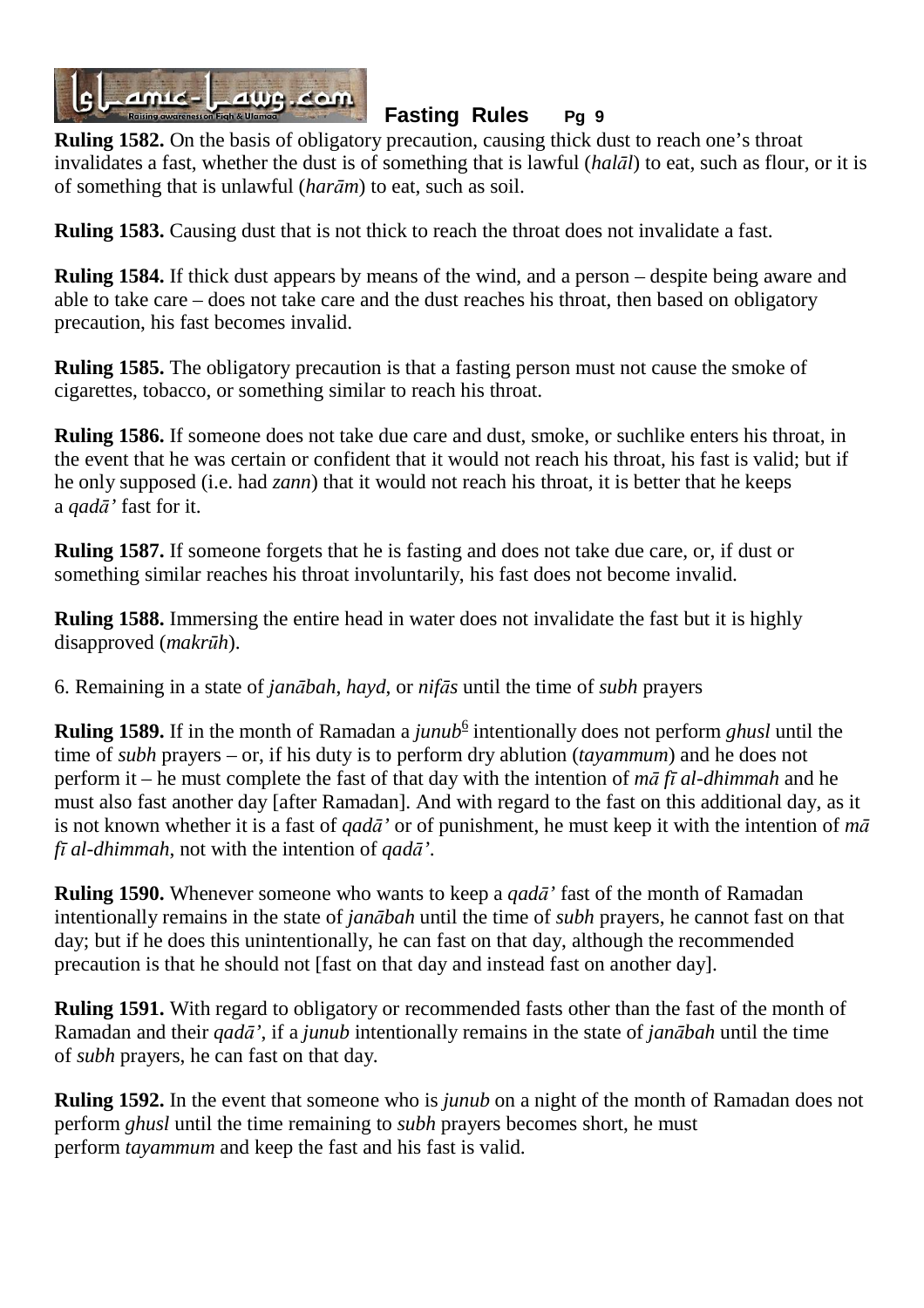**Ruling 1582.** On the basis of obligatory precaution, causing thick dust to reach one's throat invalidates a fast, whether the dust is of something that is lawful (*halāl*) to eat, such as flour, or it is of something that is unlawful (*harām*) to eat, such as soil.

**Ruling 1583.** Causing dust that is not thick to reach the throat does not invalidate a fast.

**Ruling 1584.** If thick dust appears by means of the wind, and a person – despite being aware and able to take care – does not take care and the dust reaches his throat, then based on obligatory precaution, his fast becomes invalid.

**Ruling 1585.** The obligatory precaution is that a fasting person must not cause the smoke of cigarettes, tobacco, or something similar to reach his throat.

**Ruling 1586.** If someone does not take due care and dust, smoke, or suchlike enters his throat, in the event that he was certain or confident that it would not reach his throat, his fast is valid; but if he only supposed (i.e. had *zann*) that it would not reach his throat, it is better that he keeps a *qadā'* fast for it.

**Ruling 1587.** If someone forgets that he is fasting and does not take due care, or, if dust or something similar reaches his throat involuntarily, his fast does not become invalid.

**Ruling 1588.** Immersing the entire head in water does not invalidate the fast but it is highly disapproved (*makrūh*).

6. Remaining in a state of *janābah*, *hayd*, or *nifās* until the time of *subh* prayers

**Ruling 1589.** If in the month of Ramadan a *junub*[6] intentionally does not perform *ghusl* until the time of *subh* prayers – or, if his duty is to perform dry ablution (*tayammum*) and he does not perform it – he must complete the fast of that day with the intention of *mā fī al-dhimmah* and he must also fast another day [after Ramadan]. And with regard to the fast on this additional day, as it is not known whether it is a fast of *qadā'* or of punishment, he must keep it with the intention of *mā fī al-dhimmah*, not with the intention of *qadā'*.

**Ruling 1590.** Whenever someone who wants to keep a *qadā'* fast of the month of Ramadan intentionally remains in the state of *janābah* until the time of *subh* prayers, he cannot fast on that day; but if he does this unintentionally, he can fast on that day, although the recommended precaution is that he should not [fast on that day and instead fast on another day].

**Ruling 1591.** With regard to obligatory or recommended fasts other than the fast of the month of Ramadan and their *qadā'*, if a *junub* intentionally remains in the state of *janābah* until the time of *subh* prayers, he can fast on that day.

**Ruling 1592.** In the event that someone who is *junub* on a night of the month of Ramadan does not perform *ghusl* until the time remaining to *subh* prayers becomes short, he must perform *tayammum* and keep the fast and his fast is valid.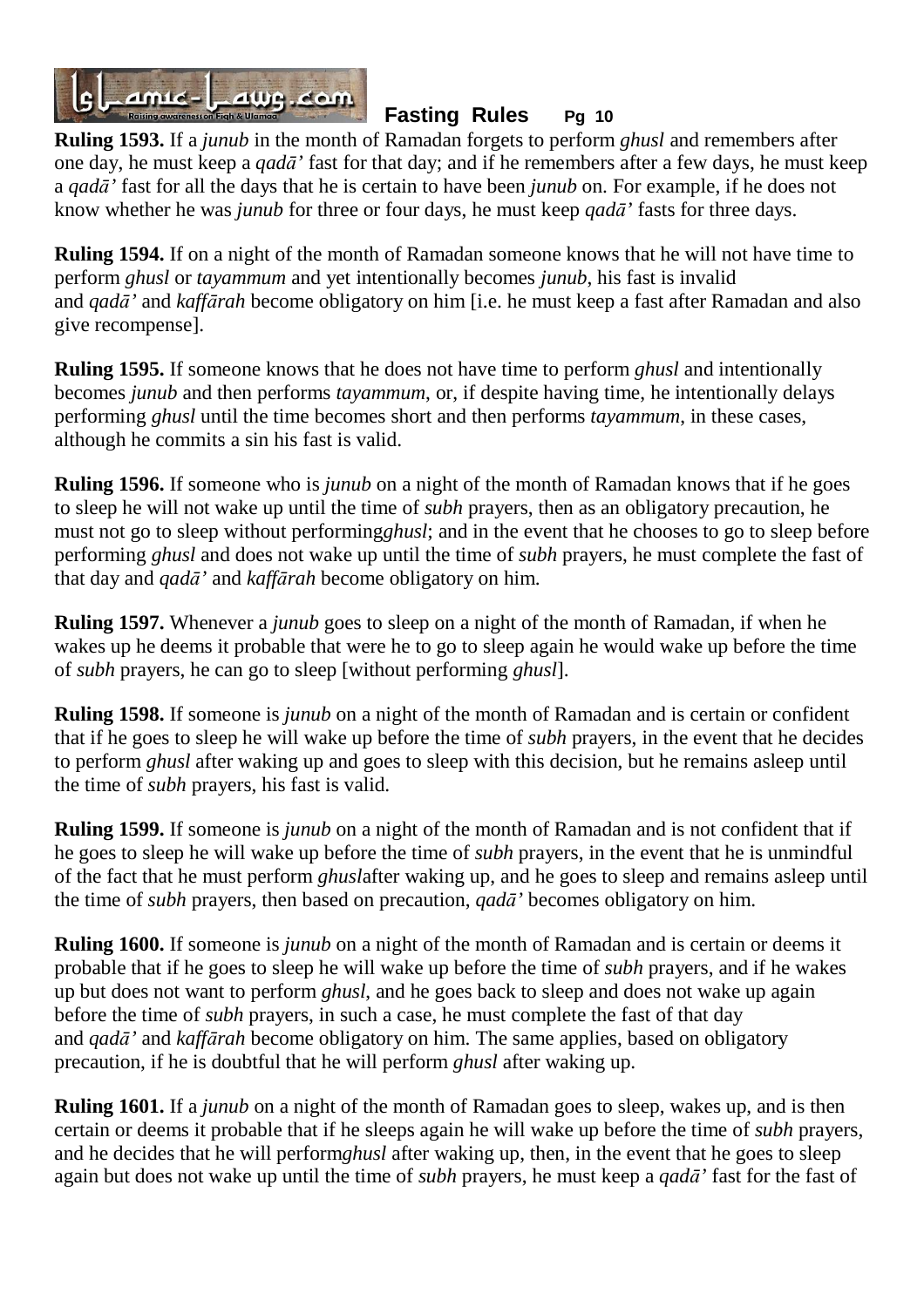**Ruling 1593.** If a *junub* in the month of Ramadan forgets to perform *ghusl* and remembers after one day, he must keep a *qadā'* fast for that day; and if he remembers after a few days, he must keep a *qadā'* fast for all the days that he is certain to have been *junub* on. For example, if he does not know whether he was *junub* for three or four days, he must keep *qadā'* fasts for three days.

**Ruling 1594.** If on a night of the month of Ramadan someone knows that he will not have time to perform *ghusl* or *tayammum* and yet intentionally becomes *junub*, his fast is invalid and *qadā'* and *kaffārah* become obligatory on him [i.e. he must keep a fast after Ramadan and also give recompense].

**Ruling 1595.** If someone knows that he does not have time to perform *ghusl* and intentionally becomes *junub* and then performs *tayammum*, or, if despite having time, he intentionally delays performing *ghusl* until the time becomes short and then performs *tayammum*, in these cases, although he commits a sin his fast is valid.

**Ruling 1596.** If someone who is *junub* on a night of the month of Ramadan knows that if he goes to sleep he will not wake up until the time of *subh* prayers, then as an obligatory precaution, he must not go to sleep without performing*ghusl*; and in the event that he chooses to go to sleep before performing *ghusl* and does not wake up until the time of *subh* prayers, he must complete the fast of that day and *qadā'* and *kaffārah* become obligatory on him.

**Ruling 1597.** Whenever a *junub* goes to sleep on a night of the month of Ramadan, if when he wakes up he deems it probable that were he to go to sleep again he would wake up before the time of *subh* prayers, he can go to sleep [without performing *ghusl*].

**Ruling 1598.** If someone is *junub* on a night of the month of Ramadan and is certain or confident that if he goes to sleep he will wake up before the time of *subh* prayers, in the event that he decides to perform *ghusl* after waking up and goes to sleep with this decision, but he remains asleep until the time of *subh* prayers, his fast is valid.

**Ruling 1599.** If someone is *junub* on a night of the month of Ramadan and is not confident that if he goes to sleep he will wake up before the time of *subh* prayers, in the event that he is unmindful of the fact that he must perform *ghusl*after waking up, and he goes to sleep and remains asleep until the time of *subh* prayers, then based on precaution, *qadā'* becomes obligatory on him.

**Ruling 1600.** If someone is *junub* on a night of the month of Ramadan and is certain or deems it probable that if he goes to sleep he will wake up before the time of *subh* prayers, and if he wakes up but does not want to perform *ghusl*, and he goes back to sleep and does not wake up again before the time of *subh* prayers, in such a case, he must complete the fast of that day and *qadā'* and *kaffārah* become obligatory on him. The same applies, based on obligatory precaution, if he is doubtful that he will perform *ghusl* after waking up.

**Ruling 1601.** If a *junub* on a night of the month of Ramadan goes to sleep, wakes up, and is then certain or deems it probable that if he sleeps again he will wake up before the time of *subh* prayers, and he decides that he will perform*ghusl* after waking up, then, in the event that he goes to sleep again but does not wake up until the time of *subh* prayers, he must keep a *qadā'* fast for the fast of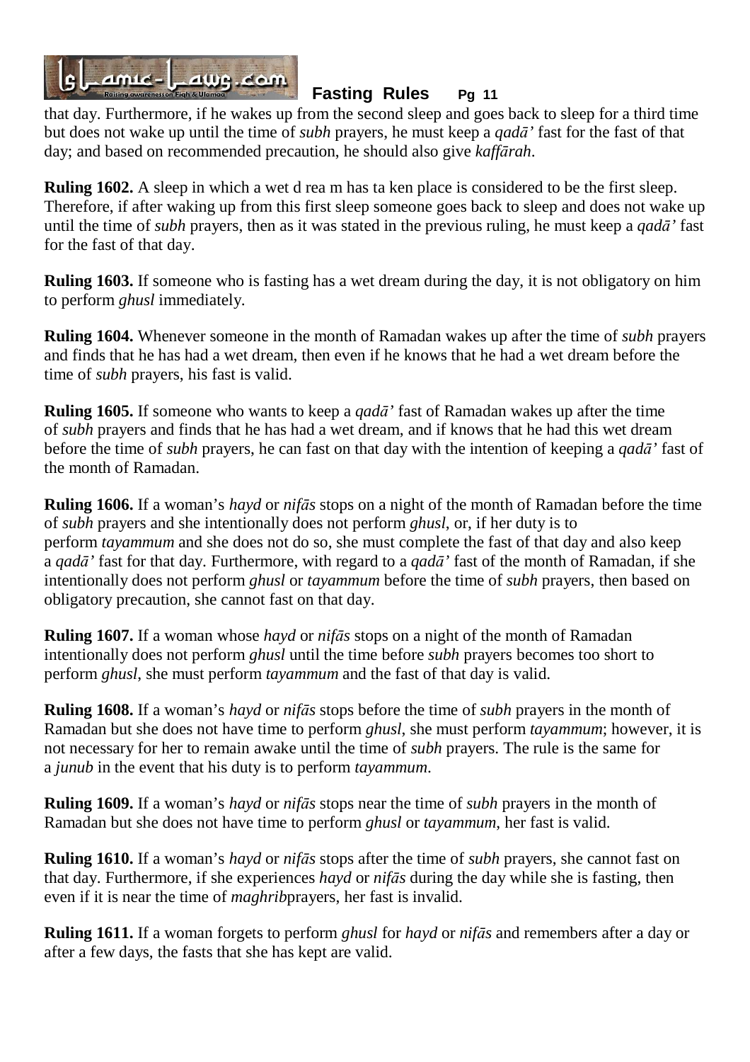that day. Furthermore, if he wakes up from the second sleep and goes back to sleep for a third time but does not wake up until the time of *subh* prayers, he must keep a *qadā'* fast for the fast of that day; and based on recommended precaution, he should also give *kaffārah*.

**Ruling 1602.** A sleep in which a wet d rea m has ta ken place is considered to be the first sleep. Therefore, if after waking up from this first sleep someone goes back to sleep and does not wake up until the time of *subh* prayers, then as it was stated in the previous ruling, he must keep a *qadā'* fast for the fast of that day.

**Ruling 1603.** If someone who is fasting has a wet dream during the day, it is not obligatory on him to perform *ghusl* immediately.

**Ruling 1604.** Whenever someone in the month of Ramadan wakes up after the time of *subh* prayers and finds that he has had a wet dream, then even if he knows that he had a wet dream before the time of *subh* prayers, his fast is valid.

**Ruling 1605.** If someone who wants to keep a *qadā'* fast of Ramadan wakes up after the time of *subh* prayers and finds that he has had a wet dream, and if knows that he had this wet dream before the time of *subh* prayers, he can fast on that day with the intention of keeping a *qadā'* fast of the month of Ramadan.

**Ruling 1606.** If a woman's *hayd* or *nifās* stops on a night of the month of Ramadan before the time of *subh* prayers and she intentionally does not perform *ghusl*, or, if her duty is to perform *tayammum* and she does not do so, she must complete the fast of that day and also keep a *qadā'* fast for that day. Furthermore, with regard to a *qadā'* fast of the month of Ramadan, if she intentionally does not perform *ghusl* or *tayammum* before the time of *subh* prayers, then based on obligatory precaution, she cannot fast on that day.

**Ruling 1607.** If a woman whose *hayd* or *nifās* stops on a night of the month of Ramadan intentionally does not perform *ghusl* until the time before *subh* prayers becomes too short to perform *ghusl*, she must perform *tayammum* and the fast of that day is valid.

**Ruling 1608.** If a woman's *hayd* or *nifās* stops before the time of *subh* prayers in the month of Ramadan but she does not have time to perform *ghusl*, she must perform *tayammum*; however, it is not necessary for her to remain awake until the time of *subh* prayers. The rule is the same for a *junub* in the event that his duty is to perform *tayammum*.

**Ruling 1609.** If a woman's *hayd* or *nifās* stops near the time of *subh* prayers in the month of Ramadan but she does not have time to perform *ghusl* or *tayammum*, her fast is valid.

**Ruling 1610.** If a woman's *hayd* or *nifās* stops after the time of *subh* prayers, she cannot fast on that day. Furthermore, if she experiences *hayd* or *nifās* during the day while she is fasting, then even if it is near the time of *maghrib*prayers, her fast is invalid.

**Ruling 1611.** If a woman forgets to perform *ghusl* for *hayd* or *nifās* and remembers after a day or after a few days, the fasts that she has kept are valid.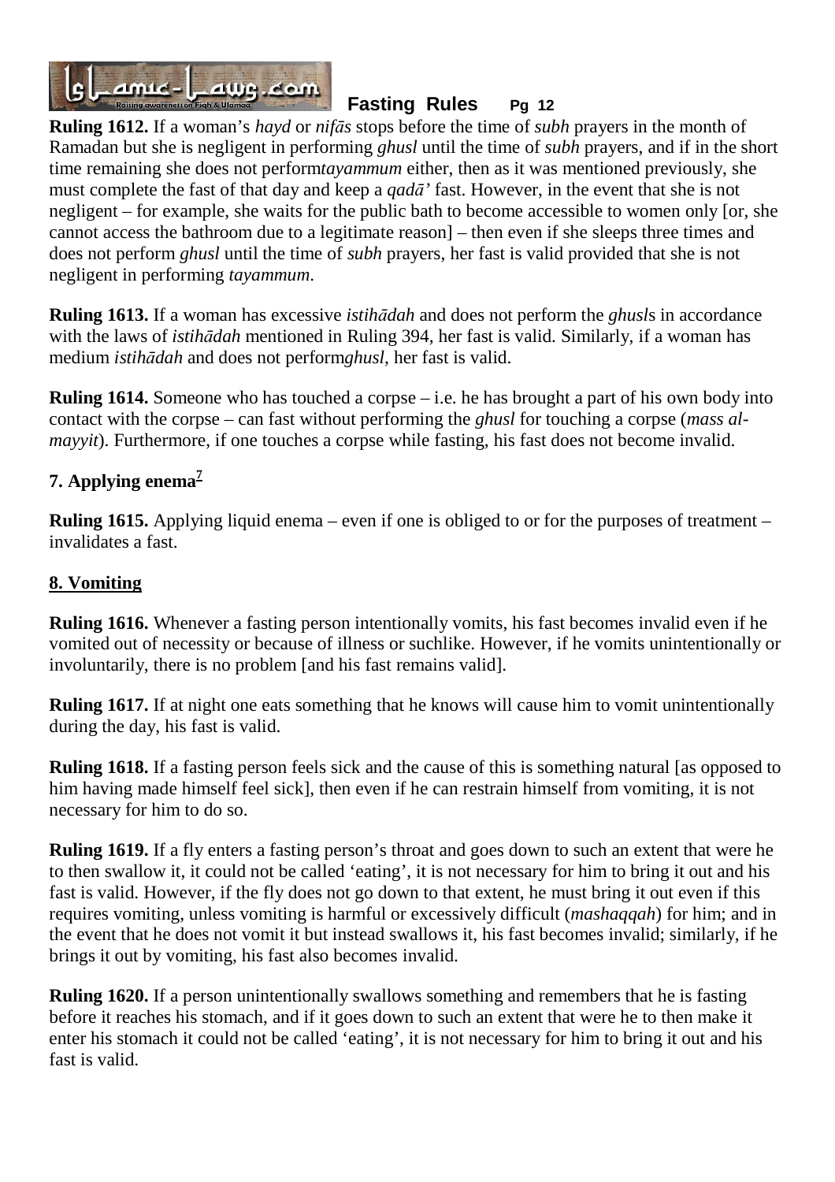**Ruling 1612.** If a woman's *hayd* or *nifās* stops before the time of *subh* prayers in the month of Ramadan but she is negligent in performing *ghusl* until the time of *subh* prayers, and if in the short time remaining she does not perform*tayammum* either, then as it was mentioned previously, she must complete the fast of that day and keep a *qadā'* fast. However, in the event that she is not negligent – for example, she waits for the public bath to become accessible to women only [or, she cannot access the bathroom due to a legitimate reason] – then even if she sleeps three times and does not perform *ghusl* until the time of *subh* prayers, her fast is valid provided that she is not negligent in performing *tayammum*.

**Ruling 1613.** If a woman has excessive *istihādah* and does not perform the *ghusl*s in accordance with the laws of *istihādah* mentioned in Ruling 394, her fast is valid. Similarly, if a woman has medium *istihādah* and does not perform*ghusl*, her fast is valid.

**Ruling 1614.** Someone who has touched a corpse – i.e. he has brought a part of his own body into contact with the corpse – can fast without performing the *ghusl* for touching a corpse (*mass al-mayyit*). Furthermore, if one touches a corpse while fasting, his fast does not become invalid.

### 7. Applying enema[7]

**Ruling 1615.** Applying liquid enema – even if one is obliged to or for the purposes of treatment – invalidates a fast.

### 8. Vomiting

**Ruling 1616.** Whenever a fasting person intentionally vomits, his fast becomes invalid even if he vomited out of necessity or because of illness or suchlike. However, if he vomits unintentionally or involuntarily, there is no problem [and his fast remains valid].

**Ruling 1617.** If at night one eats something that he knows will cause him to vomit unintentionally during the day, his fast is valid.

**Ruling 1618.** If a fasting person feels sick and the cause of this is something natural [as opposed to him having made himself feel sick], then even if he can restrain himself from vomiting, it is not necessary for him to do so.

**Ruling 1619.** If a fly enters a fasting person's throat and goes down to such an extent that were he to then swallow it, it could not be called 'eating', it is not necessary for him to bring it out and his fast is valid. However, if the fly does not go down to that extent, he must bring it out even if this requires vomiting, unless vomiting is harmful or excessively difficult (*mashaqqah*) for him; and in the event that he does not vomit it but instead swallows it, his fast becomes invalid; similarly, if he brings it out by vomiting, his fast also becomes invalid.

**Ruling 1620.** If a person unintentionally swallows something and remembers that he is fasting before it reaches his stomach, and if it goes down to such an extent that were he to then make it enter his stomach it could not be called 'eating', it is not necessary for him to bring it out and his fast is valid.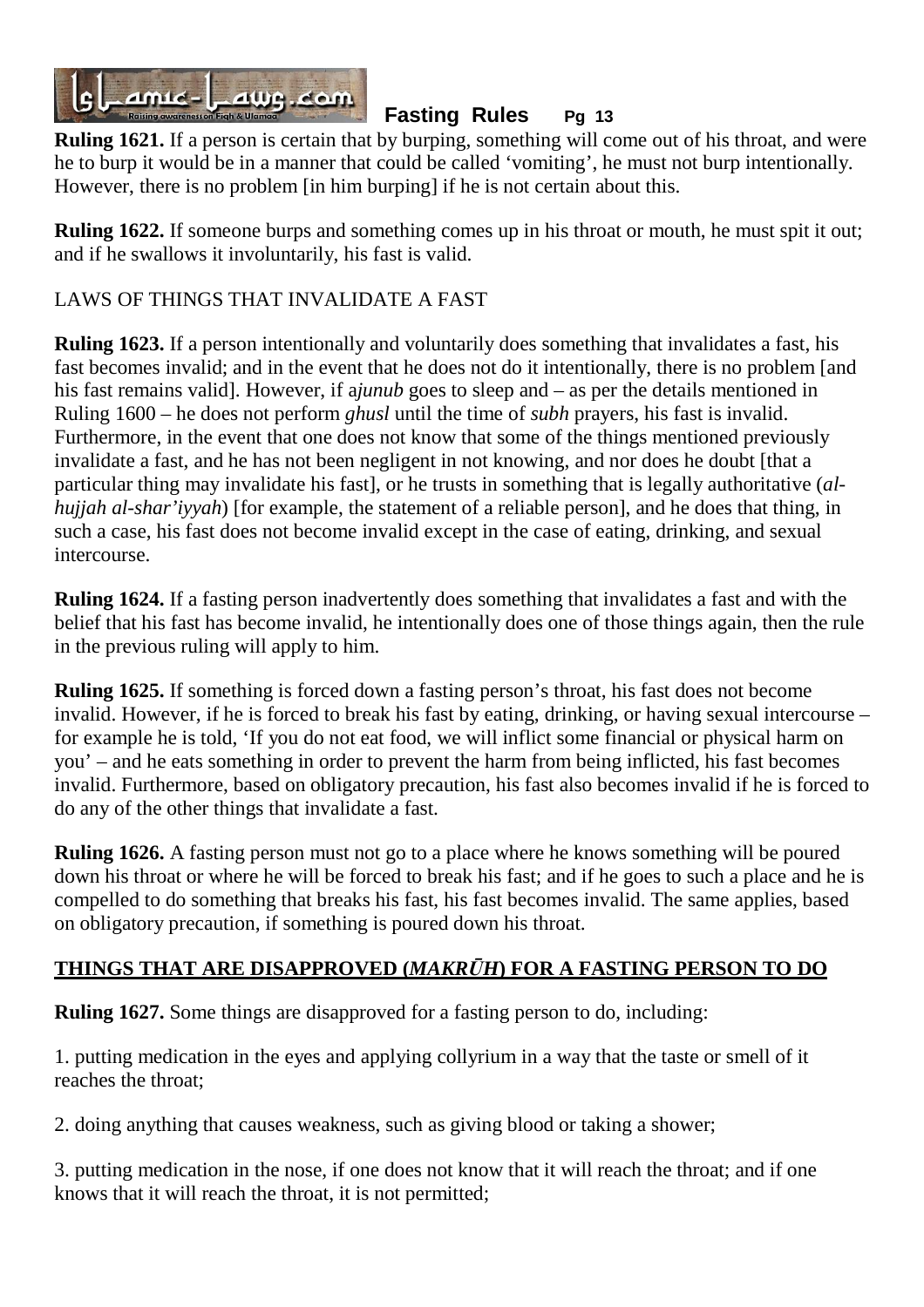**Ruling 1621.** If a person is certain that by burping, something will come out of his throat, and were he to burp it would be in a manner that could be called 'vomiting', he must not burp intentionally. However, there is no problem [in him burping] if he is not certain about this.

**Ruling 1622.** If someone burps and something comes up in his throat or mouth, he must spit it out; and if he swallows it involuntarily, his fast is valid.

LAWS OF THINGS THAT INVALIDATE A FAST

**Ruling 1623.** If a person intentionally and voluntarily does something that invalidates a fast, his fast becomes invalid; and in the event that he does not do it intentionally, there is no problem [and his fast remains valid]. However, if a *junub* goes to sleep and – as per the details mentioned in Ruling 1600 – he does not perform *ghusl* until the time of *subh* prayers, his fast is invalid. Furthermore, in the event that one does not know that some of the things mentioned previously invalidate a fast, and he has not been negligent in not knowing, and nor does he doubt [that a particular thing may invalidate his fast], or he trusts in something that is legally authoritative (*al-hujjah al-shar'iyyah*) [for example, the statement of a reliable person], and he does that thing, in such a case, his fast does not become invalid except in the case of eating, drinking, and sexual intercourse.

**Ruling 1624.** If a fasting person inadvertently does something that invalidates a fast and with the belief that his fast has become invalid, he intentionally does one of those things again, then the rule in the previous ruling will apply to him.

**Ruling 1625.** If something is forced down a fasting person's throat, his fast does not become invalid. However, if he is forced to break his fast by eating, drinking, or having sexual intercourse – for example he is told, 'If you do not eat food, we will inflict some financial or physical harm on you' – and he eats something in order to prevent the harm from being inflicted, his fast becomes invalid. Furthermore, based on obligatory precaution, his fast also becomes invalid if he is forced to do any of the other things that invalidate a fast.

**Ruling 1626.** A fasting person must not go to a place where he knows something will be poured down his throat or where he will be forced to break his fast; and if he goes to such a place and he is compelled to do something that breaks his fast, his fast becomes invalid. The same applies, based on obligatory precaution, if something is poured down his throat.

## THINGS THAT ARE DISAPPROVED (*MAKRŪH*) FOR A FASTING PERSON TO DO

**Ruling 1627.** Some things are disapproved for a fasting person to do, including:

1. putting medication in the eyes and applying collyrium in a way that the taste or smell of it reaches the throat;

2. doing anything that causes weakness, such as giving blood or taking a shower;

3. putting medication in the nose, if one does not know that it will reach the throat; and if one knows that it will reach the throat, it is not permitted;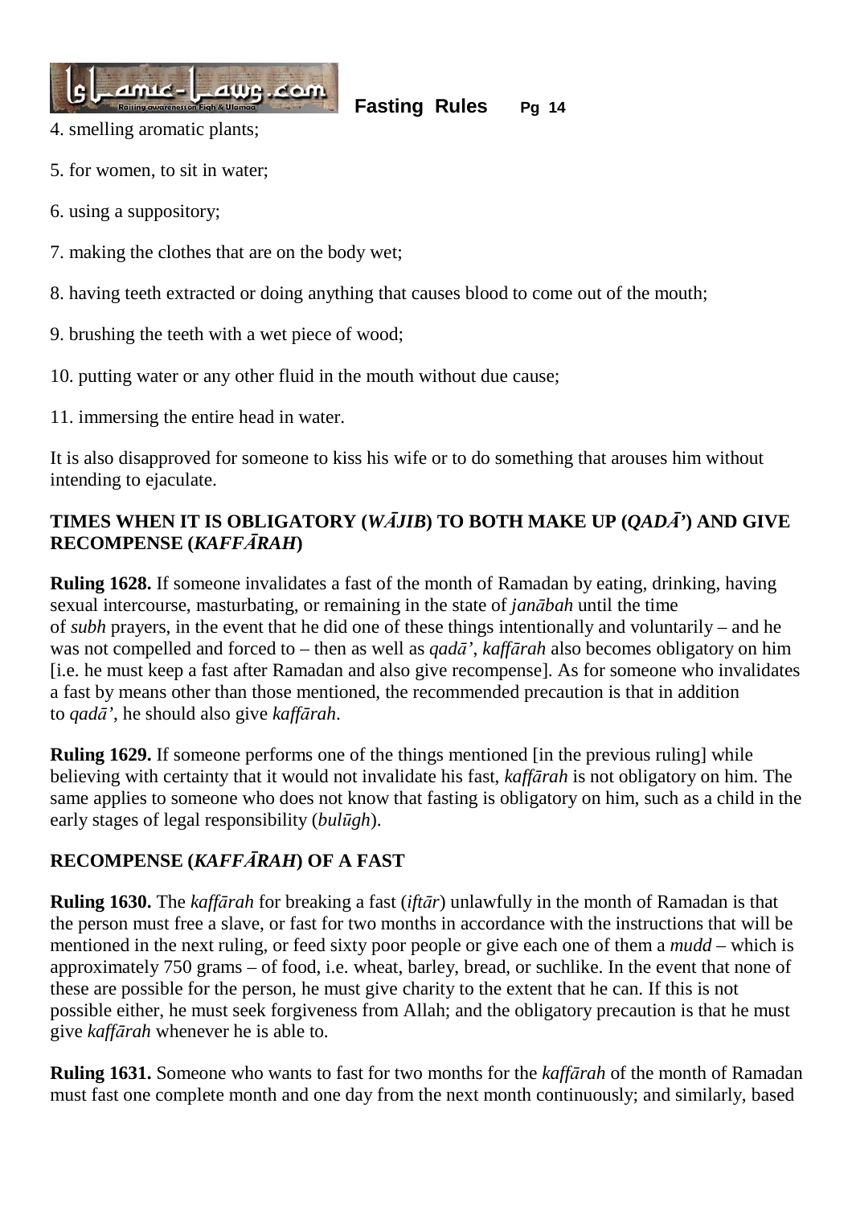4. smelling aromatic plants;

5. for women, to sit in water;

6. using a suppository;

7. making the clothes that are on the body wet;

8. having teeth extracted or doing anything that causes blood to come out of the mouth;

9. brushing the teeth with a wet piece of wood;

10. putting water or any other fluid in the mouth without due cause;

11. immersing the entire head in water.

It is also disapproved for someone to kiss his wife or to do something that arouses him without intending to ejaculate.

## TIMES WHEN IT IS OBLIGATORY (*WĀJIB*) TO BOTH MAKE UP (*QADĀ'*) AND GIVE RECOMPENSE (*KAFFĀRAH*)

**Ruling 1628.** If someone invalidates a fast of the month of Ramadan by eating, drinking, having sexual intercourse, masturbating, or remaining in the state of *janābah* until the time of *subh* prayers, in the event that he did one of these things intentionally and voluntarily – and he was not compelled and forced to – then as well as *qadā'*, *kaffārah* also becomes obligatory on him [i.e. he must keep a fast after Ramadan and also give recompense]. As for someone who invalidates a fast by means other than those mentioned, the recommended precaution is that in addition to *qadā'*, he should also give *kaffārah*.

**Ruling 1629.** If someone performs one of the things mentioned [in the previous ruling] while believing with certainty that it would not invalidate his fast, *kaffārah* is not obligatory on him. The same applies to someone who does not know that fasting is obligatory on him, such as a child in the early stages of legal responsibility (*bulūgh*).

## RECOMPENSE (*KAFFĀRAH*) OF A FAST

**Ruling 1630.** The *kaffārah* for breaking a fast (*iftār*) unlawfully in the month of Ramadan is that the person must free a slave, or fast for two months in accordance with the instructions that will be mentioned in the next ruling, or feed sixty poor people or give each one of them a *mudd* – which is approximately 750 grams – of food, i.e. wheat, barley, bread, or suchlike. In the event that none of these are possible for the person, he must give charity to the extent that he can. If this is not possible either, he must seek forgiveness from Allah; and the obligatory precaution is that he must give *kaffārah* whenever he is able to.

**Ruling 1631.** Someone who wants to fast for two months for the *kaffārah* of the month of Ramadan must fast one complete month and one day from the next month continuously; and similarly, based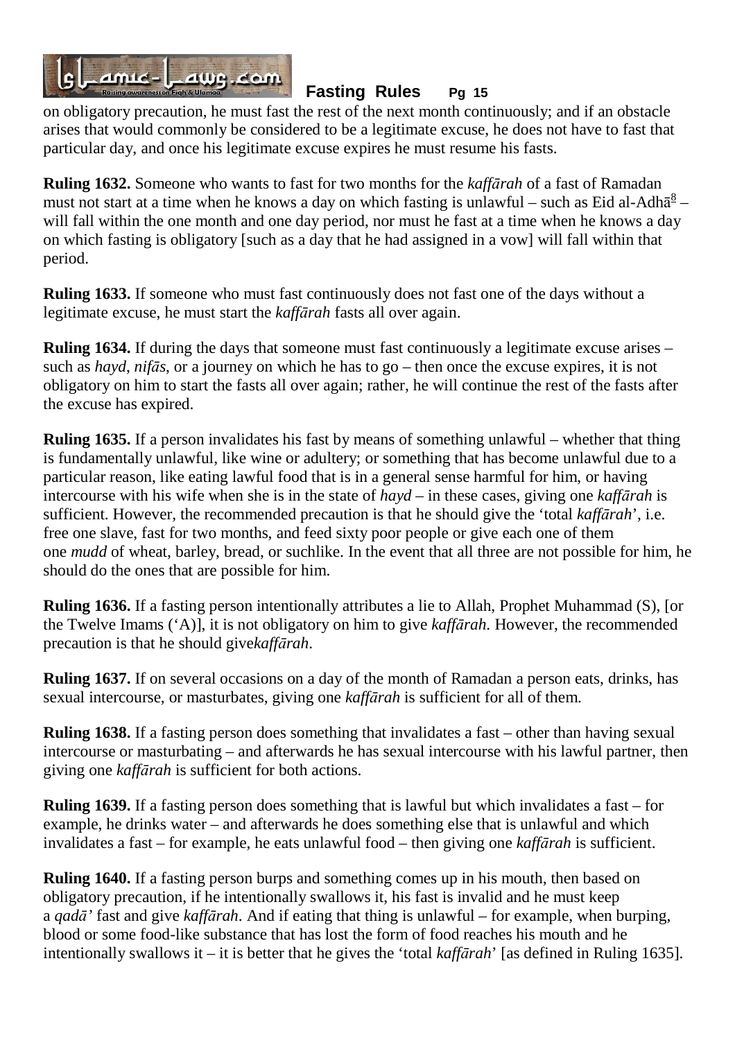on obligatory precaution, he must fast the rest of the next month continuously; and if an obstacle arises that would commonly be considered to be a legitimate excuse, he does not have to fast that particular day, and once his legitimate excuse expires he must resume his fasts.

**Ruling 1632.** Someone who wants to fast for two months for the *kaffārah* of a fast of Ramadan must not start at a time when he knows a day on which fasting is unlawful – such as Eid al-Adhā[8] – will fall within the one month and one day period, nor must he fast at a time when he knows a day on which fasting is obligatory [such as a day that he had assigned in a vow] will fall within that period.

**Ruling 1633.** If someone who must fast continuously does not fast one of the days without a legitimate excuse, he must start the *kaffārah* fasts all over again.

**Ruling 1634.** If during the days that someone must fast continuously a legitimate excuse arises – such as *hayd*, *nifās*, or a journey on which he has to go – then once the excuse expires, it is not obligatory on him to start the fasts all over again; rather, he will continue the rest of the fasts after the excuse has expired.

**Ruling 1635.** If a person invalidates his fast by means of something unlawful – whether that thing is fundamentally unlawful, like wine or adultery; or something that has become unlawful due to a particular reason, like eating lawful food that is in a general sense harmful for him, or having intercourse with his wife when she is in the state of *hayd* – in these cases, giving one *kaffārah* is sufficient. However, the recommended precaution is that he should give the 'total *kaffārah*', i.e. free one slave, fast for two months, and feed sixty poor people or give each one of them one *mudd* of wheat, barley, bread, or suchlike. In the event that all three are not possible for him, he should do the ones that are possible for him.

**Ruling 1636.** If a fasting person intentionally attributes a lie to Allah, Prophet Muhammad (S), [or the Twelve Imams ('A)], it is not obligatory on him to give *kaffārah*. However, the recommended precaution is that he should give*kaffārah*.

**Ruling 1637.** If on several occasions on a day of the month of Ramadan a person eats, drinks, has sexual intercourse, or masturbates, giving one *kaffārah* is sufficient for all of them.

**Ruling 1638.** If a fasting person does something that invalidates a fast – other than having sexual intercourse or masturbating – and afterwards he has sexual intercourse with his lawful partner, then giving one *kaffārah* is sufficient for both actions.

**Ruling 1639.** If a fasting person does something that is lawful but which invalidates a fast – for example, he drinks water – and afterwards he does something else that is unlawful and which invalidates a fast – for example, he eats unlawful food – then giving one *kaffārah* is sufficient.

**Ruling 1640.** If a fasting person burps and something comes up in his mouth, then based on obligatory precaution, if he intentionally swallows it, his fast is invalid and he must keep a *qadā'* fast and give *kaffārah*. And if eating that thing is unlawful – for example, when burping, blood or some food-like substance that has lost the form of food reaches his mouth and he intentionally swallows it – it is better that he gives the 'total *kaffārah*' [as defined in Ruling 1635].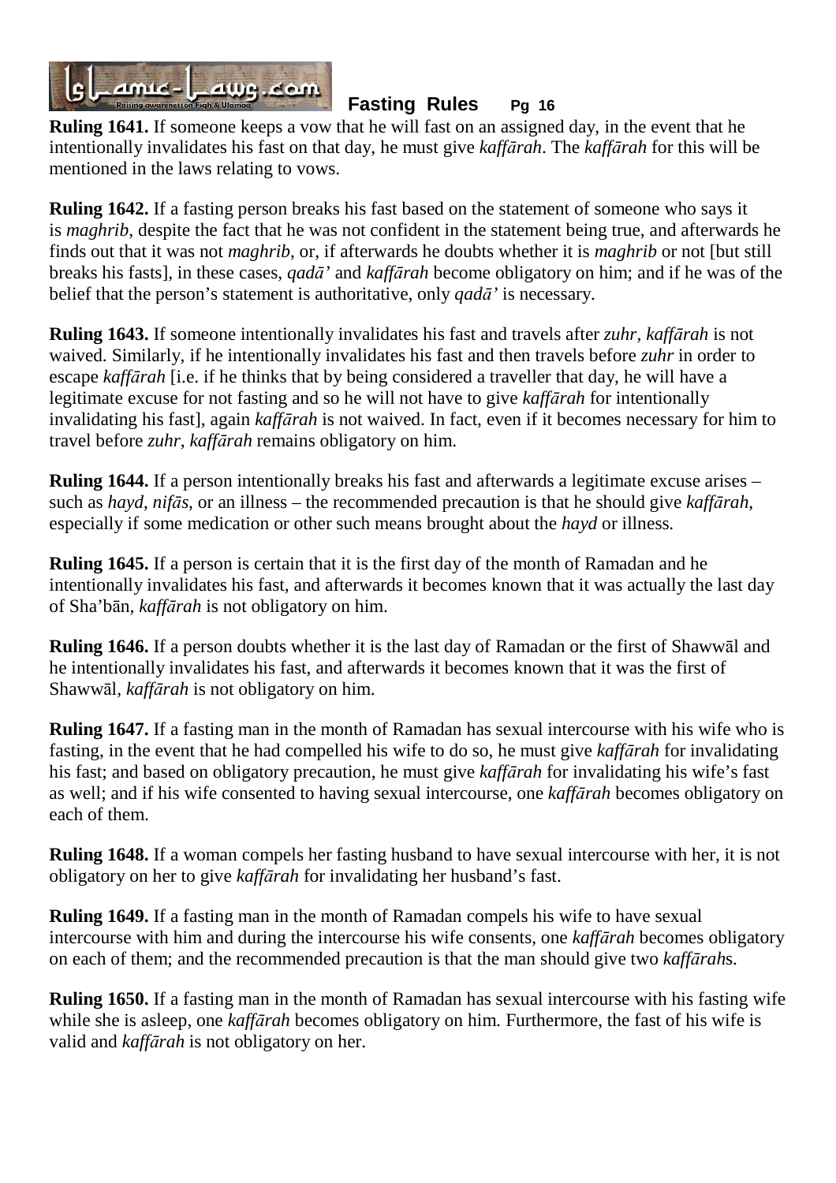**Ruling 1641.** If someone keeps a vow that he will fast on an assigned day, in the event that he intentionally invalidates his fast on that day, he must give *kaffārah*. The *kaffārah* for this will be mentioned in the laws relating to vows.

**Ruling 1642.** If a fasting person breaks his fast based on the statement of someone who says it is *maghrib*, despite the fact that he was not confident in the statement being true, and afterwards he finds out that it was not *maghrib*, or, if afterwards he doubts whether it is *maghrib* or not [but still breaks his fasts], in these cases, *qadā'* and *kaffārah* become obligatory on him; and if he was of the belief that the person's statement is authoritative, only *qadā'* is necessary.

**Ruling 1643.** If someone intentionally invalidates his fast and travels after *zuhr*, *kaffārah* is not waived. Similarly, if he intentionally invalidates his fast and then travels before *zuhr* in order to escape *kaffārah* [i.e. if he thinks that by being considered a traveller that day, he will have a legitimate excuse for not fasting and so he will not have to give *kaffārah* for intentionally invalidating his fast], again *kaffārah* is not waived. In fact, even if it becomes necessary for him to travel before *zuhr*, *kaffārah* remains obligatory on him.

**Ruling 1644.** If a person intentionally breaks his fast and afterwards a legitimate excuse arises – such as *hayd*, *nifās*, or an illness – the recommended precaution is that he should give *kaffārah*, especially if some medication or other such means brought about the *hayd* or illness.

**Ruling 1645.** If a person is certain that it is the first day of the month of Ramadan and he intentionally invalidates his fast, and afterwards it becomes known that it was actually the last day of Sha'bān, *kaffārah* is not obligatory on him.

**Ruling 1646.** If a person doubts whether it is the last day of Ramadan or the first of Shawwāl and he intentionally invalidates his fast, and afterwards it becomes known that it was the first of Shawwāl, *kaffārah* is not obligatory on him.

**Ruling 1647.** If a fasting man in the month of Ramadan has sexual intercourse with his wife who is fasting, in the event that he had compelled his wife to do so, he must give *kaffārah* for invalidating his fast; and based on obligatory precaution, he must give *kaffārah* for invalidating his wife's fast as well; and if his wife consented to having sexual intercourse, one *kaffārah* becomes obligatory on each of them.

**Ruling 1648.** If a woman compels her fasting husband to have sexual intercourse with her, it is not obligatory on her to give *kaffārah* for invalidating her husband's fast.

**Ruling 1649.** If a fasting man in the month of Ramadan compels his wife to have sexual intercourse with him and during the intercourse his wife consents, one *kaffārah* becomes obligatory on each of them; and the recommended precaution is that the man should give two *kaffārah*s.

**Ruling 1650.** If a fasting man in the month of Ramadan has sexual intercourse with his fasting wife while she is asleep, one *kaffārah* becomes obligatory on him. Furthermore, the fast of his wife is valid and *kaffārah* is not obligatory on her.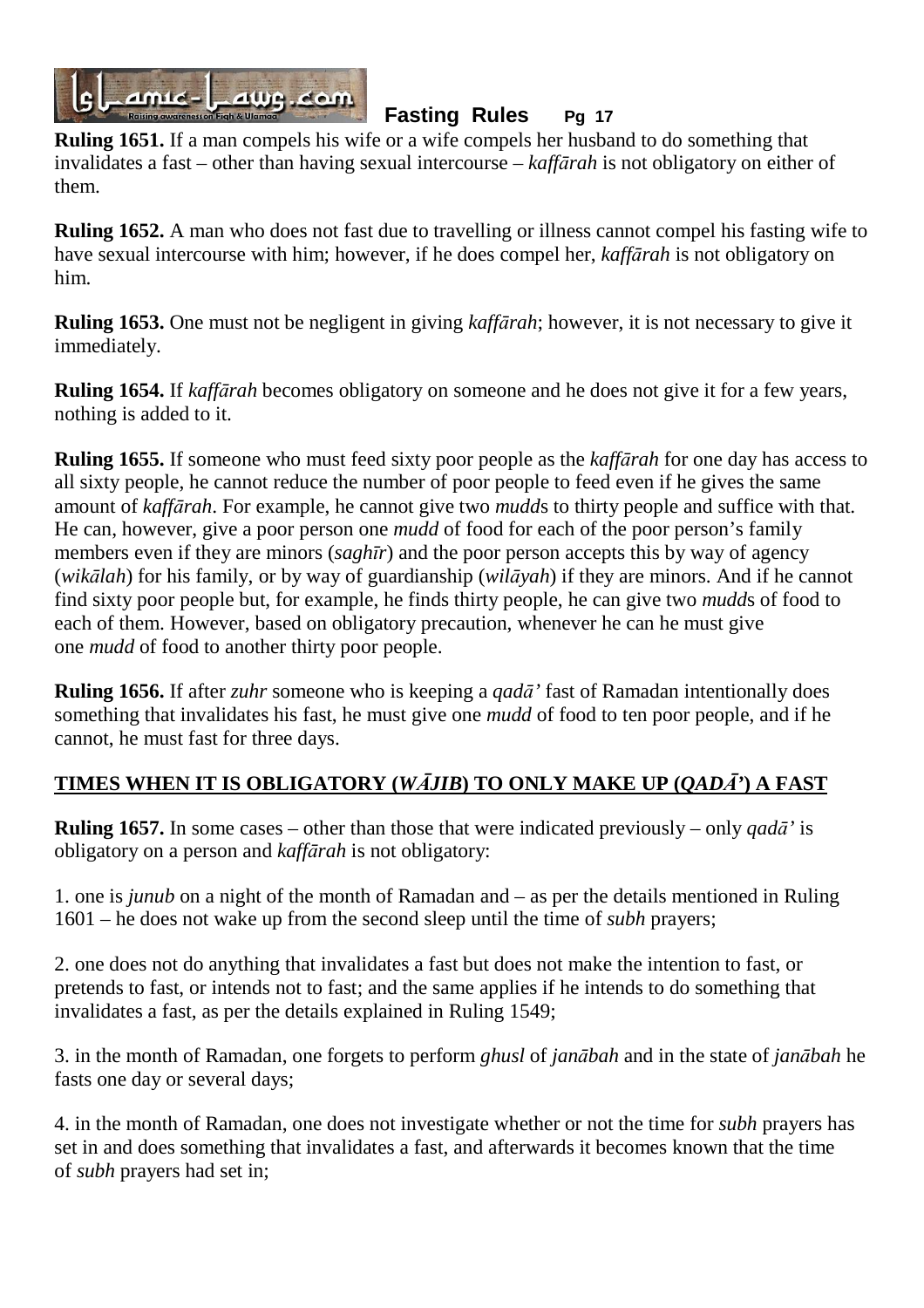**Ruling 1651.** If a man compels his wife or a wife compels her husband to do something that invalidates a fast – other than having sexual intercourse – *kaffārah* is not obligatory on either of them.

**Ruling 1652.** A man who does not fast due to travelling or illness cannot compel his fasting wife to have sexual intercourse with him; however, if he does compel her, *kaffārah* is not obligatory on him.

**Ruling 1653.** One must not be negligent in giving *kaffārah*; however, it is not necessary to give it immediately.

**Ruling 1654.** If *kaffārah* becomes obligatory on someone and he does not give it for a few years, nothing is added to it.

**Ruling 1655.** If someone who must feed sixty poor people as the *kaffārah* for one day has access to all sixty people, he cannot reduce the number of poor people to feed even if he gives the same amount of *kaffārah*. For example, he cannot give two *mudd*s to thirty people and suffice with that. He can, however, give a poor person one *mudd* of food for each of the poor person's family members even if they are minors (*saghīr*) and the poor person accepts this by way of agency (*wikālah*) for his family, or by way of guardianship (*wilāyah*) if they are minors. And if he cannot find sixty poor people but, for example, he finds thirty people, he can give two *mudd*s of food to each of them. However, based on obligatory precaution, whenever he can he must give one *mudd* of food to another thirty poor people.

**Ruling 1656.** If after *zuhr* someone who is keeping a *qadā'* fast of Ramadan intentionally does something that invalidates his fast, he must give one *mudd* of food to ten poor people, and if he cannot, he must fast for three days.

## TIMES WHEN IT IS OBLIGATORY (*WĀJIB*) TO ONLY MAKE UP (*QADĀ'*) A FAST

**Ruling 1657.** In some cases – other than those that were indicated previously – only *qadā'* is obligatory on a person and *kaffārah* is not obligatory:

1. one is *junub* on a night of the month of Ramadan and – as per the details mentioned in Ruling 1601 – he does not wake up from the second sleep until the time of *subh* prayers;

2. one does not do anything that invalidates a fast but does not make the intention to fast, or pretends to fast, or intends not to fast; and the same applies if he intends to do something that invalidates a fast, as per the details explained in Ruling 1549;

3. in the month of Ramadan, one forgets to perform *ghusl* of *janābah* and in the state of *janābah* he fasts one day or several days;

4. in the month of Ramadan, one does not investigate whether or not the time for *subh* prayers has set in and does something that invalidates a fast, and afterwards it becomes known that the time of *subh* prayers had set in;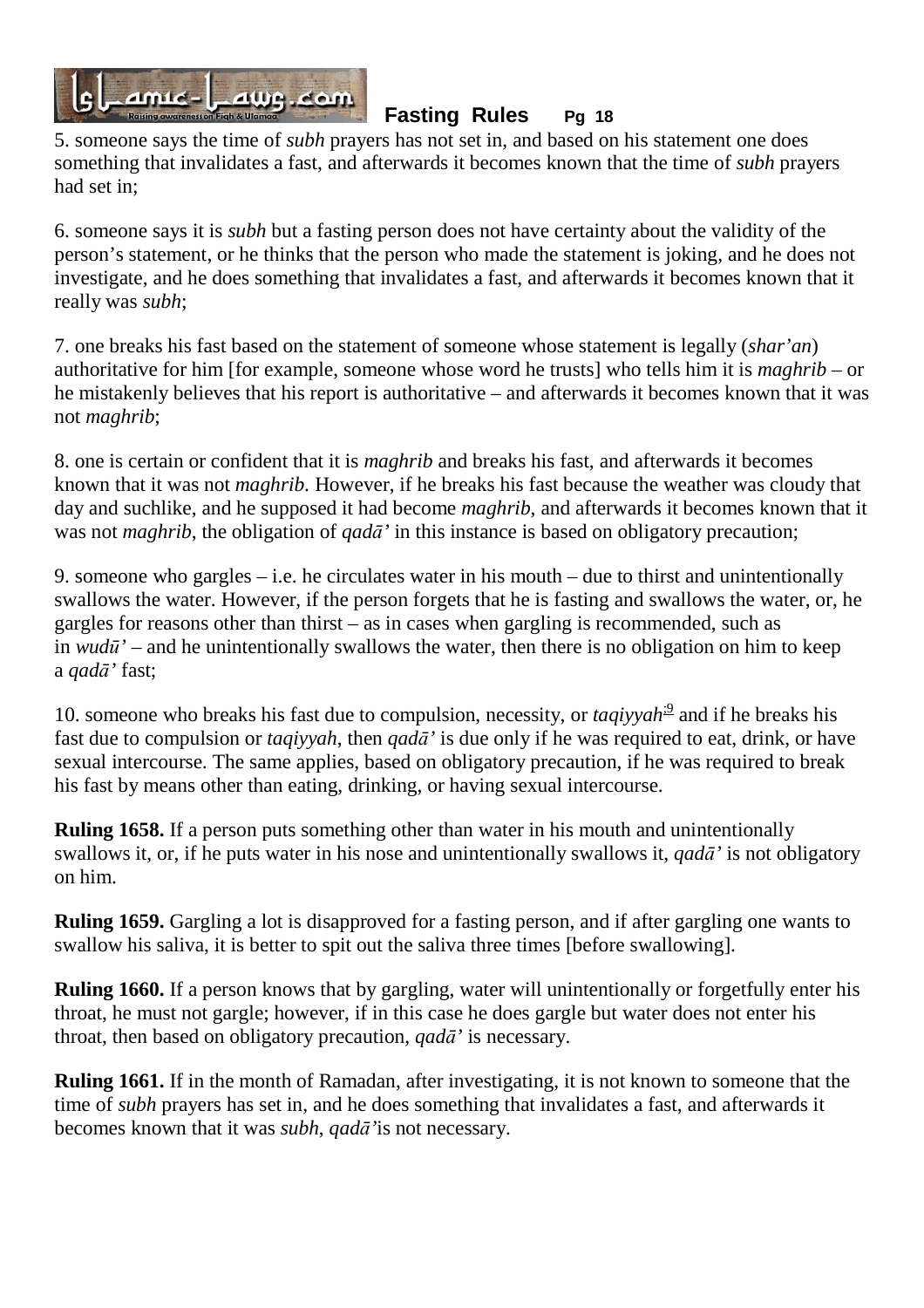5. someone says the time of *subh* prayers has not set in, and based on his statement one does something that invalidates a fast, and afterwards it becomes known that the time of *subh* prayers had set in;

6. someone says it is *subh* but a fasting person does not have certainty about the validity of the person's statement, or he thinks that the person who made the statement is joking, and he does not investigate, and he does something that invalidates a fast, and afterwards it becomes known that it really was *subh*;

7. one breaks his fast based on the statement of someone whose statement is legally (*shar'an*) authoritative for him [for example, someone whose word he trusts] who tells him it is *maghrib* – or he mistakenly believes that his report is authoritative – and afterwards it becomes known that it was not *maghrib*;

8. one is certain or confident that it is *maghrib* and breaks his fast, and afterwards it becomes known that it was not *maghrib*. However, if he breaks his fast because the weather was cloudy that day and suchlike, and he supposed it had become *maghrib*, and afterwards it becomes known that it was not *maghrib*, the obligation of *qadā'* in this instance is based on obligatory precaution;

9. someone who gargles – i.e. he circulates water in his mouth – due to thirst and unintentionally swallows the water. However, if the person forgets that he is fasting and swallows the water, or, he gargles for reasons other than thirst – as in cases when gargling is recommended, such as in *wudū'* – and he unintentionally swallows the water, then there is no obligation on him to keep a *qadā'* fast;

10. someone who breaks his fast due to compulsion, necessity, or *taqiyyah*[9] and if he breaks his fast due to compulsion or *taqiyyah*, then *qadā'* is due only if he was required to eat, drink, or have sexual intercourse. The same applies, based on obligatory precaution, if he was required to break his fast by means other than eating, drinking, or having sexual intercourse.

**Ruling 1658.** If a person puts something other than water in his mouth and unintentionally swallows it, or, if he puts water in his nose and unintentionally swallows it, *qadā'* is not obligatory on him.

**Ruling 1659.** Gargling a lot is disapproved for a fasting person, and if after gargling one wants to swallow his saliva, it is better to spit out the saliva three times [before swallowing].

**Ruling 1660.** If a person knows that by gargling, water will unintentionally or forgetfully enter his throat, he must not gargle; however, if in this case he does gargle but water does not enter his throat, then based on obligatory precaution, *qadā'* is necessary.

**Ruling 1661.** If in the month of Ramadan, after investigating, it is not known to someone that the time of *subh* prayers has set in, and he does something that invalidates a fast, and afterwards it becomes known that it was *subh*, *qadā'*is not necessary.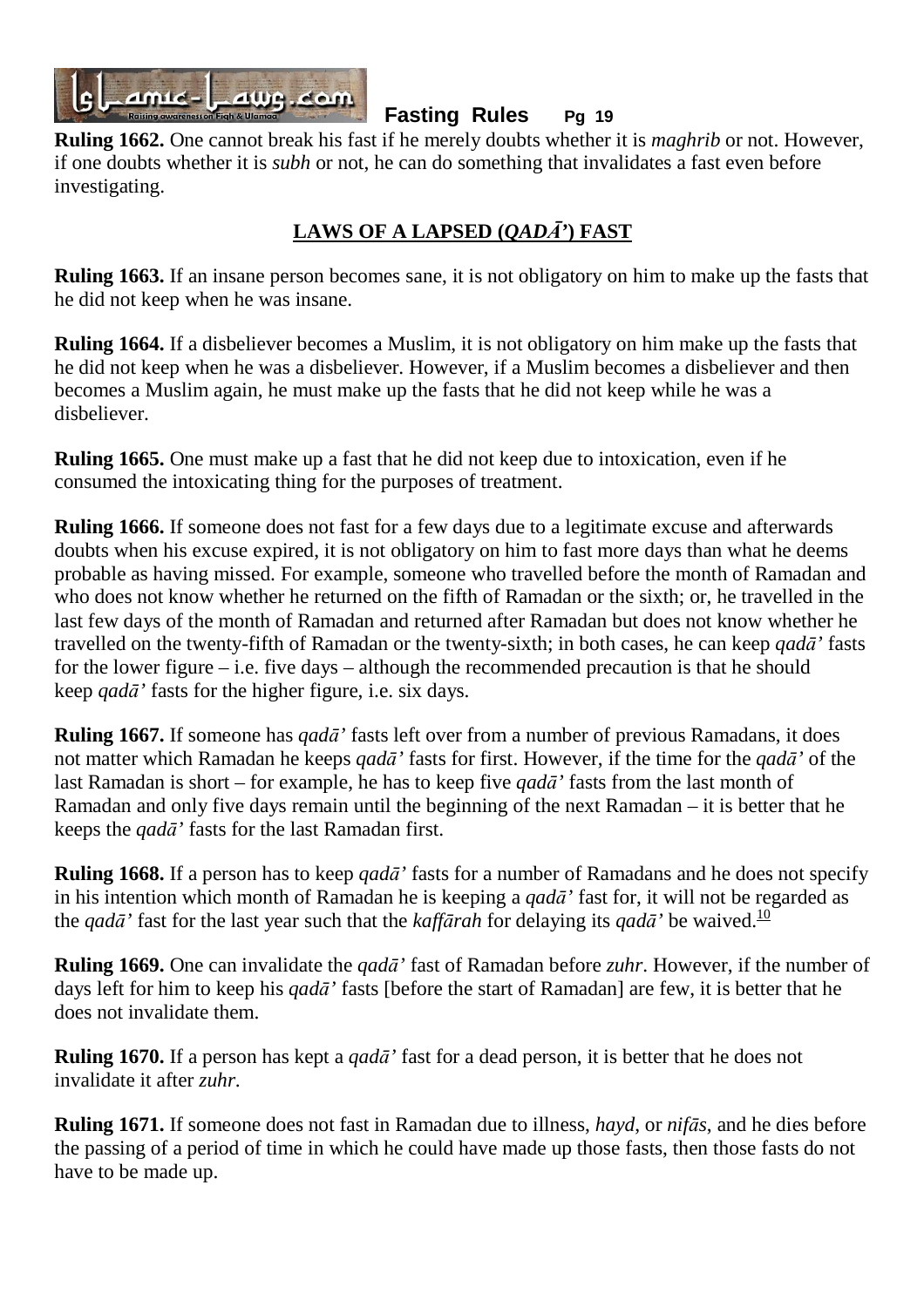**Ruling 1662.** One cannot break his fast if he merely doubts whether it is *maghrib* or not. However, if one doubts whether it is *subh* or not, he can do something that invalidates a fast even before investigating.

## LAWS OF A LAPSED (*QADĀ'*) FAST

**Ruling 1663.** If an insane person becomes sane, it is not obligatory on him to make up the fasts that he did not keep when he was insane.

**Ruling 1664.** If a disbeliever becomes a Muslim, it is not obligatory on him make up the fasts that he did not keep when he was a disbeliever. However, if a Muslim becomes a disbeliever and then becomes a Muslim again, he must make up the fasts that he did not keep while he was a disbeliever.

**Ruling 1665.** One must make up a fast that he did not keep due to intoxication, even if he consumed the intoxicating thing for the purposes of treatment.

**Ruling 1666.** If someone does not fast for a few days due to a legitimate excuse and afterwards doubts when his excuse expired, it is not obligatory on him to fast more days than what he deems probable as having missed. For example, someone who travelled before the month of Ramadan and who does not know whether he returned on the fifth of Ramadan or the sixth; or, he travelled in the last few days of the month of Ramadan and returned after Ramadan but does not know whether he travelled on the twenty-fifth of Ramadan or the twenty-sixth; in both cases, he can keep *qadā'* fasts for the lower figure – i.e. five days – although the recommended precaution is that he should keep *qadā'* fasts for the higher figure, i.e. six days.

**Ruling 1667.** If someone has *qadā'* fasts left over from a number of previous Ramadans, it does not matter which Ramadan he keeps *qadā'* fasts for first. However, if the time for the *qadā'* of the last Ramadan is short – for example, he has to keep five *qadā'* fasts from the last month of Ramadan and only five days remain until the beginning of the next Ramadan – it is better that he keeps the *qadā'* fasts for the last Ramadan first.

**Ruling 1668.** If a person has to keep *qadā'* fasts for a number of Ramadans and he does not specify in his intention which month of Ramadan he is keeping a *qadā'* fast for, it will not be regarded as the *qadā'* fast for the last year such that the *kaffārah* for delaying its *qadā'* be waived.[10]

**Ruling 1669.** One can invalidate the *qadā'* fast of Ramadan before *zuhr*. However, if the number of days left for him to keep his *qadā'* fasts [before the start of Ramadan] are few, it is better that he does not invalidate them.

**Ruling 1670.** If a person has kept a *qadā'* fast for a dead person, it is better that he does not invalidate it after *zuhr*.

**Ruling 1671.** If someone does not fast in Ramadan due to illness, *hayd*, or *nifās*, and he dies before the passing of a period of time in which he could have made up those fasts, then those fasts do not have to be made up.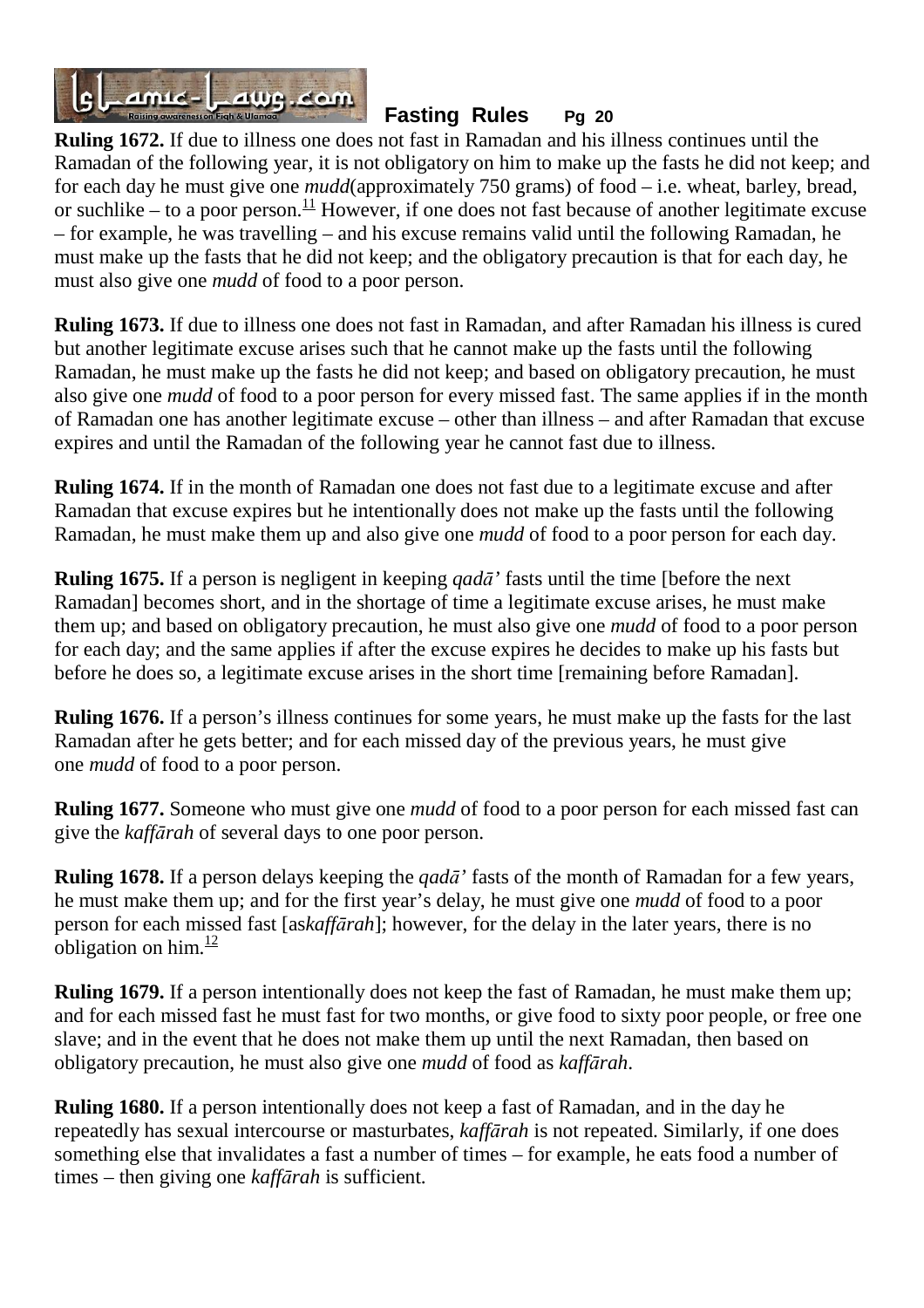**Ruling 1672.** If due to illness one does not fast in Ramadan and his illness continues until the Ramadan of the following year, it is not obligatory on him to make up the fasts he did not keep; and for each day he must give one *mudd*(approximately 750 grams) of food – i.e. wheat, barley, bread, or suchlike – to a poor person.[11] However, if one does not fast because of another legitimate excuse – for example, he was travelling – and his excuse remains valid until the following Ramadan, he must make up the fasts that he did not keep; and the obligatory precaution is that for each day, he must also give one *mudd* of food to a poor person.

**Ruling 1673.** If due to illness one does not fast in Ramadan, and after Ramadan his illness is cured but another legitimate excuse arises such that he cannot make up the fasts until the following Ramadan, he must make up the fasts he did not keep; and based on obligatory precaution, he must also give one *mudd* of food to a poor person for every missed fast. The same applies if in the month of Ramadan one has another legitimate excuse – other than illness – and after Ramadan that excuse expires and until the Ramadan of the following year he cannot fast due to illness.

**Ruling 1674.** If in the month of Ramadan one does not fast due to a legitimate excuse and after Ramadan that excuse expires but he intentionally does not make up the fasts until the following Ramadan, he must make them up and also give one *mudd* of food to a poor person for each day.

**Ruling 1675.** If a person is negligent in keeping *qadā'* fasts until the time [before the next Ramadan] becomes short, and in the shortage of time a legitimate excuse arises, he must make them up; and based on obligatory precaution, he must also give one *mudd* of food to a poor person for each day; and the same applies if after the excuse expires he decides to make up his fasts but before he does so, a legitimate excuse arises in the short time [remaining before Ramadan].

**Ruling 1676.** If a person's illness continues for some years, he must make up the fasts for the last Ramadan after he gets better; and for each missed day of the previous years, he must give one *mudd* of food to a poor person.

**Ruling 1677.** Someone who must give one *mudd* of food to a poor person for each missed fast can give the *kaffārah* of several days to one poor person.

**Ruling 1678.** If a person delays keeping the *qadā'* fasts of the month of Ramadan for a few years, he must make them up; and for the first year's delay, he must give one *mudd* of food to a poor person for each missed fast [as*kaffārah*]; however, for the delay in the later years, there is no obligation on him.[12]

**Ruling 1679.** If a person intentionally does not keep the fast of Ramadan, he must make them up; and for each missed fast he must fast for two months, or give food to sixty poor people, or free one slave; and in the event that he does not make them up until the next Ramadan, then based on obligatory precaution, he must also give one *mudd* of food as *kaffārah*.

**Ruling 1680.** If a person intentionally does not keep a fast of Ramadan, and in the day he repeatedly has sexual intercourse or masturbates, *kaffārah* is not repeated. Similarly, if one does something else that invalidates a fast a number of times – for example, he eats food a number of times – then giving one *kaffārah* is sufficient.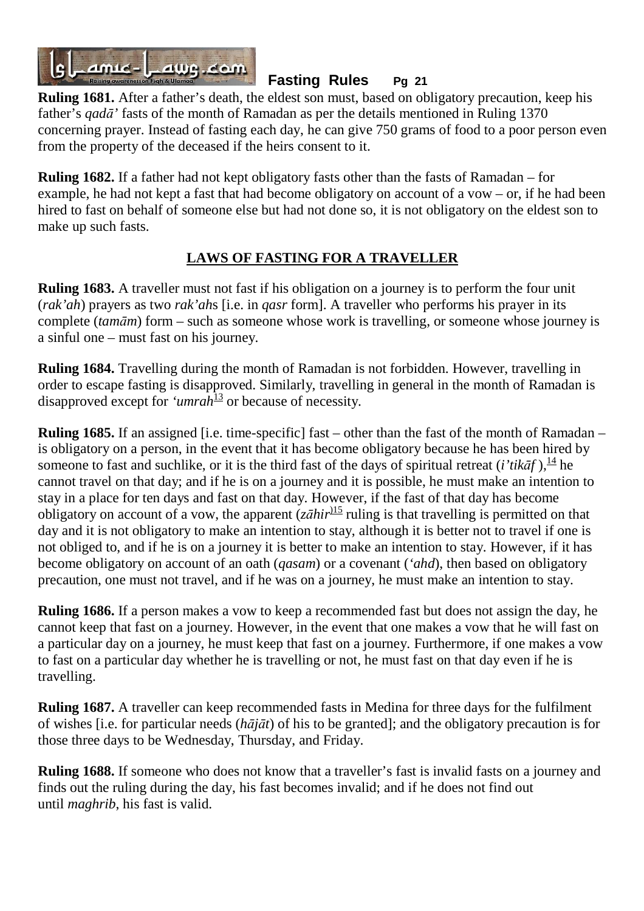**Ruling 1681.** After a father's death, the eldest son must, based on obligatory precaution, keep his father's *qaḍā'* fasts of the month of Ramadan as per the details mentioned in Ruling 1370 concerning prayer. Instead of fasting each day, he can give 750 grams of food to a poor person even from the property of the deceased if the heirs consent to it.

**Ruling 1682.** If a father had not kept obligatory fasts other than the fasts of Ramadan – for example, he had not kept a fast that had become obligatory on account of a vow – or, if he had been hired to fast on behalf of someone else but had not done so, it is not obligatory on the eldest son to make up such fasts.

## LAWS OF FASTING FOR A TRAVELLER

**Ruling 1683.** A traveller must not fast if his obligation on a journey is to perform the four unit (*rak'ah*) prayers as two *rak'ah*s [i.e. in *qasr* form]. A traveller who performs his prayer in its complete (*tamām*) form – such as someone whose work is travelling, or someone whose journey is a sinful one – must fast on his journey.

**Ruling 1684.** Travelling during the month of Ramadan is not forbidden. However, travelling in order to escape fasting is disapproved. Similarly, travelling in general in the month of Ramadan is disapproved except for *'umrah*[13] or because of necessity.

**Ruling 1685.** If an assigned [i.e. time-specific] fast – other than the fast of the month of Ramadan – is obligatory on a person, in the event that it has become obligatory because he has been hired by someone to fast and suchlike, or it is the third fast of the days of spiritual retreat (*i'tikāf* ),[14] he cannot travel on that day; and if he is on a journey and it is possible, he must make an intention to stay in a place for ten days and fast on that day. However, if the fast of that day has become obligatory on account of a vow, the apparent (*zāhir*)[15] ruling is that travelling is permitted on that day and it is not obligatory to make an intention to stay, although it is better not to travel if one is not obliged to, and if he is on a journey it is better to make an intention to stay. However, if it has become obligatory on account of an oath (*qasam*) or a covenant (*'ahd*), then based on obligatory precaution, one must not travel, and if he was on a journey, he must make an intention to stay.

**Ruling 1686.** If a person makes a vow to keep a recommended fast but does not assign the day, he cannot keep that fast on a journey. However, in the event that one makes a vow that he will fast on a particular day on a journey, he must keep that fast on a journey. Furthermore, if one makes a vow to fast on a particular day whether he is travelling or not, he must fast on that day even if he is travelling.

**Ruling 1687.** A traveller can keep recommended fasts in Medina for three days for the fulfilment of wishes [i.e. for particular needs (*hājāt*) of his to be granted]; and the obligatory precaution is for those three days to be Wednesday, Thursday, and Friday.

**Ruling 1688.** If someone who does not know that a traveller's fast is invalid fasts on a journey and finds out the ruling during the day, his fast becomes invalid; and if he does not find out until *maghrib*, his fast is valid.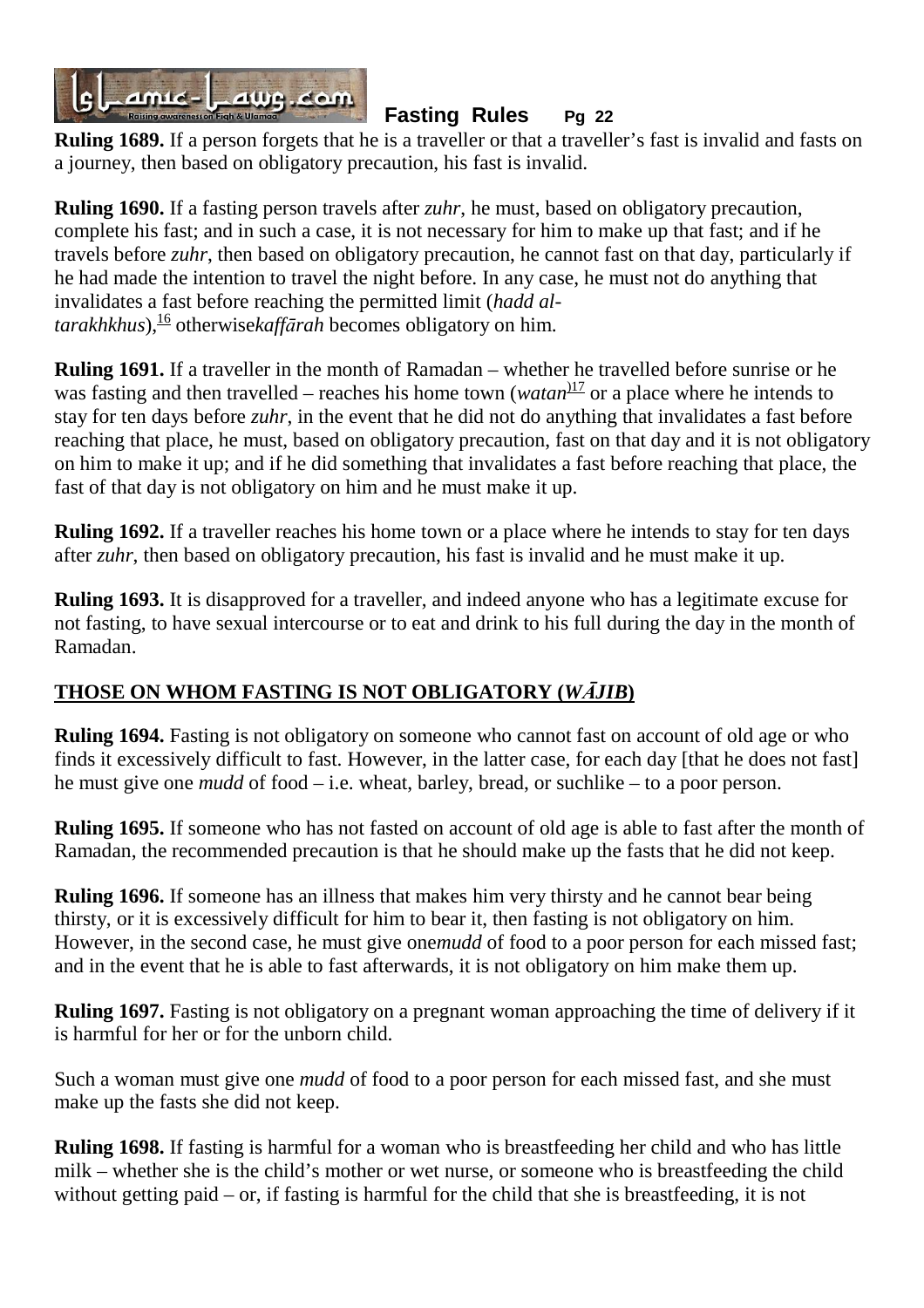**Ruling 1689.** If a person forgets that he is a traveller or that a traveller's fast is invalid and fasts on a journey, then based on obligatory precaution, his fast is invalid.

**Ruling 1690.** If a fasting person travels after *zuhr*, he must, based on obligatory precaution, complete his fast; and in such a case, it is not necessary for him to make up that fast; and if he travels before *zuhr*, then based on obligatory precaution, he cannot fast on that day, particularly if he had made the intention to travel the night before. In any case, he must not do anything that invalidates a fast before reaching the permitted limit (*hadd al-tarakhkhus*),[16] otherwise *kaffārah* becomes obligatory on him.

**Ruling 1691.** If a traveller in the month of Ramadan – whether he travelled before sunrise or he was fasting and then travelled – reaches his home town (*watan*)[17] or a place where he intends to stay for ten days before *zuhr*, in the event that he did not do anything that invalidates a fast before reaching that place, he must, based on obligatory precaution, fast on that day and it is not obligatory on him to make it up; and if he did something that invalidates a fast before reaching that place, the fast of that day is not obligatory on him and he must make it up.

**Ruling 1692.** If a traveller reaches his home town or a place where he intends to stay for ten days after *zuhr*, then based on obligatory precaution, his fast is invalid and he must make it up.

**Ruling 1693.** It is disapproved for a traveller, and indeed anyone who has a legitimate excuse for not fasting, to have sexual intercourse or to eat and drink to his full during the day in the month of Ramadan.

## THOSE ON WHOM FASTING IS NOT OBLIGATORY (*WĀJIB*)

**Ruling 1694.** Fasting is not obligatory on someone who cannot fast on account of old age or who finds it excessively difficult to fast. However, in the latter case, for each day [that he does not fast] he must give one *mudd* of food – i.e. wheat, barley, bread, or suchlike – to a poor person.

**Ruling 1695.** If someone who has not fasted on account of old age is able to fast after the month of Ramadan, the recommended precaution is that he should make up the fasts that he did not keep.

**Ruling 1696.** If someone has an illness that makes him very thirsty and he cannot bear being thirsty, or it is excessively difficult for him to bear it, then fasting is not obligatory on him. However, in the second case, he must give one *mudd* of food to a poor person for each missed fast; and in the event that he is able to fast afterwards, it is not obligatory on him make them up.

**Ruling 1697.** Fasting is not obligatory on a pregnant woman approaching the time of delivery if it is harmful for her or for the unborn child.

Such a woman must give one *mudd* of food to a poor person for each missed fast, and she must make up the fasts she did not keep.

**Ruling 1698.** If fasting is harmful for a woman who is breastfeeding her child and who has little milk – whether she is the child's mother or wet nurse, or someone who is breastfeeding the child without getting paid – or, if fasting is harmful for the child that she is breastfeeding, it is not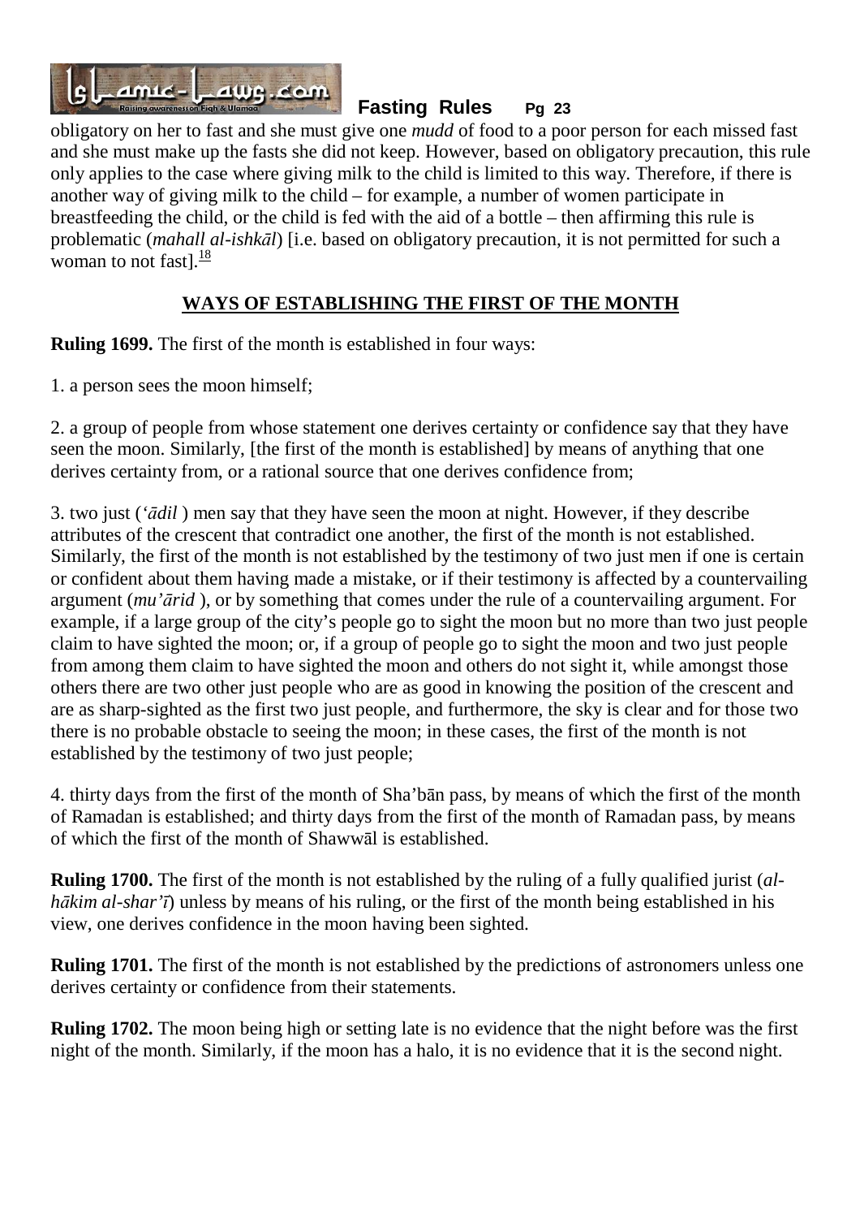obligatory on her to fast and she must give one *mudd* of food to a poor person for each missed fast and she must make up the fasts she did not keep. However, based on obligatory precaution, this rule only applies to the case where giving milk to the child is limited to this way. Therefore, if there is another way of giving milk to the child – for example, a number of women participate in breastfeeding the child, or the child is fed with the aid of a bottle – then affirming this rule is problematic (*mahall al-ishkāl*) [i.e. based on obligatory precaution, it is not permitted for such a woman to not fast].[18]

## WAYS OF ESTABLISHING THE FIRST OF THE MONTH

**Ruling 1699.** The first of the month is established in four ways:

1. a person sees the moon himself;

2. a group of people from whose statement one derives certainty or confidence say that they have seen the moon. Similarly, [the first of the month is established] by means of anything that one derives certainty from, or a rational source that one derives confidence from;

3. two just (*'ādil* ) men say that they have seen the moon at night. However, if they describe attributes of the crescent that contradict one another, the first of the month is not established. Similarly, the first of the month is not established by the testimony of two just men if one is certain or confident about them having made a mistake, or if their testimony is affected by a countervailing argument (*mu'ārid* ), or by something that comes under the rule of a countervailing argument. For example, if a large group of the city's people go to sight the moon but no more than two just people claim to have sighted the moon; or, if a group of people go to sight the moon and two just people from among them claim to have sighted the moon and others do not sight it, while amongst those others there are two other just people who are as good in knowing the position of the crescent and are as sharp-sighted as the first two just people, and furthermore, the sky is clear and for those two there is no probable obstacle to seeing the moon; in these cases, the first of the month is not established by the testimony of two just people;

4. thirty days from the first of the month of Sha'bān pass, by means of which the first of the month of Ramadan is established; and thirty days from the first of the month of Ramadan pass, by means of which the first of the month of Shawwāl is established.

**Ruling 1700.** The first of the month is not established by the ruling of a fully qualified jurist (*al-hākim al-shar'ī*) unless by means of his ruling, or the first of the month being established in his view, one derives confidence in the moon having been sighted.

**Ruling 1701.** The first of the month is not established by the predictions of astronomers unless one derives certainty or confidence from their statements.

**Ruling 1702.** The moon being high or setting late is no evidence that the night before was the first night of the month. Similarly, if the moon has a halo, it is no evidence that it is the second night.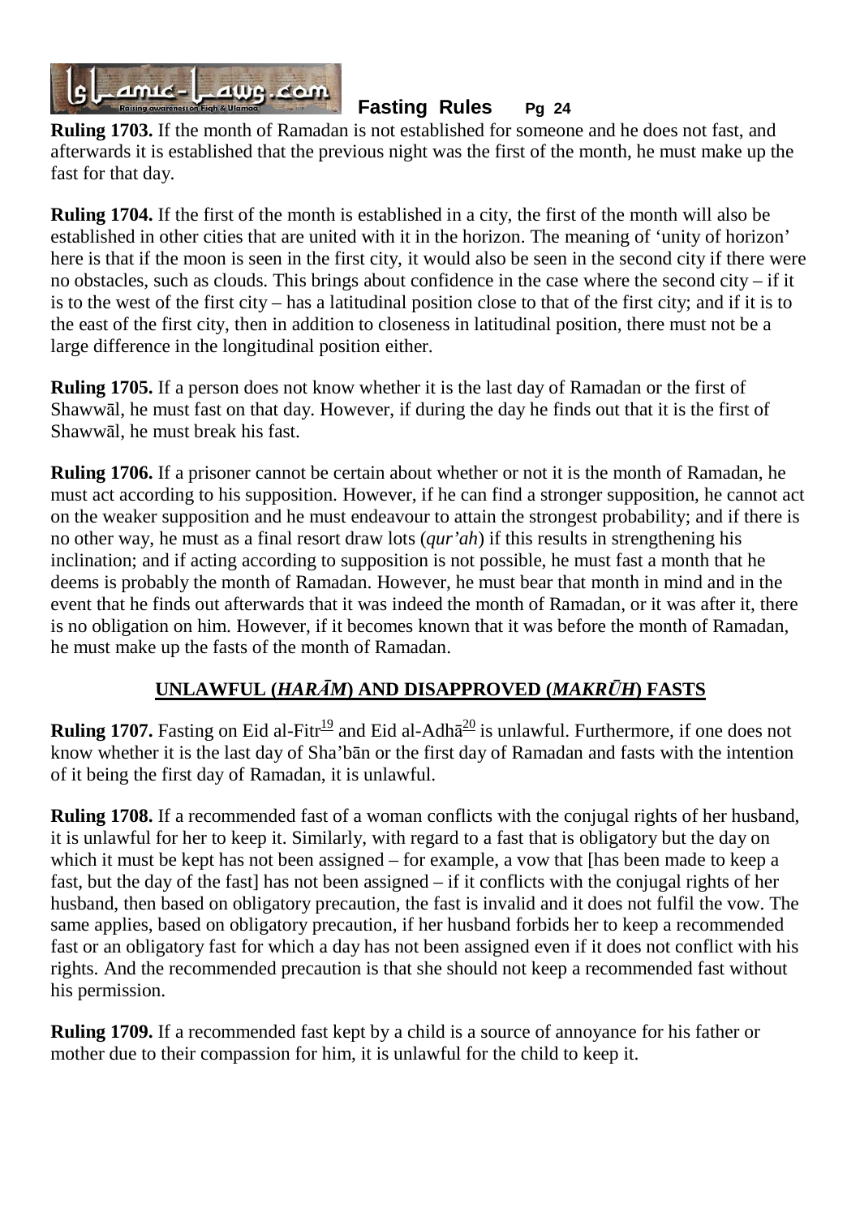**Ruling 1703.** If the month of Ramadan is not established for someone and he does not fast, and afterwards it is established that the previous night was the first of the month, he must make up the fast for that day.

**Ruling 1704.** If the first of the month is established in a city, the first of the month will also be established in other cities that are united with it in the horizon. The meaning of 'unity of horizon' here is that if the moon is seen in the first city, it would also be seen in the second city if there were no obstacles, such as clouds. This brings about confidence in the case where the second city – if it is to the west of the first city – has a latitudinal position close to that of the first city; and if it is to the east of the first city, then in addition to closeness in latitudinal position, there must not be a large difference in the longitudinal position either.

**Ruling 1705.** If a person does not know whether it is the last day of Ramadan or the first of Shawwāl, he must fast on that day. However, if during the day he finds out that it is the first of Shawwāl, he must break his fast.

**Ruling 1706.** If a prisoner cannot be certain about whether or not it is the month of Ramadan, he must act according to his supposition. However, if he can find a stronger supposition, he cannot act on the weaker supposition and he must endeavour to attain the strongest probability; and if there is no other way, he must as a final resort draw lots (*qur'ah*) if this results in strengthening his inclination; and if acting according to supposition is not possible, he must fast a month that he deems is probably the month of Ramadan. However, he must bear that month in mind and in the event that he finds out afterwards that it was indeed the month of Ramadan, or it was after it, there is no obligation on him. However, if it becomes known that it was before the month of Ramadan, he must make up the fasts of the month of Ramadan.

## UNLAWFUL (*HARĀM*) AND DISAPPROVED (*MAKRŪH*) FASTS

**Ruling 1707.** Fasting on Eid al-Fitr[19] and Eid al-Adhā[20] is unlawful. Furthermore, if one does not know whether it is the last day of Sha'bān or the first day of Ramadan and fasts with the intention of it being the first day of Ramadan, it is unlawful.

**Ruling 1708.** If a recommended fast of a woman conflicts with the conjugal rights of her husband, it is unlawful for her to keep it. Similarly, with regard to a fast that is obligatory but the day on which it must be kept has not been assigned – for example, a vow that [has been made to keep a fast, but the day of the fast] has not been assigned – if it conflicts with the conjugal rights of her husband, then based on obligatory precaution, the fast is invalid and it does not fulfil the vow. The same applies, based on obligatory precaution, if her husband forbids her to keep a recommended fast or an obligatory fast for which a day has not been assigned even if it does not conflict with his rights. And the recommended precaution is that she should not keep a recommended fast without his permission.

**Ruling 1709.** If a recommended fast kept by a child is a source of annoyance for his father or mother due to their compassion for him, it is unlawful for the child to keep it.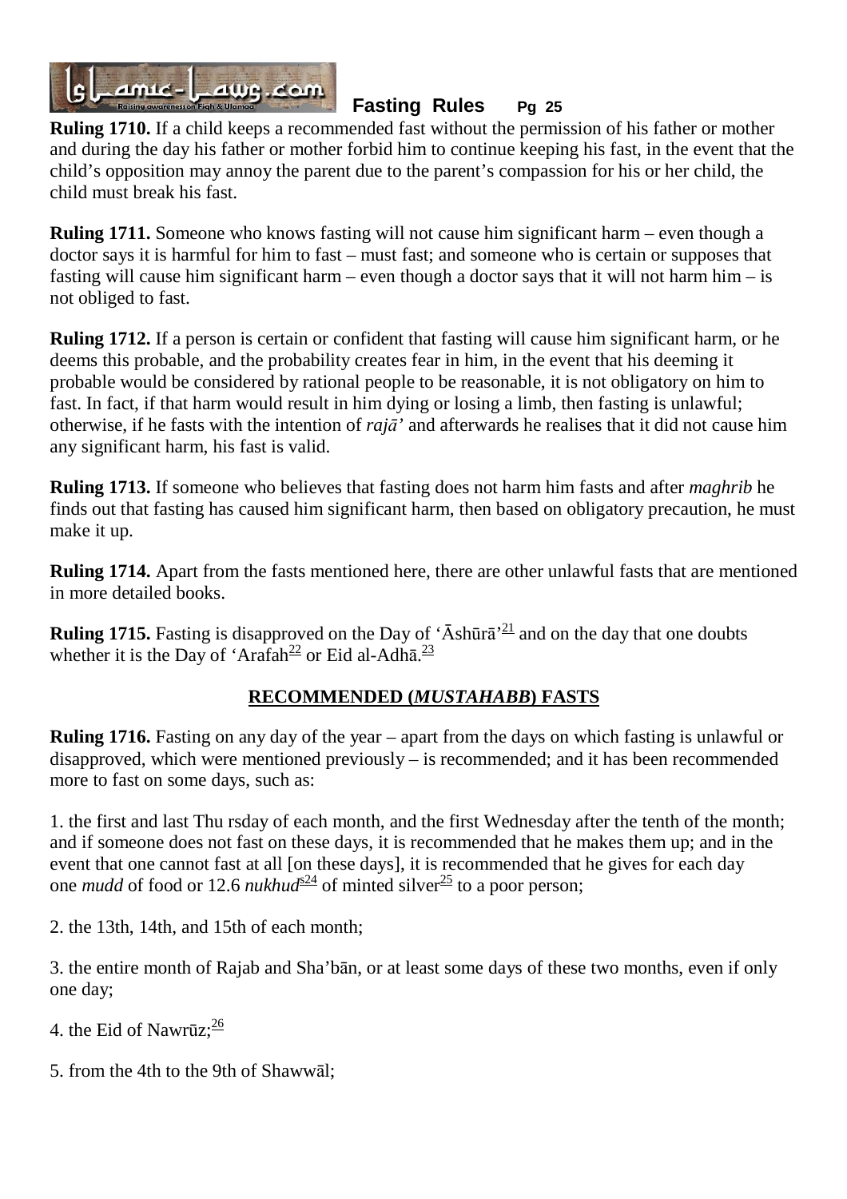**Ruling 1710.** If a child keeps a recommended fast without the permission of his father or mother and during the day his father or mother forbid him to continue keeping his fast, in the event that the child's opposition may annoy the parent due to the parent's compassion for his or her child, the child must break his fast.

**Ruling 1711.** Someone who knows fasting will not cause him significant harm – even though a doctor says it is harmful for him to fast – must fast; and someone who is certain or supposes that fasting will cause him significant harm – even though a doctor says that it will not harm him – is not obliged to fast.

**Ruling 1712.** If a person is certain or confident that fasting will cause him significant harm, or he deems this probable, and the probability creates fear in him, in the event that his deeming it probable would be considered by rational people to be reasonable, it is not obligatory on him to fast. In fact, if that harm would result in him dying or losing a limb, then fasting is unlawful; otherwise, if he fasts with the intention of *rajā'* and afterwards he realises that it did not cause him any significant harm, his fast is valid.

**Ruling 1713.** If someone who believes that fasting does not harm him fasts and after *maghrib* he finds out that fasting has caused him significant harm, then based on obligatory precaution, he must make it up.

**Ruling 1714.** Apart from the fasts mentioned here, there are other unlawful fasts that are mentioned in more detailed books.

**Ruling 1715.** Fasting is disapproved on the Day of 'Āshūrā'[21] and on the day that one doubts whether it is the Day of 'Arafah[22] or Eid al-Adhā.[23]

## RECOMMENDED (*MUSTAHABB*) FASTS

**Ruling 1716.** Fasting on any day of the year – apart from the days on which fasting is unlawful or disapproved, which were mentioned previously – is recommended; and it has been recommended more to fast on some days, such as:

1. the first and last Thu rsday of each month, and the first Wednesday after the tenth of the month; and if someone does not fast on these days, it is recommended that he makes them up; and in the event that one cannot fast at all [on these days], it is recommended that he gives for each day one *mudd* of food or 12.6 *nukhud*s[24] of minted silver[25] to a poor person;

2. the 13th, 14th, and 15th of each month;

3. the entire month of Rajab and Sha'bān, or at least some days of these two months, even if only one day;

4. the Eid of Nawrūz;[26]

5. from the 4th to the 9th of Shawwāl;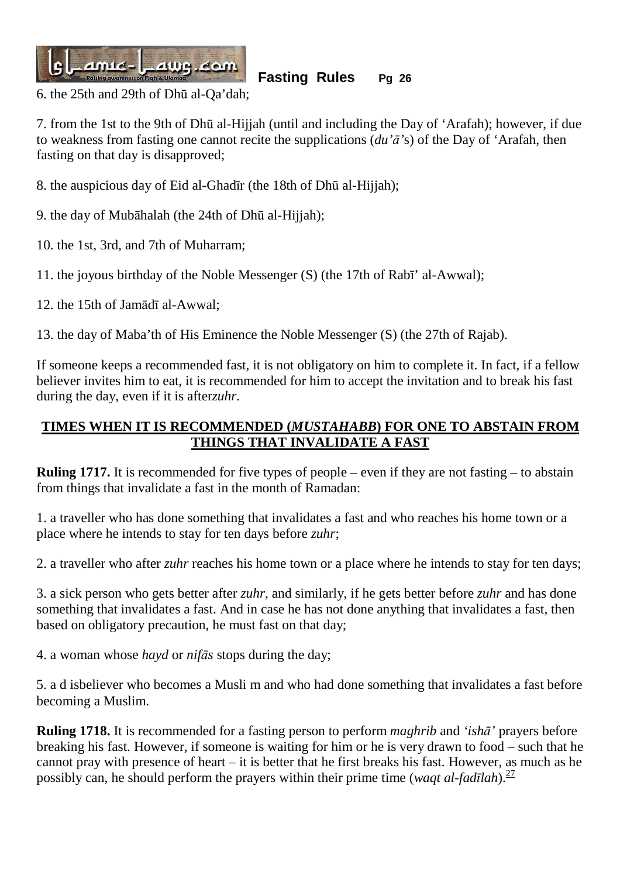6. the 25th and 29th of Dhū al-Qa'dah;

7. from the 1st to the 9th of Dhū al-Hijjah (until and including the Day of 'Arafah); however, if due to weakness from fasting one cannot recite the supplications (*du'ā*'s) of the Day of 'Arafah, then fasting on that day is disapproved;

8. the auspicious day of Eid al-Ghadīr (the 18th of Dhū al-Hijjah);

9. the day of Mubāhalah (the 24th of Dhū al-Hijjah);

10. the 1st, 3rd, and 7th of Muharram;

11. the joyous birthday of the Noble Messenger (S) (the 17th of Rabī' al-Awwal);

12. the 15th of Jamādī al-Awwal;

13. the day of Maba'th of His Eminence the Noble Messenger (S) (the 27th of Rajab).

If someone keeps a recommended fast, it is not obligatory on him to complete it. In fact, if a fellow believer invites him to eat, it is recommended for him to accept the invitation and to break his fast during the day, even if it is after*zuhr*.

## TIMES WHEN IT IS RECOMMENDED (*MUSTAHABB*) FOR ONE TO ABSTAIN FROM THINGS THAT INVALIDATE A FAST

**Ruling 1717.** It is recommended for five types of people – even if they are not fasting – to abstain from things that invalidate a fast in the month of Ramadan:

1. a traveller who has done something that invalidates a fast and who reaches his home town or a place where he intends to stay for ten days before *zuhr*;

2. a traveller who after *zuhr* reaches his home town or a place where he intends to stay for ten days;

3. a sick person who gets better after *zuhr*, and similarly, if he gets better before *zuhr* and has done something that invalidates a fast. And in case he has not done anything that invalidates a fast, then based on obligatory precaution, he must fast on that day;

4. a woman whose *hayd* or *nifās* stops during the day;

5. a d isbeliever who becomes a Musli m and who had done something that invalidates a fast before becoming a Muslim.

**Ruling 1718.** It is recommended for a fasting person to perform *maghrib* and *'ishā'* prayers before breaking his fast. However, if someone is waiting for him or he is very drawn to food – such that he cannot pray with presence of heart – it is better that he first breaks his fast. However, as much as he possibly can, he should perform the prayers within their prime time (*waqt al-fadīlah*).[27]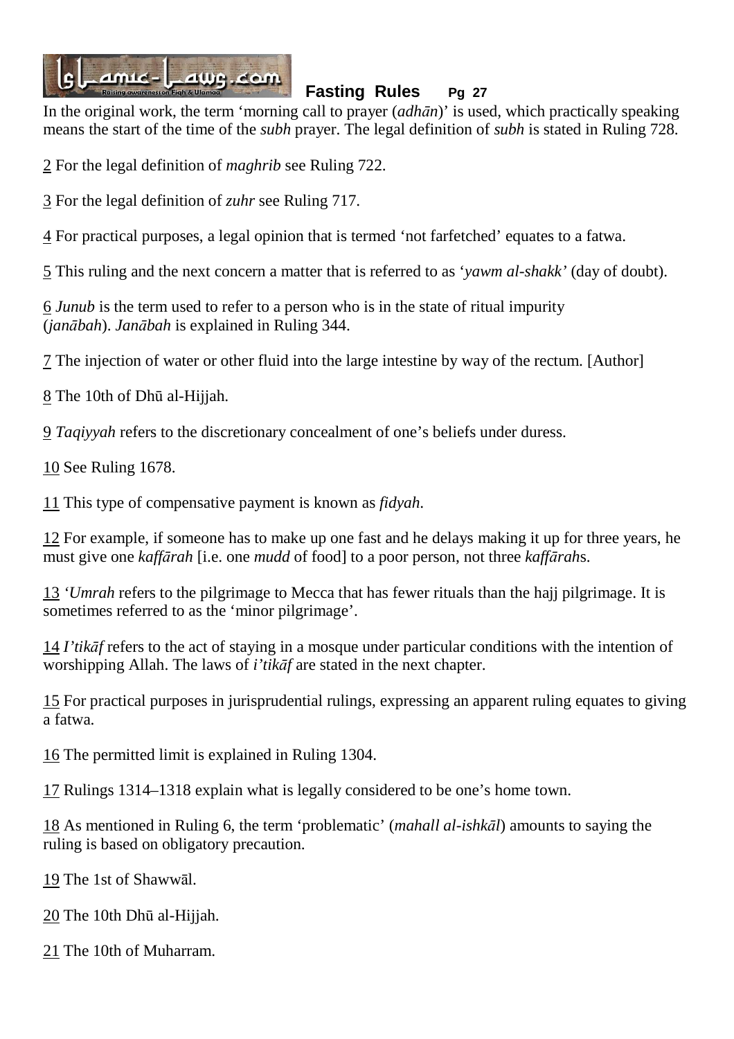In the original work, the term 'morning call to prayer (*adhān*)' is used, which practically speaking means the start of the time of the *subh* prayer. The legal definition of *subh* is stated in Ruling 728.

2 For the legal definition of *maghrib* see Ruling 722.

3 For the legal definition of *zuhr* see Ruling 717.

4 For practical purposes, a legal opinion that is termed 'not farfetched' equates to a fatwa.

5 This ruling and the next concern a matter that is referred to as '*yawm al-shakk*' (day of doubt).

6 *Junub* is the term used to refer to a person who is in the state of ritual impurity (*janābah*). *Janābah* is explained in Ruling 344.

7 The injection of water or other fluid into the large intestine by way of the rectum. [Author]

8 The 10th of Dhū al-Hijjah.

9 *Taqiyyah* refers to the discretionary concealment of one's beliefs under duress.

10 See Ruling 1678.

11 This type of compensative payment is known as *fidyah*.

12 For example, if someone has to make up one fast and he delays making it up for three years, he must give one *kaffārah* [i.e. one *mudd* of food] to a poor person, not three *kaffārah*s.

13 *'Umrah* refers to the pilgrimage to Mecca that has fewer rituals than the hajj pilgrimage. It is sometimes referred to as the 'minor pilgrimage'.

14 *I'tikāf* refers to the act of staying in a mosque under particular conditions with the intention of worshipping Allah. The laws of *i'tikāf* are stated in the next chapter.

15 For practical purposes in jurisprudential rulings, expressing an apparent ruling equates to giving a fatwa.

16 The permitted limit is explained in Ruling 1304.

17 Rulings 1314–1318 explain what is legally considered to be one's home town.

18 As mentioned in Ruling 6, the term 'problematic' (*mahall al-ishkāl*) amounts to saying the ruling is based on obligatory precaution.

19 The 1st of Shawwāl.

20 The 10th Dhū al-Hijjah.

21 The 10th of Muharram.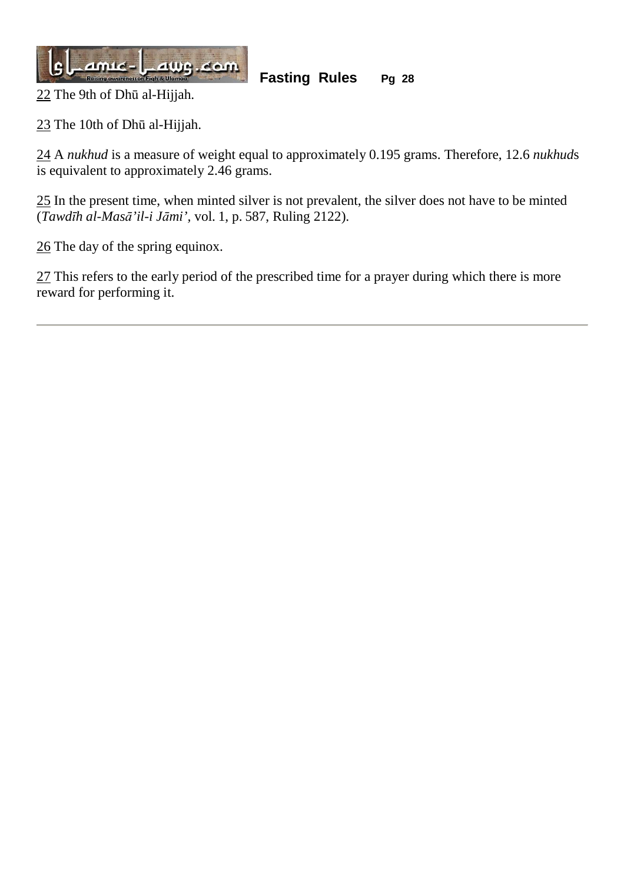22 The 9th of Dhū al-Hijjah.

23 The 10th of Dhū al-Hijjah.

24 A *nukhud* is a measure of weight equal to approximately 0.195 grams. Therefore, 12.6 *nukhud*s is equivalent to approximately 2.46 grams.

25 In the present time, when minted silver is not prevalent, the silver does not have to be minted (*Tawdīh al-Masā'il-i Jāmi'*, vol. 1, p. 587, Ruling 2122).

26 The day of the spring equinox.

27 This refers to the early period of the prescribed time for a prayer during which there is more reward for performing it.

---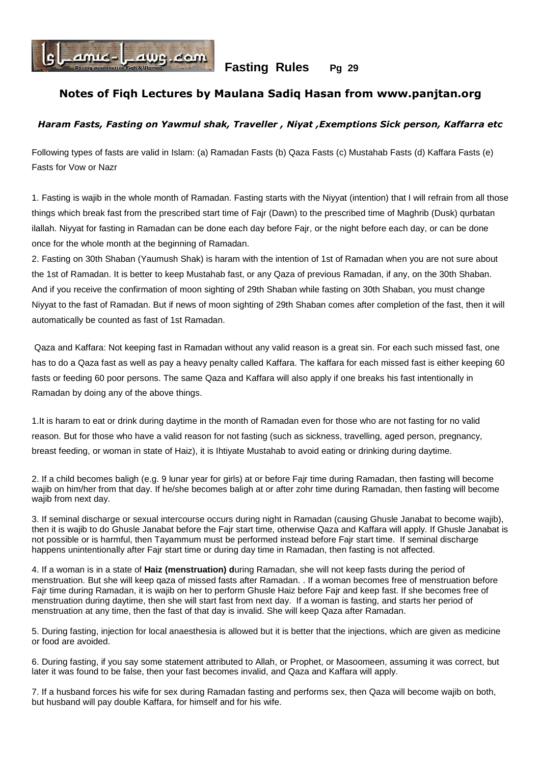## Notes of Fiqh Lectures by Maulana Sadiq Hasan from www.panjtan.org

### *Haram Fasts, Fasting on Yawmul shak, Traveller , Niyat ,Exemptions Sick person, Kaffarra etc*

Following types of fasts are valid in Islam: (a) Ramadan Fasts (b) Qaza Fasts (c) Mustahab Fasts (d) Kaffara Fasts (e) Fasts for Vow or Nazr

1. Fasting is wajib in the whole month of Ramadan. Fasting starts with the Niyyat (intention) that I will refrain from all those things which break fast from the prescribed start time of Fajr (Dawn) to the prescribed time of Maghrib (Dusk) qurbatan ilallah. Niyyat for fasting in Ramadan can be done each day before Fajr, or the night before each day, or can be done once for the whole month at the beginning of Ramadan.
2. Fasting on 30th Shaban (Yaumush Shak) is haram with the intention of 1st of Ramadan when you are not sure about the 1st of Ramadan. It is better to keep Mustahab fast, or any Qaza of previous Ramadan, if any, on the 30th Shaban. And if you receive the confirmation of moon sighting of 29th Shaban while fasting on 30th Shaban, you must change Niyyat to the fast of Ramadan. But if news of moon sighting of 29th Shaban comes after completion of the fast, then it will automatically be counted as fast of 1st Ramadan.

Qaza and Kaffara: Not keeping fast in Ramadan without any valid reason is a great sin. For each such missed fast, one has to do a Qaza fast as well as pay a heavy penalty called Kaffara. The kaffara for each missed fast is either keeping 60 fasts or feeding 60 poor persons. The same Qaza and Kaffara will also apply if one breaks his fast intentionally in Ramadan by doing any of the above things.

1. It is haram to eat or drink during daytime in the month of Ramadan even for those who are not fasting for no valid reason. But for those who have a valid reason for not fasting (such as sickness, travelling, aged person, pregnancy, breast feeding, or woman in state of Haiz), it is Ihtiyate Mustahab to avoid eating or drinking during daytime.

2. If a child becomes baligh (e.g. 9 lunar year for girls) at or before Fajr time during Ramadan, then fasting will become wajib on him/her from that day. If he/she becomes baligh at or after zohr time during Ramadan, then fasting will become wajib from next day.

3. If seminal discharge or sexual intercourse occurs during night in Ramadan (causing Ghusle Janabat to become wajib), then it is wajib to do Ghusle Janabat before the Fajr start time, otherwise Qaza and Kaffara will apply. If Ghusle Janabat is not possible or is harmful, then Tayammum must be performed instead before Fajr start time. If seminal discharge happens unintentionally after Fajr start time or during day time in Ramadan, then fasting is not affected.

4. If a woman is in a state of **Haiz (menstruation) d**uring Ramadan, she will not keep fasts during the period of menstruation. But she will keep qaza of missed fasts after Ramadan. . If a woman becomes free of menstruation before Fajr time during Ramadan, it is wajib on her to perform Ghusle Haiz before Fajr and keep fast. If she becomes free of menstruation during daytime, then she will start fast from next day. If a woman is fasting, and starts her period of menstruation at any time, then the fast of that day is invalid. She will keep Qaza after Ramadan.

5. During fasting, injection for local anaesthesia is allowed but it is better that the injections, which are given as medicine or food are avoided.

6. During fasting, if you say some statement attributed to Allah, or Prophet, or Masoomeen, assuming it was correct, but later it was found to be false, then your fast becomes invalid, and Qaza and Kaffara will apply.

7. If a husband forces his wife for sex during Ramadan fasting and performs sex, then Qaza will become wajib on both, but husband will pay double Kaffara, for himself and for his wife.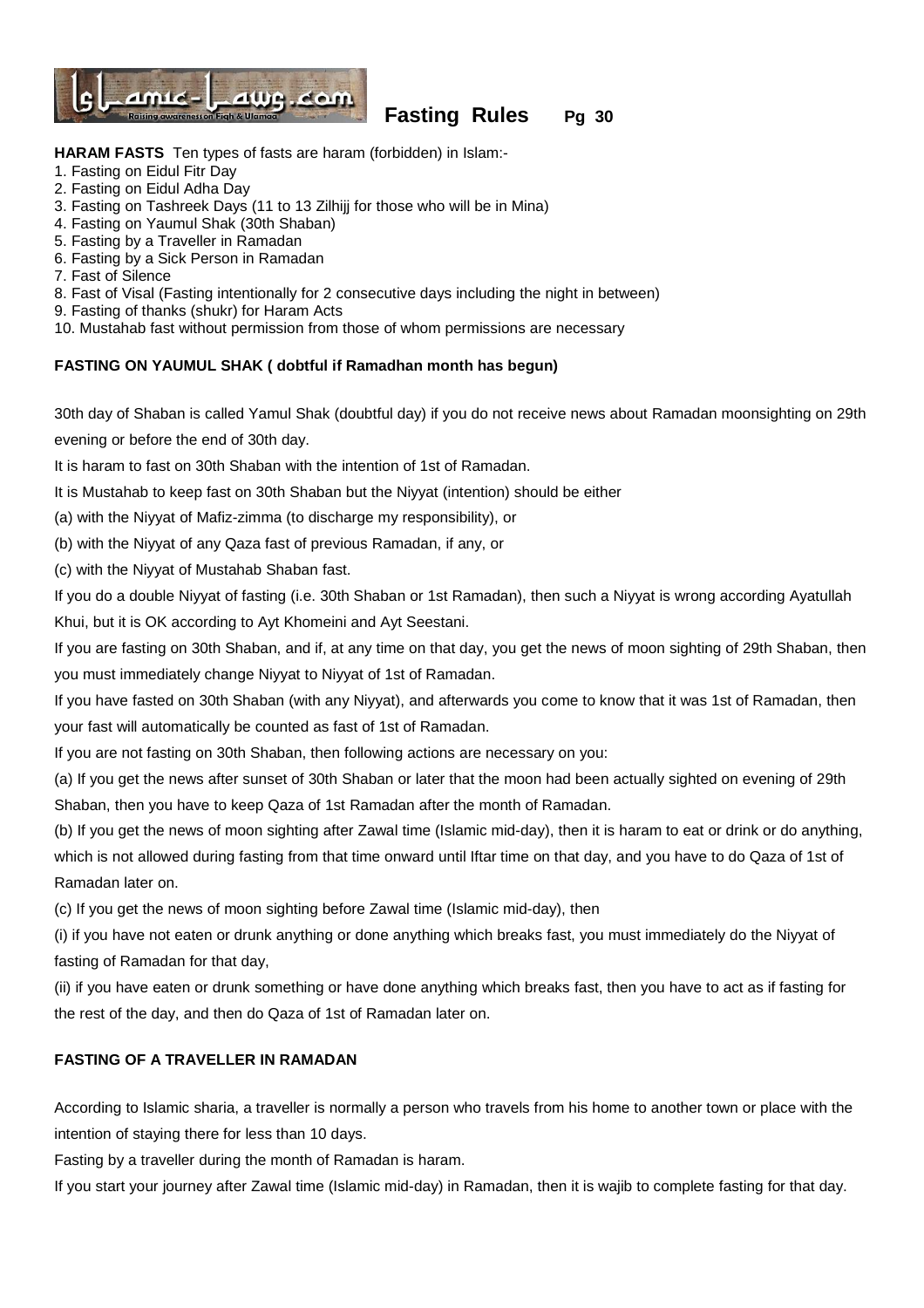**HARAM FASTS** Ten types of fasts are haram (forbidden) in Islam:-

1. Fasting on Eidul Fitr Day
2. Fasting on Eidul Adha Day
3. Fasting on Tashreek Days (11 to 13 Zilhijj for those who will be in Mina)
4. Fasting on Yaumul Shak (30th Shaban)
5. Fasting by a Traveller in Ramadan
6. Fasting by a Sick Person in Ramadan
7. Fast of Silence
8. Fast of Visal (Fasting intentionally for 2 consecutive days including the night in between)
9. Fasting of thanks (shukr) for Haram Acts
10. Mustahab fast without permission from those of whom permissions are necessary

**FASTING ON YAUMUL SHAK ( dobtful if Ramadhan month has begun)**

30th day of Shaban is called Yamul Shak (doubtful day) if you do not receive news about Ramadan moonsighting on 29th evening or before the end of 30th day.

It is haram to fast on 30th Shaban with the intention of 1st of Ramadan.

It is Mustahab to keep fast on 30th Shaban but the Niyyat (intention) should be either

(a) with the Niyyat of Mafiz-zimma (to discharge my responsibility), or

(b) with the Niyyat of any Qaza fast of previous Ramadan, if any, or

(c) with the Niyyat of Mustahab Shaban fast.

If you do a double Niyyat of fasting (i.e. 30th Shaban or 1st Ramadan), then such a Niyyat is wrong according Ayatullah Khui, but it is OK according to Ayt Khomeini and Ayt Seestani.

If you are fasting on 30th Shaban, and if, at any time on that day, you get the news of moon sighting of 29th Shaban, then you must immediately change Niyyat to Niyyat of 1st of Ramadan.

If you have fasted on 30th Shaban (with any Niyyat), and afterwards you come to know that it was 1st of Ramadan, then your fast will automatically be counted as fast of 1st of Ramadan.

If you are not fasting on 30th Shaban, then following actions are necessary on you:

(a) If you get the news after sunset of 30th Shaban or later that the moon had been actually sighted on evening of 29th Shaban, then you have to keep Qaza of 1st Ramadan after the month of Ramadan.

(b) If you get the news of moon sighting after Zawal time (Islamic mid-day), then it is haram to eat or drink or do anything, which is not allowed during fasting from that time onward until Iftar time on that day, and you have to do Qaza of 1st of Ramadan later on.

(c) If you get the news of moon sighting before Zawal time (Islamic mid-day), then

(i) if you have not eaten or drunk anything or done anything which breaks fast, you must immediately do the Niyyat of fasting of Ramadan for that day,

(ii) if you have eaten or drunk something or have done anything which breaks fast, then you have to act as if fasting for the rest of the day, and then do Qaza of 1st of Ramadan later on.

**FASTING OF A TRAVELLER IN RAMADAN**

According to Islamic sharia, a traveller is normally a person who travels from his home to another town or place with the intention of staying there for less than 10 days.

Fasting by a traveller during the month of Ramadan is haram.

If you start your journey after Zawal time (Islamic mid-day) in Ramadan, then it is wajib to complete fasting for that day.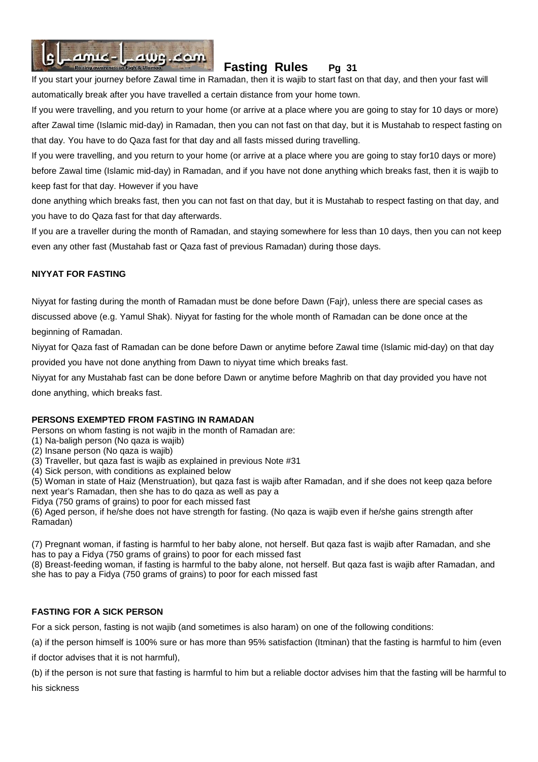If you start your journey before Zawal time in Ramadan, then it is wajib to start fast on that day, and then your fast will automatically break after you have travelled a certain distance from your home town.

If you were travelling, and you return to your home (or arrive at a place where you are going to stay for 10 days or more) after Zawal time (Islamic mid-day) in Ramadan, then you can not fast on that day, but it is Mustahab to respect fasting on that day. You have to do Qaza fast for that day and all fasts missed during travelling.

If you were travelling, and you return to your home (or arrive at a place where you are going to stay for10 days or more) before Zawal time (Islamic mid-day) in Ramadan, and if you have not done anything which breaks fast, then it is wajib to keep fast for that day. However if you have done anything which breaks fast, then you can not fast on that day, but it is Mustahab to respect fasting on that day, and you have to do Qaza fast for that day afterwards.

If you are a traveller during the month of Ramadan, and staying somewhere for less than 10 days, then you can not keep even any other fast (Mustahab fast or Qaza fast of previous Ramadan) during those days.

### NIYYAT FOR FASTING

Niyyat for fasting during the month of Ramadan must be done before Dawn (Fajr), unless there are special cases as discussed above (e.g. Yamul Shak). Niyyat for fasting for the whole month of Ramadan can be done once at the beginning of Ramadan.

Niyyat for Qaza fast of Ramadan can be done before Dawn or anytime before Zawal time (Islamic mid-day) on that day provided you have not done anything from Dawn to niyyat time which breaks fast.

Niyyat for any Mustahab fast can be done before Dawn or anytime before Maghrib on that day provided you have not done anything, which breaks fast.

### PERSONS EXEMPTED FROM FASTING IN RAMADAN

Persons on whom fasting is not wajib in the month of Ramadan are:

(1) Na-baligh person (No qaza is wajib)
(2) Insane person (No qaza is wajib)
(3) Traveller, but qaza fast is wajib as explained in previous Note #31
(4) Sick person, with conditions as explained below
(5) Woman in state of Haiz (Menstruation), but qaza fast is wajib after Ramadan, and if she does not keep qaza before next year's Ramadan, then she has to do qaza as well as pay a Fidya (750 grams of grains) to poor for each missed fast
(6) Aged person, if he/she does not have strength for fasting. (No qaza is wajib even if he/she gains strength after Ramadan)

(7) Pregnant woman, if fasting is harmful to her baby alone, not herself. But qaza fast is wajib after Ramadan, and she has to pay a Fidya (750 grams of grains) to poor for each missed fast
(8) Breast-feeding woman, if fasting is harmful to the baby alone, not herself. But qaza fast is wajib after Ramadan, and she has to pay a Fidya (750 grams of grains) to poor for each missed fast

### FASTING FOR A SICK PERSON

For a sick person, fasting is not wajib (and sometimes is also haram) on one of the following conditions:

(a) if the person himself is 100% sure or has more than 95% satisfaction (Itminan) that the fasting is harmful to him (even if doctor advises that it is not harmful),

(b) if the person is not sure that fasting is harmful to him but a reliable doctor advises him that the fasting will be harmful to his sickness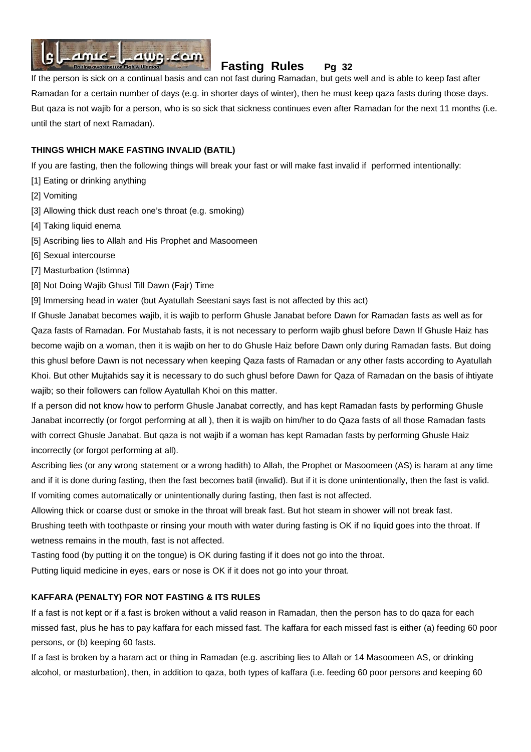If the person is sick on a continual basis and can not fast during Ramadan, but gets well and is able to keep fast after Ramadan for a certain number of days (e.g. in shorter days of winter), then he must keep qaza fasts during those days. But qaza is not wajib for a person, who is so sick that sickness continues even after Ramadan for the next 11 months (i.e. until the start of next Ramadan).

### THINGS WHICH MAKE FASTING INVALID (BATIL)

If you are fasting, then the following things will break your fast or will make fast invalid if performed intentionally:

[1] Eating or drinking anything

[2] Vomiting

[3] Allowing thick dust reach one's throat (e.g. smoking)

[4] Taking liquid enema

[5] Ascribing lies to Allah and His Prophet and Masoomeen

[6] Sexual intercourse

[7] Masturbation (Istimna)

[8] Not Doing Wajib Ghusl Till Dawn (Fajr) Time

[9] Immersing head in water (but Ayatullah Seestani says fast is not affected by this act)

If Ghusle Janabat becomes wajib, it is wajib to perform Ghusle Janabat before Dawn for Ramadan fasts as well as for Qaza fasts of Ramadan. For Mustahab fasts, it is not necessary to perform wajib ghusl before Dawn If Ghusle Haiz has become wajib on a woman, then it is wajib on her to do Ghusle Haiz before Dawn only during Ramadan fasts. But doing this ghusl before Dawn is not necessary when keeping Qaza fasts of Ramadan or any other fasts according to Ayatullah Khoi. But other Mujtahids say it is necessary to do such ghusl before Dawn for Qaza of Ramadan on the basis of ihtiyate wajib; so their followers can follow Ayatullah Khoi on this matter.

If a person did not know how to perform Ghusle Janabat correctly, and has kept Ramadan fasts by performing Ghusle Janabat incorrectly (or forgot performing at all ), then it is wajib on him/her to do Qaza fasts of all those Ramadan fasts with correct Ghusle Janabat. But qaza is not wajib if a woman has kept Ramadan fasts by performing Ghusle Haiz incorrectly (or forgot performing at all).

Ascribing lies (or any wrong statement or a wrong hadith) to Allah, the Prophet or Masoomeen (AS) is haram at any time and if it is done during fasting, then the fast becomes batil (invalid). But if it is done unintentionally, then the fast is valid.

If vomiting comes automatically or unintentionally during fasting, then fast is not affected.

Allowing thick or coarse dust or smoke in the throat will break fast. But hot steam in shower will not break fast.

Brushing teeth with toothpaste or rinsing your mouth with water during fasting is OK if no liquid goes into the throat. If wetness remains in the mouth, fast is not affected.

Tasting food (by putting it on the tongue) is OK during fasting if it does not go into the throat.

Putting liquid medicine in eyes, ears or nose is OK if it does not go into your throat.

### KAFFARA (PENALTY) FOR NOT FASTING & ITS RULES

If a fast is not kept or if a fast is broken without a valid reason in Ramadan, then the person has to do qaza for each missed fast, plus he has to pay kaffara for each missed fast. The kaffara for each missed fast is either (a) feeding 60 poor persons, or (b) keeping 60 fasts.

If a fast is broken by a haram act or thing in Ramadan (e.g. ascribing lies to Allah or 14 Masoomeen AS, or drinking alcohol, or masturbation), then, in addition to qaza, both types of kaffara (i.e. feeding 60 poor persons and keeping 60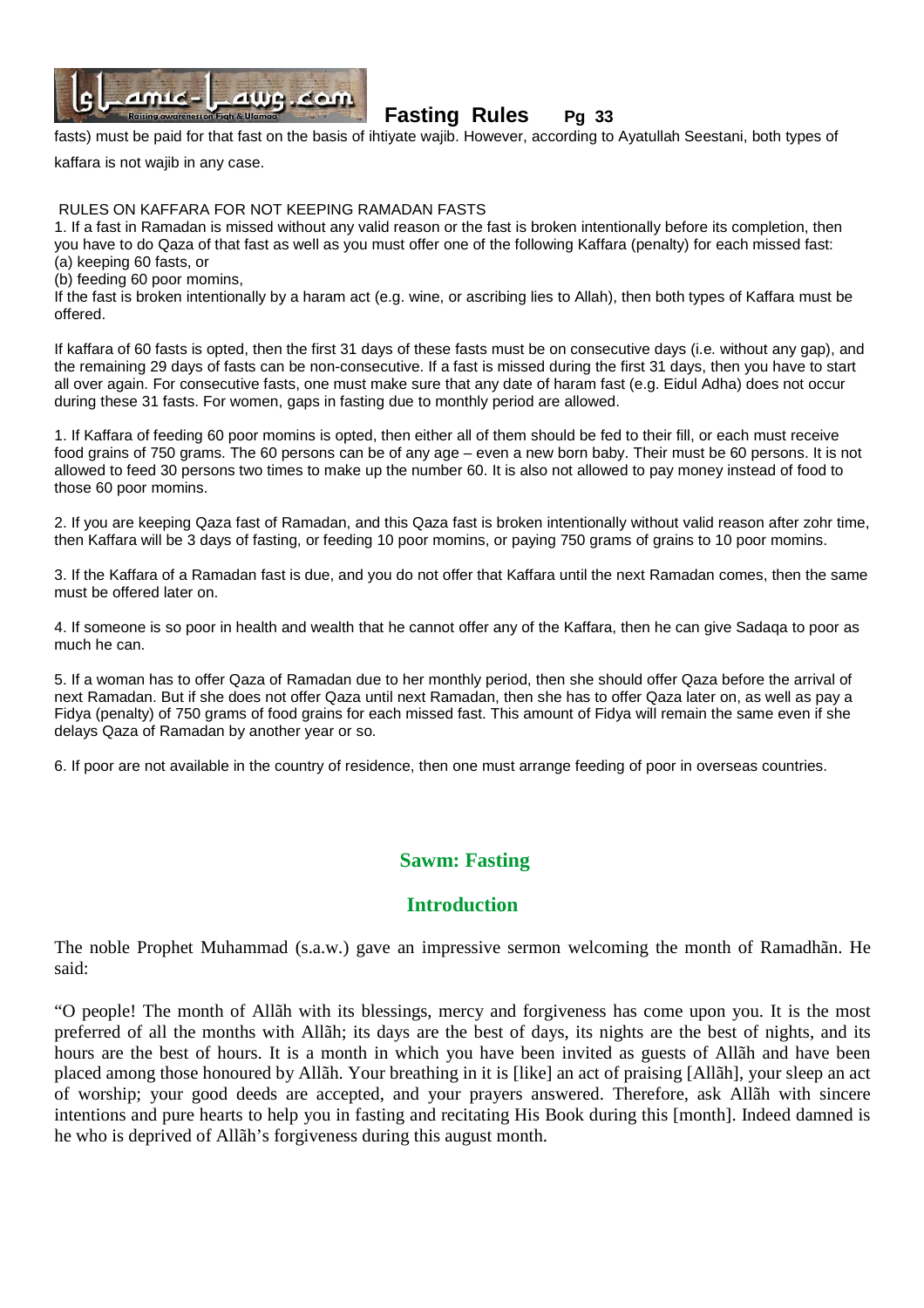fasts) must be paid for that fast on the basis of ihtiyate wajib. However, according to Ayatullah Seestani, both types of kaffara is not wajib in any case.

RULES ON KAFFARA FOR NOT KEEPING RAMADAN FASTS

1. If a fast in Ramadan is missed without any valid reason or the fast is broken intentionally before its completion, then you have to do Qaza of that fast as well as you must offer one of the following Kaffara (penalty) for each missed fast:
(a) keeping 60 fasts, or
(b) feeding 60 poor momins,
If the fast is broken intentionally by a haram act (e.g. wine, or ascribing lies to Allah), then both types of Kaffara must be offered.

If kaffara of 60 fasts is opted, then the first 31 days of these fasts must be on consecutive days (i.e. without any gap), and the remaining 29 days of fasts can be non-consecutive. If a fast is missed during the first 31 days, then you have to start all over again. For consecutive fasts, one must make sure that any date of haram fast (e.g. Eidul Adha) does not occur during these 31 fasts. For women, gaps in fasting due to monthly period are allowed.

1. If Kaffara of feeding 60 poor momins is opted, then either all of them should be fed to their fill, or each must receive food grains of 750 grams. The 60 persons can be of any age – even a new born baby. Their must be 60 persons. It is not allowed to feed 30 persons two times to make up the number 60. It is also not allowed to pay money instead of food to those 60 poor momins.

2. If you are keeping Qaza fast of Ramadan, and this Qaza fast is broken intentionally without valid reason after zohr time, then Kaffara will be 3 days of fasting, or feeding 10 poor momins, or paying 750 grams of grains to 10 poor momins.

3. If the Kaffara of a Ramadan fast is due, and you do not offer that Kaffara until the next Ramadan comes, then the same must be offered later on.

4. If someone is so poor in health and wealth that he cannot offer any of the Kaffara, then he can give Sadaqa to poor as much he can.

5. If a woman has to offer Qaza of Ramadan due to her monthly period, then she should offer Qaza before the arrival of next Ramadan. But if she does not offer Qaza until next Ramadan, then she has to offer Qaza later on, as well as pay a Fidya (penalty) of 750 grams of food grains for each missed fast. This amount of Fidya will remain the same even if she delays Qaza of Ramadan by another year or so.

6. If poor are not available in the country of residence, then one must arrange feeding of poor in overseas countries.

## Sawm: Fasting

### Introduction

The noble Prophet Muhammad (s.a.w.) gave an impressive sermon welcoming the month of Ramadhãn. He said:

"O people! The month of Allãh with its blessings, mercy and forgiveness has come upon you. It is the most preferred of all the months with Allãh; its days are the best of days, its nights are the best of nights, and its hours are the best of hours. It is a month in which you have been invited as guests of Allãh and have been placed among those honoured by Allãh. Your breathing in it is [like] an act of praising [Allãh], your sleep an act of worship; your good deeds are accepted, and your prayers answered. Therefore, ask Allãh with sincere intentions and pure hearts to help you in fasting and recitating His Book during this [month]. Indeed damned is he who is deprived of Allãh's forgiveness during this august month.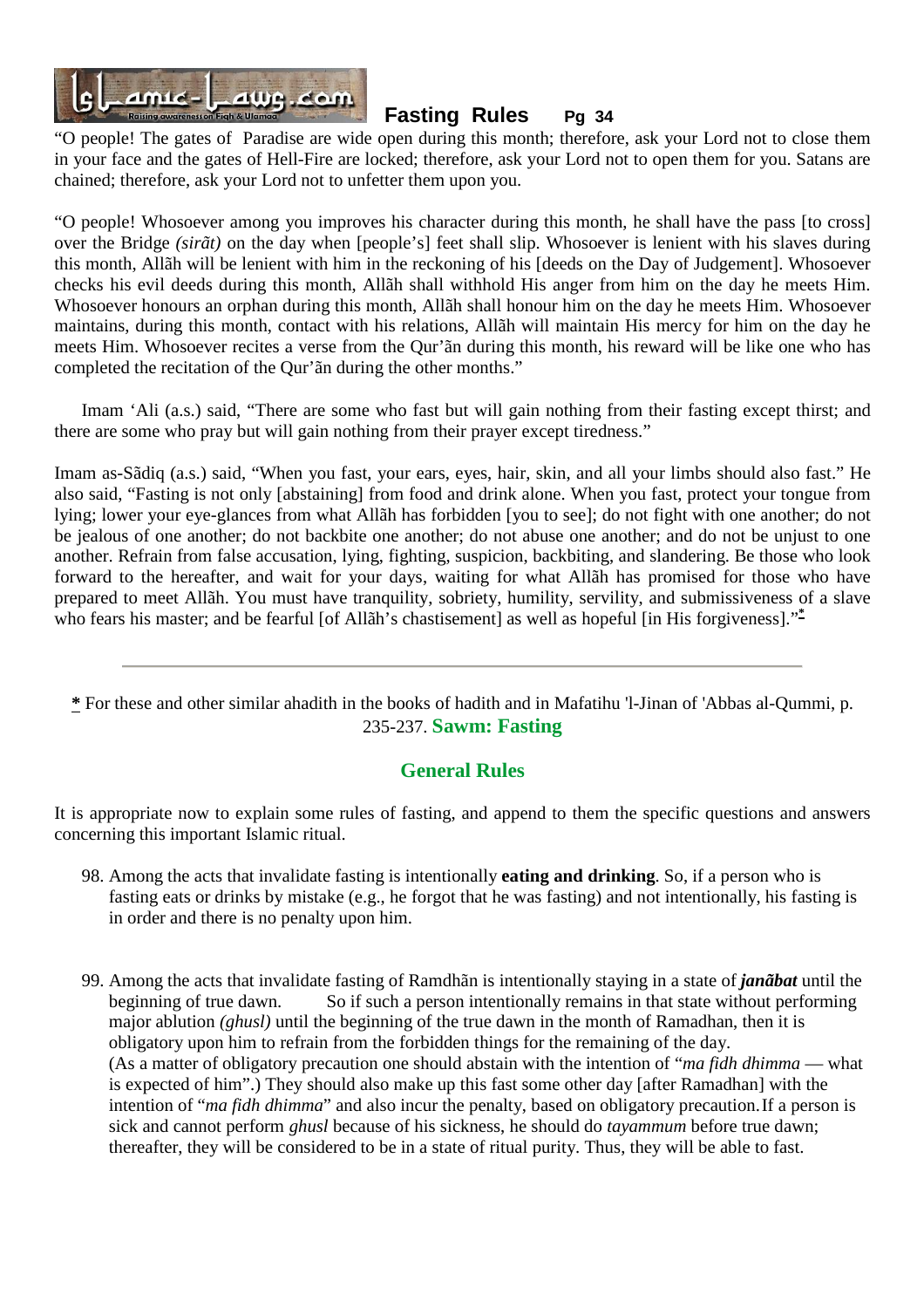"O people! The gates of Paradise are wide open during this month; therefore, ask your Lord not to close them in your face and the gates of Hell-Fire are locked; therefore, ask your Lord not to open them for you. Satans are chained; therefore, ask your Lord not to unfetter them upon you.

"O people! Whosoever among you improves his character during this month, he shall have the pass [to cross] over the Bridge *(sirãt)* on the day when [people's] feet shall slip. Whosoever is lenient with his slaves during this month, Allãh will be lenient with him in the reckoning of his [deeds on the Day of Judgement]. Whosoever checks his evil deeds during this month, Allãh shall withhold His anger from him on the day he meets Him. Whosoever honours an orphan during this month, Allãh shall honour him on the day he meets Him. Whosoever maintains, during this month, contact with his relations, Allãh will maintain His mercy for him on the day he meets Him. Whosoever recites a verse from the Qur'ãn during this month, his reward will be like one who has completed the recitation of the Qur'ãn during the other months."

Imam 'Ali (a.s.) said, "There are some who fast but will gain nothing from their fasting except thirst; and there are some who pray but will gain nothing from their prayer except tiredness."

Imam as-Sãdiq (a.s.) said, "When you fast, your ears, eyes, hair, skin, and all your limbs should also fast." He also said, "Fasting is not only [abstaining] from food and drink alone. When you fast, protect your tongue from lying; lower your eye-glances from what Allãh has forbidden [you to see]; do not fight with one another; do not be jealous of one another; do not backbite one another; do not abuse one another; and do not be unjust to one another. Refrain from false accusation, lying, fighting, suspicion, backbiting, and slandering. Be those who look forward to the hereafter, and wait for your days, waiting for what Allãh has promised for those who have prepared to meet Allãh. You must have tranquility, sobriety, humility, servility, and submissiveness of a slave who fears his master; and be fearful [of Allãh's chastisement] as well as hopeful [in His forgiveness]."*

---

\* For these and other similar ahadith in the books of hadith and in Mafatihu 'l-Jinan of 'Abbas al-Qummi, p. 235-237.

## Sawm: Fasting

### General Rules

It is appropriate now to explain some rules of fasting, and append to them the specific questions and answers concerning this important Islamic ritual.

98. Among the acts that invalidate fasting is intentionally **eating and drinking**. So, if a person who is fasting eats or drinks by mistake (e.g., he forgot that he was fasting) and not intentionally, his fasting is in order and there is no penalty upon him.

99. Among the acts that invalidate fasting of Ramdhãn is intentionally staying in a state of ***janãbat*** until the beginning of true dawn. So if such a person intentionally remains in that state without performing major ablution *(ghusl)* until the beginning of the true dawn in the month of Ramadhan, then it is obligatory upon him to refrain from the forbidden things for the remaining of the day. (As a matter of obligatory precaution one should abstain with the intention of "*ma fidh dhimma* — what is expected of him".) They should also make up this fast some other day [after Ramadhan] with the intention of "*ma fidh dhimma*" and also incur the penalty, based on obligatory precaution. If a person is sick and cannot perform *ghusl* because of his sickness, he should do *tayammum* before true dawn; thereafter, they will be considered to be in a state of ritual purity. Thus, they will be able to fast.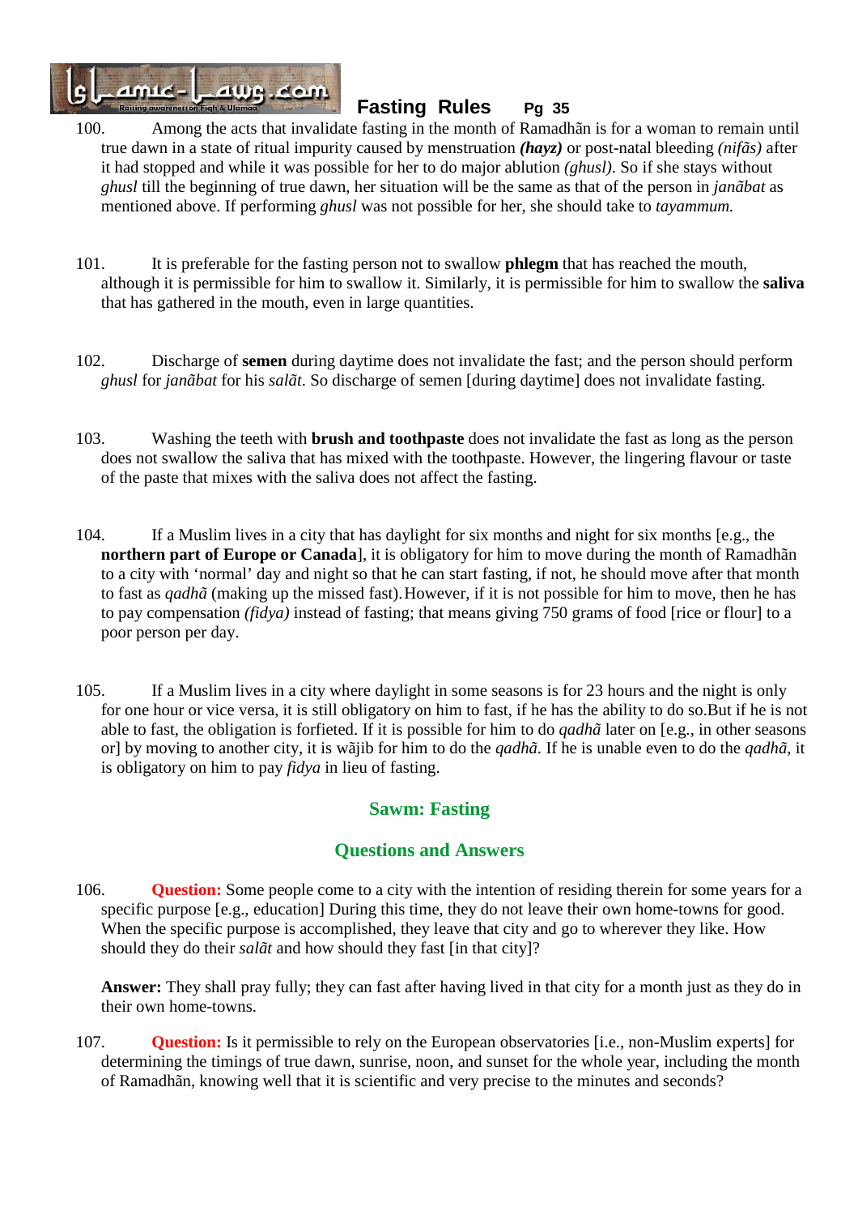100. Among the acts that invalidate fasting in the month of Ramadhãn is for a woman to remain until true dawn in a state of ritual impurity caused by menstruation ***(hayz)*** or post-natal bleeding *(nifãs)* after it had stopped and while it was possible for her to do major ablution *(ghusl)*. So if she stays without *ghusl* till the beginning of true dawn, her situation will be the same as that of the person in *janãbat* as mentioned above. If performing *ghusl* was not possible for her, she should take to *tayammum.*

101. It is preferable for the fasting person not to swallow **phlegm** that has reached the mouth, although it is permissible for him to swallow it. Similarly, it is permissible for him to swallow the **saliva** that has gathered in the mouth, even in large quantities.

102. Discharge of **semen** during daytime does not invalidate the fast; and the person should perform *ghusl* for *janãbat* for his *salãt*. So discharge of semen [during daytime] does not invalidate fasting.

103. Washing the teeth with **brush and toothpaste** does not invalidate the fast as long as the person does not swallow the saliva that has mixed with the toothpaste. However, the lingering flavour or taste of the paste that mixes with the saliva does not affect the fasting.

104. If a Muslim lives in a city that has daylight for six months and night for six months [e.g., the **northern part of Europe or Canada**], it is obligatory for him to move during the month of Ramadhãn to a city with 'normal' day and night so that he can start fasting, if not, he should move after that month to fast as *qadhã* (making up the missed fast).However, if it is not possible for him to move, then he has to pay compensation *(fidya)* instead of fasting; that means giving 750 grams of food [rice or flour] to a poor person per day.

105. If a Muslim lives in a city where daylight in some seasons is for 23 hours and the night is only for one hour or vice versa, it is still obligatory on him to fast, if he has the ability to do so.But if he is not able to fast, the obligation is forfieted. If it is possible for him to do *qadhã* later on [e.g., in other seasons or] by moving to another city, it is wãjib for him to do the *qadhã*. If he is unable even to do the *qadhã*, it is obligatory on him to pay *fidya* in lieu of fasting.

## Sawm: Fasting

## Questions and Answers

106. **Question:** Some people come to a city with the intention of residing therein for some years for a specific purpose [e.g., education] During this time, they do not leave their own home-towns for good. When the specific purpose is accomplished, they leave that city and go to wherever they like. How should they do their *salãt* and how should they fast [in that city]?

**Answer:** They shall pray fully; they can fast after having lived in that city for a month just as they do in their own home-towns.

107. **Question:** Is it permissible to rely on the European observatories [i.e., non-Muslim experts] for determining the timings of true dawn, sunrise, noon, and sunset for the whole year, including the month of Ramadhãn, knowing well that it is scientific and very precise to the minutes and seconds?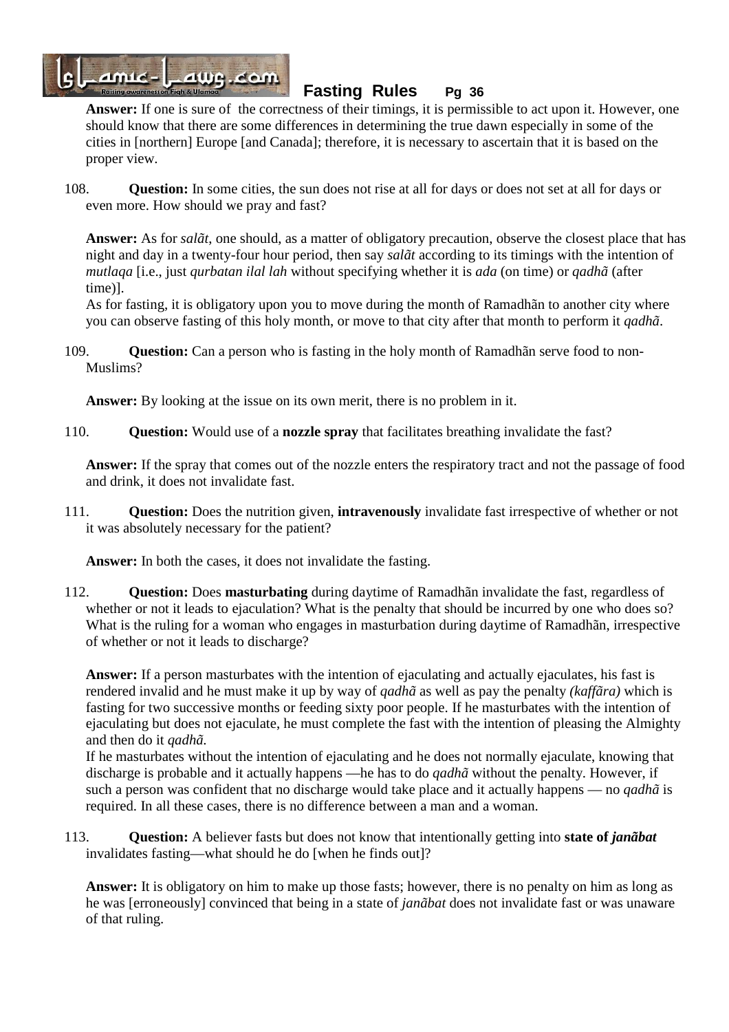**Answer:** If one is sure of the correctness of their timings, it is permissible to act upon it. However, one should know that there are some differences in determining the true dawn especially in some of the cities in [northern] Europe [and Canada]; therefore, it is necessary to ascertain that it is based on the proper view.

108. **Question:** In some cities, the sun does not rise at all for days or does not set at all for days or even more. How should we pray and fast?

**Answer:** As for *salãt*, one should, as a matter of obligatory precaution, observe the closest place that has night and day in a twenty-four hour period, then say *salãt* according to its timings with the intention of *mutlaqa* [i.e., just *qurbatan ilal lah* without specifying whether it is *ada* (on time) or *qadhã* (after time)].
As for fasting, it is obligatory upon you to move during the month of Ramadhãn to another city where you can observe fasting of this holy month, or move to that city after that month to perform it *qadhã*.

109. **Question:** Can a person who is fasting in the holy month of Ramadhãn serve food to non-Muslims?

**Answer:** By looking at the issue on its own merit, there is no problem in it.

110. **Question:** Would use of a **nozzle spray** that facilitates breathing invalidate the fast?

**Answer:** If the spray that comes out of the nozzle enters the respiratory tract and not the passage of food and drink, it does not invalidate fast.

111. **Question:** Does the nutrition given, **intravenously** invalidate fast irrespective of whether or not it was absolutely necessary for the patient?

**Answer:** In both the cases, it does not invalidate the fasting.

112. **Question:** Does **masturbating** during daytime of Ramadhãn invalidate the fast, regardless of whether or not it leads to ejaculation? What is the penalty that should be incurred by one who does so? What is the ruling for a woman who engages in masturbation during daytime of Ramadhãn, irrespective of whether or not it leads to discharge?

**Answer:** If a person masturbates with the intention of ejaculating and actually ejaculates, his fast is rendered invalid and he must make it up by way of *qadhã* as well as pay the penalty *(kaffãra)* which is fasting for two successive months or feeding sixty poor people. If he masturbates with the intention of ejaculating but does not ejaculate, he must complete the fast with the intention of pleasing the Almighty and then do it *qadhã*.
If he masturbates without the intention of ejaculating and he does not normally ejaculate, knowing that discharge is probable and it actually happens —he has to do *qadhã* without the penalty. However, if such a person was confident that no discharge would take place and it actually happens — no *qadhã* is required. In all these cases, there is no difference between a man and a woman.

113. **Question:** A believer fasts but does not know that intentionally getting into **state of *janãbat*** invalidates fasting—what should he do [when he finds out]?

**Answer:** It is obligatory on him to make up those fasts; however, there is no penalty on him as long as he was [erroneously] convinced that being in a state of *janãbat* does not invalidate fast or was unaware of that ruling.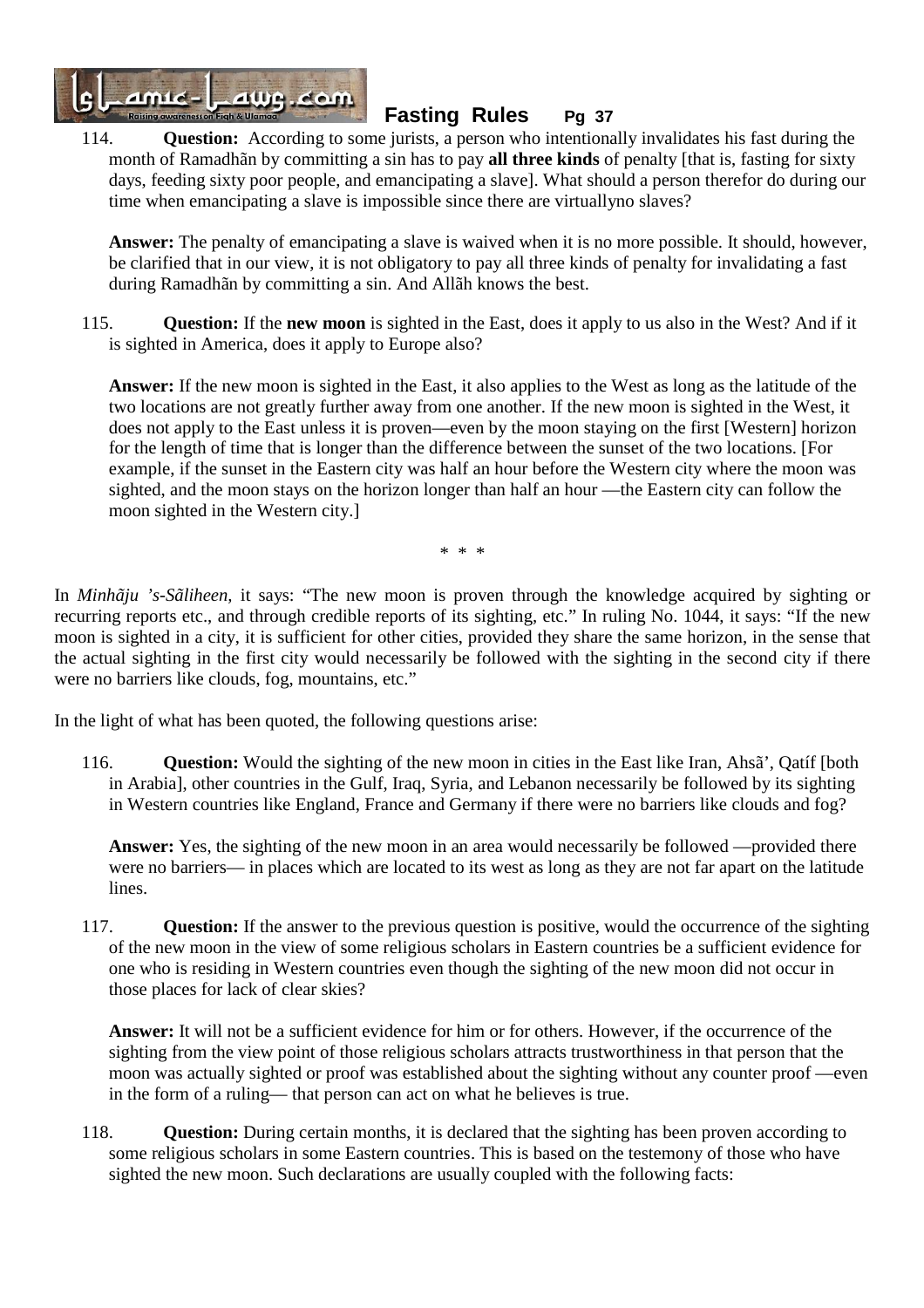114. **Question:** According to some jurists, a person who intentionally invalidates his fast during the month of Ramadhãn by committing a sin has to pay **all three kinds** of penalty [that is, fasting for sixty days, feeding sixty poor people, and emancipating a slave]. What should a person therefor do during our time when emancipating a slave is impossible since there are virtuallyno slaves?

**Answer:** The penalty of emancipating a slave is waived when it is no more possible. It should, however, be clarified that in our view, it is not obligatory to pay all three kinds of penalty for invalidating a fast during Ramadhãn by committing a sin. And Allãh knows the best.

115. **Question:** If the **new moon** is sighted in the East, does it apply to us also in the West? And if it is sighted in America, does it apply to Europe also?

**Answer:** If the new moon is sighted in the East, it also applies to the West as long as the latitude of the two locations are not greatly further away from one another. If the new moon is sighted in the West, it does not apply to the East unless it is proven—even by the moon staying on the first [Western] horizon for the length of time that is longer than the difference between the sunset of the two locations. [For example, if the sunset in the Eastern city was half an hour before the Western city where the moon was sighted, and the moon stays on the horizon longer than half an hour —the Eastern city can follow the moon sighted in the Western city.]

\* \* \*

In *Minhãju 's-Sãliheen*, it says: "The new moon is proven through the knowledge acquired by sighting or recurring reports etc., and through credible reports of its sighting, etc." In ruling No. 1044, it says: "If the new moon is sighted in a city, it is sufficient for other cities, provided they share the same horizon, in the sense that the actual sighting in the first city would necessarily be followed with the sighting in the second city if there were no barriers like clouds, fog, mountains, etc."

In the light of what has been quoted, the following questions arise:

116. **Question:** Would the sighting of the new moon in cities in the East like Iran, Ahsã', Qatíf [both in Arabia], other countries in the Gulf, Iraq, Syria, and Lebanon necessarily be followed by its sighting in Western countries like England, France and Germany if there were no barriers like clouds and fog?

**Answer:** Yes, the sighting of the new moon in an area would necessarily be followed —provided there were no barriers— in places which are located to its west as long as they are not far apart on the latitude lines.

117. **Question:** If the answer to the previous question is positive, would the occurrence of the sighting of the new moon in the view of some religious scholars in Eastern countries be a sufficient evidence for one who is residing in Western countries even though the sighting of the new moon did not occur in those places for lack of clear skies?

**Answer:** It will not be a sufficient evidence for him or for others. However, if the occurrence of the sighting from the view point of those religious scholars attracts trustworthiness in that person that the moon was actually sighted or proof was established about the sighting without any counter proof —even in the form of a ruling— that person can act on what he believes is true.

118. **Question:** During certain months, it is declared that the sighting has been proven according to some religious scholars in some Eastern countries. This is based on the testemony of those who have sighted the new moon. Such declarations are usually coupled with the following facts: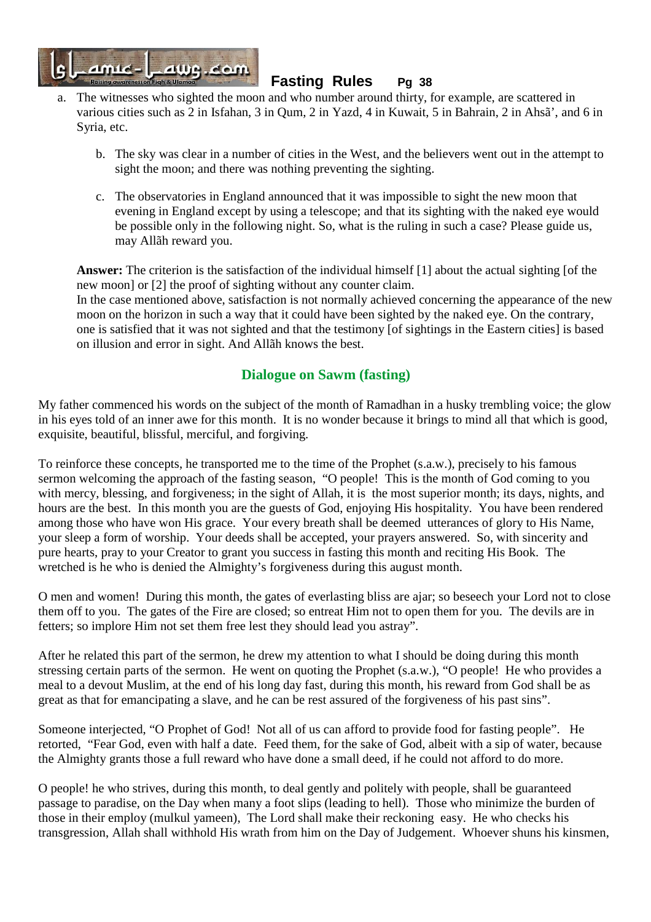a. The witnesses who sighted the moon and who number around thirty, for example, are scattered in various cities such as 2 in Isfahan, 3 in Qum, 2 in Yazd, 4 in Kuwait, 5 in Bahrain, 2 in Ahsã', and 6 in Syria, etc.

b. The sky was clear in a number of cities in the West, and the believers went out in the attempt to sight the moon; and there was nothing preventing the sighting.

c. The observatories in England announced that it was impossible to sight the new moon that evening in England except by using a telescope; and that its sighting with the naked eye would be possible only in the following night. So, what is the ruling in such a case? Please guide us, may Allãh reward you.

**Answer:** The criterion is the satisfaction of the individual himself [1] about the actual sighting [of the new moon] or [2] the proof of sighting without any counter claim.
In the case mentioned above, satisfaction is not normally achieved concerning the appearance of the new moon on the horizon in such a way that it could have been sighted by the naked eye. On the contrary, one is satisfied that it was not sighted and that the testimony [of sightings in the Eastern cities] is based on illusion and error in sight. And Allãh knows the best.

## Dialogue on Sawm (fasting)

My father commenced his words on the subject of the month of Ramadhan in a husky trembling voice; the glow in his eyes told of an inner awe for this month. It is no wonder because it brings to mind all that which is good, exquisite, beautiful, blissful, merciful, and forgiving.

To reinforce these concepts, he transported me to the time of the Prophet (s.a.w.), precisely to his famous sermon welcoming the approach of the fasting season, "O people! This is the month of God coming to you with mercy, blessing, and forgiveness; in the sight of Allah, it is the most superior month; its days, nights, and hours are the best. In this month you are the guests of God, enjoying His hospitality. You have been rendered among those who have won His grace. Your every breath shall be deemed utterances of glory to His Name, your sleep a form of worship. Your deeds shall be accepted, your prayers answered. So, with sincerity and pure hearts, pray to your Creator to grant you success in fasting this month and reciting His Book. The wretched is he who is denied the Almighty's forgiveness during this august month.

O men and women! During this month, the gates of everlasting bliss are ajar; so beseech your Lord not to close them off to you. The gates of the Fire are closed; so entreat Him not to open them for you. The devils are in fetters; so implore Him not set them free lest they should lead you astray".

After he related this part of the sermon, he drew my attention to what I should be doing during this month stressing certain parts of the sermon. He went on quoting the Prophet (s.a.w.), "O people! He who provides a meal to a devout Muslim, at the end of his long day fast, during this month, his reward from God shall be as great as that for emancipating a slave, and he can be rest assured of the forgiveness of his past sins".

Someone interjected, "O Prophet of God! Not all of us can afford to provide food for fasting people". He retorted, "Fear God, even with half a date. Feed them, for the sake of God, albeit with a sip of water, because the Almighty grants those a full reward who have done a small deed, if he could not afford to do more.

O people! he who strives, during this month, to deal gently and politely with people, shall be guaranteed passage to paradise, on the Day when many a foot slips (leading to hell). Those who minimize the burden of those in their employ (mulkul yameen), The Lord shall make their reckoning easy. He who checks his transgression, Allah shall withhold His wrath from him on the Day of Judgement. Whoever shuns his kinsmen,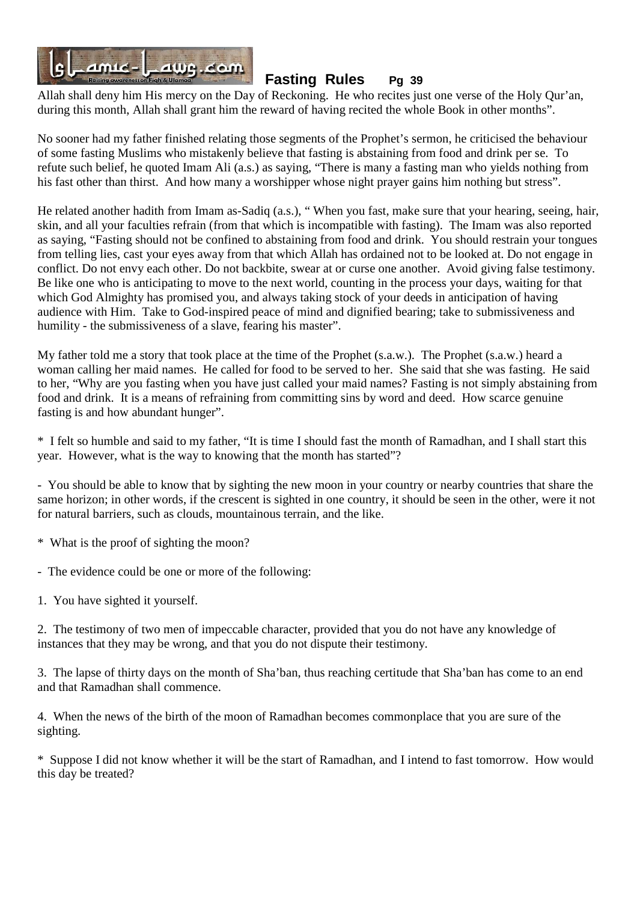Allah shall deny him His mercy on the Day of Reckoning. He who recites just one verse of the Holy Qur'an, during this month, Allah shall grant him the reward of having recited the whole Book in other months".

No sooner had my father finished relating those segments of the Prophet's sermon, he criticised the behaviour of some fasting Muslims who mistakenly believe that fasting is abstaining from food and drink per se. To refute such belief, he quoted Imam Ali (a.s.) as saying, "There is many a fasting man who yields nothing from his fast other than thirst. And how many a worshipper whose night prayer gains him nothing but stress".

He related another hadith from Imam as-Sadiq (a.s.), " When you fast, make sure that your hearing, seeing, hair, skin, and all your faculties refrain (from that which is incompatible with fasting). The Imam was also reported as saying, "Fasting should not be confined to abstaining from food and drink. You should restrain your tongues from telling lies, cast your eyes away from that which Allah has ordained not to be looked at. Do not engage in conflict. Do not envy each other. Do not backbite, swear at or curse one another. Avoid giving false testimony. Be like one who is anticipating to move to the next world, counting in the process your days, waiting for that which God Almighty has promised you, and always taking stock of your deeds in anticipation of having audience with Him. Take to God-inspired peace of mind and dignified bearing; take to submissiveness and humility - the submissiveness of a slave, fearing his master".

My father told me a story that took place at the time of the Prophet (s.a.w.). The Prophet (s.a.w.) heard a woman calling her maid names. He called for food to be served to her. She said that she was fasting. He said to her, "Why are you fasting when you have just called your maid names? Fasting is not simply abstaining from food and drink. It is a means of refraining from committing sins by word and deed. How scarce genuine fasting is and how abundant hunger".

\* I felt so humble and said to my father, "It is time I should fast the month of Ramadhan, and I shall start this year. However, what is the way to knowing that the month has started"?

\- You should be able to know that by sighting the new moon in your country or nearby countries that share the same horizon; in other words, if the crescent is sighted in one country, it should be seen in the other, were it not for natural barriers, such as clouds, mountainous terrain, and the like.

\* What is the proof of sighting the moon?

\- The evidence could be one or more of the following:

1. You have sighted it yourself.

2. The testimony of two men of impeccable character, provided that you do not have any knowledge of instances that they may be wrong, and that you do not dispute their testimony.

3. The lapse of thirty days on the month of Sha'ban, thus reaching certitude that Sha'ban has come to an end and that Ramadhan shall commence.

4. When the news of the birth of the moon of Ramadhan becomes commonplace that you are sure of the sighting.

\* Suppose I did not know whether it will be the start of Ramadhan, and I intend to fast tomorrow. How would this day be treated?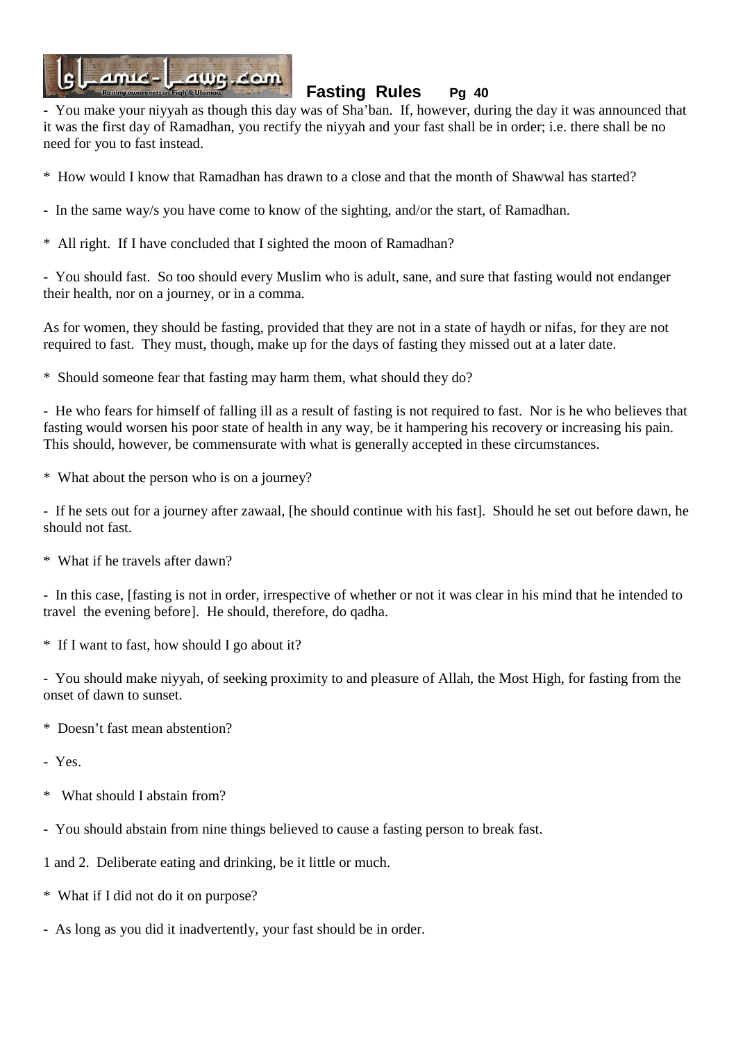- You make your niyyah as though this day was of Sha'ban. If, however, during the day it was announced that it was the first day of Ramadhan, you rectify the niyyah and your fast shall be in order; i.e. there shall be no need for you to fast instead.

* How would I know that Ramadhan has drawn to a close and that the month of Shawwal has started?

- In the same way/s you have come to know of the sighting, and/or the start, of Ramadhan.

* All right. If I have concluded that I sighted the moon of Ramadhan?

- You should fast. So too should every Muslim who is adult, sane, and sure that fasting would not endanger their health, nor on a journey, or in a comma.

As for women, they should be fasting, provided that they are not in a state of haydh or nifas, for they are not required to fast. They must, though, make up for the days of fasting they missed out at a later date.

* Should someone fear that fasting may harm them, what should they do?

- He who fears for himself of falling ill as a result of fasting is not required to fast. Nor is he who believes that fasting would worsen his poor state of health in any way, be it hampering his recovery or increasing his pain. This should, however, be commensurate with what is generally accepted in these circumstances.

* What about the person who is on a journey?

- If he sets out for a journey after zawaal, [he should continue with his fast]. Should he set out before dawn, he should not fast.

* What if he travels after dawn?

- In this case, [fasting is not in order, irrespective of whether or not it was clear in his mind that he intended to travel the evening before]. He should, therefore, do qadha.

* If I want to fast, how should I go about it?

- You should make niyyah, of seeking proximity to and pleasure of Allah, the Most High, for fasting from the onset of dawn to sunset.

* Doesn't fast mean abstention?

- Yes.

* What should I abstain from?

- You should abstain from nine things believed to cause a fasting person to break fast.

1 and 2. Deliberate eating and drinking, be it little or much.

* What if I did not do it on purpose?

- As long as you did it inadvertently, your fast should be in order.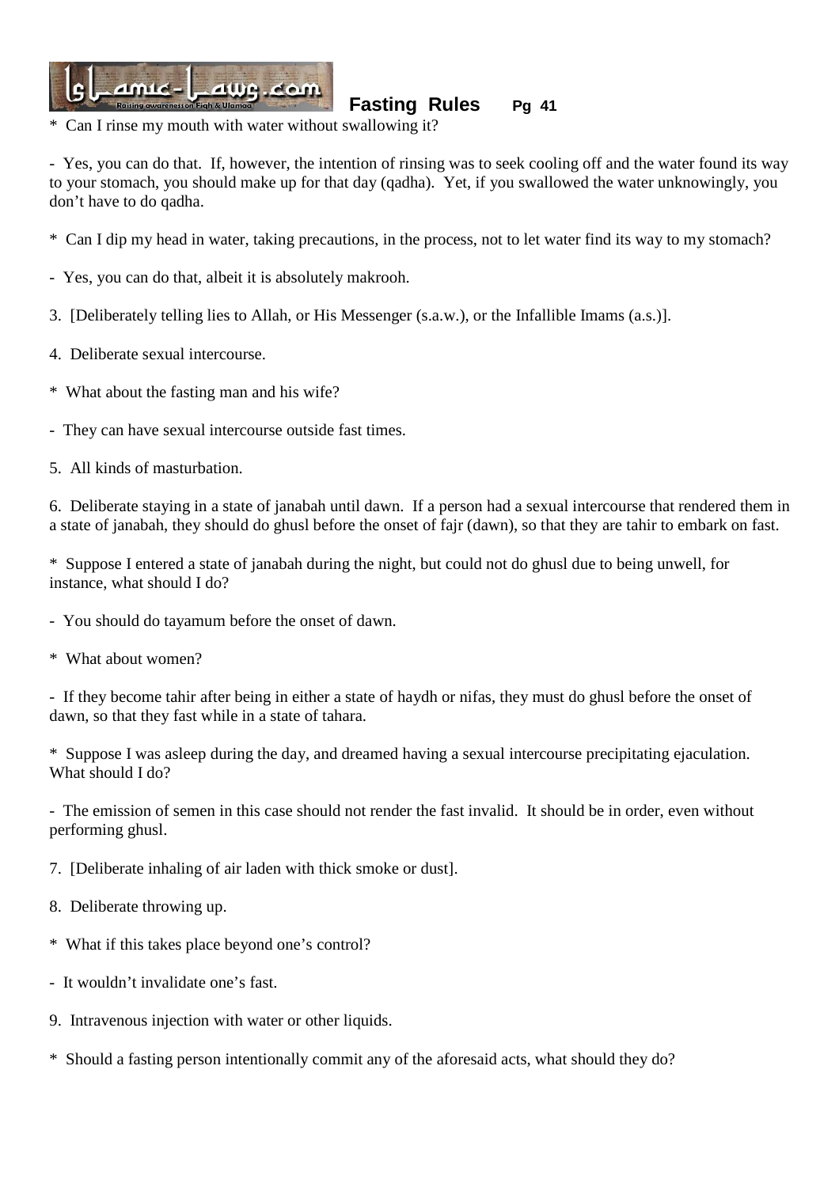\* Can I rinse my mouth with water without swallowing it?

- Yes, you can do that. If, however, the intention of rinsing was to seek cooling off and the water found its way to your stomach, you should make up for that day (qadha). Yet, if you swallowed the water unknowingly, you don't have to do qadha.

\* Can I dip my head in water, taking precautions, in the process, not to let water find its way to my stomach?

- Yes, you can do that, albeit it is absolutely makrooh.

3. [Deliberately telling lies to Allah, or His Messenger (s.a.w.), or the Infallible Imams (a.s.)].

4. Deliberate sexual intercourse.

\* What about the fasting man and his wife?

- They can have sexual intercourse outside fast times.

5. All kinds of masturbation.

6. Deliberate staying in a state of janabah until dawn. If a person had a sexual intercourse that rendered them in a state of janabah, they should do ghusl before the onset of fajr (dawn), so that they are tahir to embark on fast.

\* Suppose I entered a state of janabah during the night, but could not do ghusl due to being unwell, for instance, what should I do?

- You should do tayamum before the onset of dawn.

\* What about women?

- If they become tahir after being in either a state of haydh or nifas, they must do ghusl before the onset of dawn, so that they fast while in a state of tahara.

\* Suppose I was asleep during the day, and dreamed having a sexual intercourse precipitating ejaculation. What should I do?

- The emission of semen in this case should not render the fast invalid. It should be in order, even without performing ghusl.

7. [Deliberate inhaling of air laden with thick smoke or dust].

8. Deliberate throwing up.

\* What if this takes place beyond one's control?

- It wouldn't invalidate one's fast.

9. Intravenous injection with water or other liquids.

\* Should a fasting person intentionally commit any of the aforesaid acts, what should they do?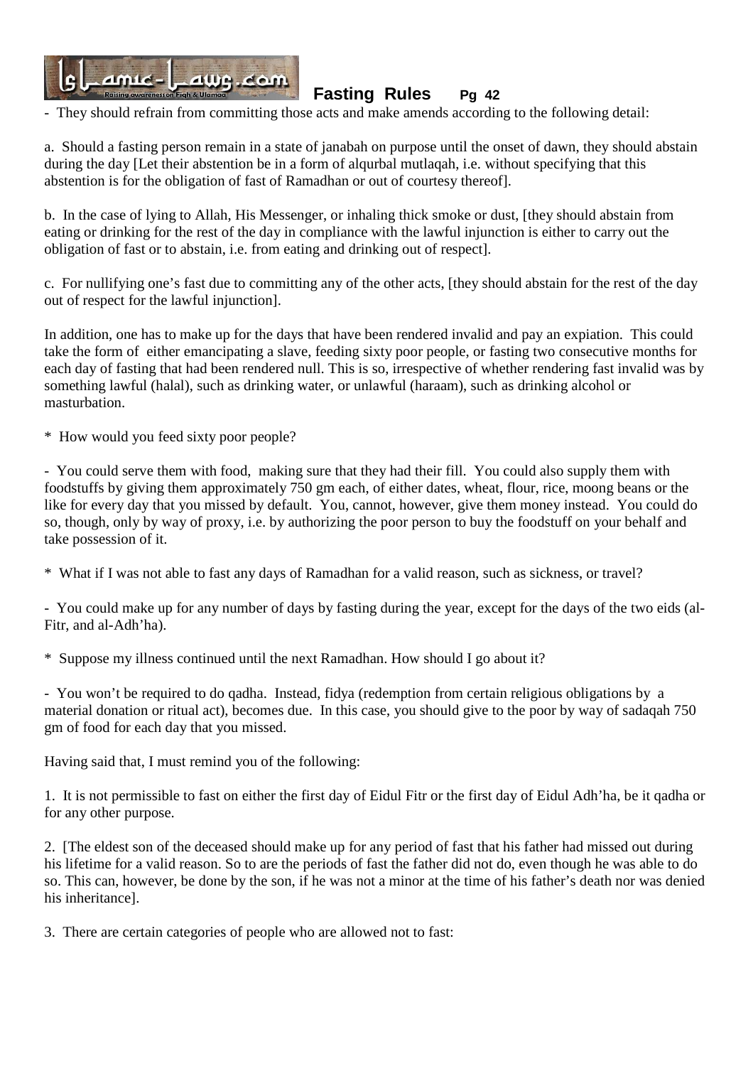- They should refrain from committing those acts and make amends according to the following detail:

a. Should a fasting person remain in a state of janabah on purpose until the onset of dawn, they should abstain during the day [Let their abstention be in a form of alqurbal mutlaqah, i.e. without specifying that this abstention is for the obligation of fast of Ramadhan or out of courtesy thereof].

b. In the case of lying to Allah, His Messenger, or inhaling thick smoke or dust, [they should abstain from eating or drinking for the rest of the day in compliance with the lawful injunction is either to carry out the obligation of fast or to abstain, i.e. from eating and drinking out of respect].

c. For nullifying one's fast due to committing any of the other acts, [they should abstain for the rest of the day out of respect for the lawful injunction].

In addition, one has to make up for the days that have been rendered invalid and pay an expiation. This could take the form of either emancipating a slave, feeding sixty poor people, or fasting two consecutive months for each day of fasting that had been rendered null. This is so, irrespective of whether rendering fast invalid was by something lawful (halal), such as drinking water, or unlawful (haraam), such as drinking alcohol or masturbation.

* How would you feed sixty poor people?

- You could serve them with food, making sure that they had their fill. You could also supply them with foodstuffs by giving them approximately 750 gm each, of either dates, wheat, flour, rice, moong beans or the like for every day that you missed by default. You, cannot, however, give them money instead. You could do so, though, only by way of proxy, i.e. by authorizing the poor person to buy the foodstuff on your behalf and take possession of it.

* What if I was not able to fast any days of Ramadhan for a valid reason, such as sickness, or travel?

- You could make up for any number of days by fasting during the year, except for the days of the two eids (al-Fitr, and al-Adh'ha).

* Suppose my illness continued until the next Ramadhan. How should I go about it?

- You won't be required to do qadha. Instead, fidya (redemption from certain religious obligations by a material donation or ritual act), becomes due. In this case, you should give to the poor by way of sadaqah 750 gm of food for each day that you missed.

Having said that, I must remind you of the following:

1. It is not permissible to fast on either the first day of Eidul Fitr or the first day of Eidul Adh'ha, be it qadha or for any other purpose.

2. [The eldest son of the deceased should make up for any period of fast that his father had missed out during his lifetime for a valid reason. So to are the periods of fast the father did not do, even though he was able to do so. This can, however, be done by the son, if he was not a minor at the time of his father's death nor was denied his inheritance].

3. There are certain categories of people who are allowed not to fast: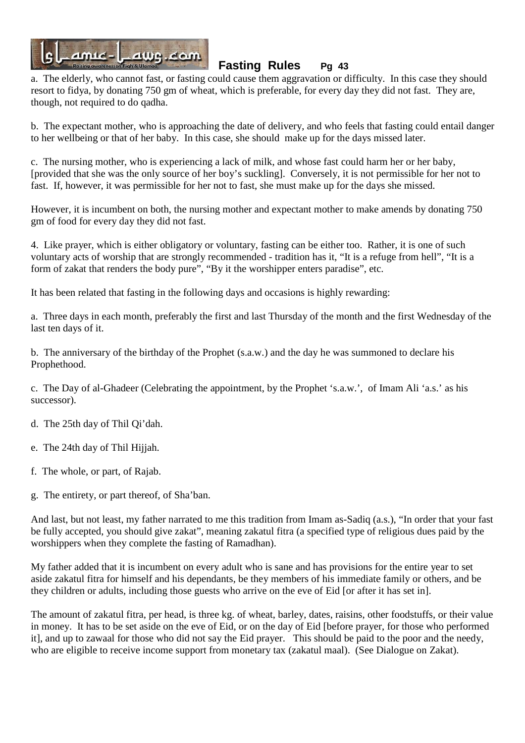a. The elderly, who cannot fast, or fasting could cause them aggravation or difficulty. In this case they should resort to fidya, by donating 750 gm of wheat, which is preferable, for every day they did not fast. They are, though, not required to do qadha.

b. The expectant mother, who is approaching the date of delivery, and who feels that fasting could entail danger to her wellbeing or that of her baby. In this case, she should make up for the days missed later.

c. The nursing mother, who is experiencing a lack of milk, and whose fast could harm her or her baby, [provided that she was the only source of her boy's suckling]. Conversely, it is not permissible for her not to fast. If, however, it was permissible for her not to fast, she must make up for the days she missed.

However, it is incumbent on both, the nursing mother and expectant mother to make amends by donating 750 gm of food for every day they did not fast.

4. Like prayer, which is either obligatory or voluntary, fasting can be either too. Rather, it is one of such voluntary acts of worship that are strongly recommended - tradition has it, "It is a refuge from hell", "It is a form of zakat that renders the body pure", "By it the worshipper enters paradise", etc.

It has been related that fasting in the following days and occasions is highly rewarding:

a. Three days in each month, preferably the first and last Thursday of the month and the first Wednesday of the last ten days of it.

b. The anniversary of the birthday of the Prophet (s.a.w.) and the day he was summoned to declare his Prophethood.

c. The Day of al-Ghadeer (Celebrating the appointment, by the Prophet 's.a.w.', of Imam Ali 'a.s.' as his successor).

d. The 25th day of Thil Qi'dah.

e. The 24th day of Thil Hijjah.

f. The whole, or part, of Rajab.

g. The entirety, or part thereof, of Sha'ban.

And last, but not least, my father narrated to me this tradition from Imam as-Sadiq (a.s.), "In order that your fast be fully accepted, you should give zakat", meaning zakatul fitra (a specified type of religious dues paid by the worshippers when they complete the fasting of Ramadhan).

My father added that it is incumbent on every adult who is sane and has provisions for the entire year to set aside zakatul fitra for himself and his dependants, be they members of his immediate family or others, and be they children or adults, including those guests who arrive on the eve of Eid [or after it has set in].

The amount of zakatul fitra, per head, is three kg. of wheat, barley, dates, raisins, other foodstuffs, or their value in money. It has to be set aside on the eve of Eid, or on the day of Eid [before prayer, for those who performed it], and up to zawaal for those who did not say the Eid prayer. This should be paid to the poor and the needy, who are eligible to receive income support from monetary tax (zakatul maal). (See Dialogue on Zakat).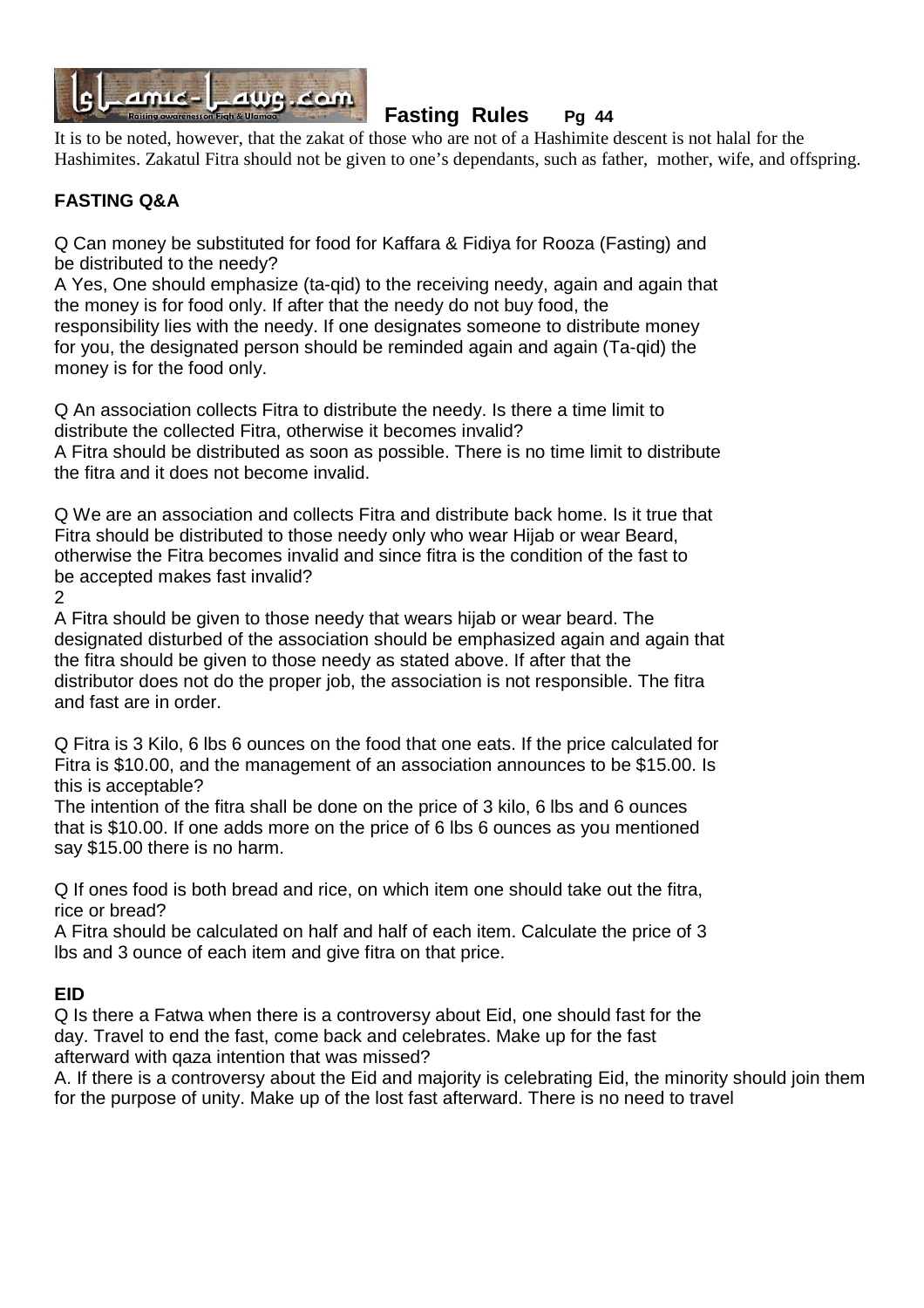It is to be noted, however, that the zakat of those who are not of a Hashimite descent is not halal for the Hashimites. Zakatul Fitra should not be given to one's dependants, such as father, mother, wife, and offspring.

**FASTING Q&A**

Q Can money be substituted for food for Kaffara & Fidiya for Rooza (Fasting) and be distributed to the needy?
A Yes, One should emphasize (ta-qid) to the receiving needy, again and again that the money is for food only. If after that the needy do not buy food, the responsibility lies with the needy. If one designates someone to distribute money for you, the designated person should be reminded again and again (Ta-qid) the money is for the food only.

Q An association collects Fitra to distribute the needy. Is there a time limit to distribute the collected Fitra, otherwise it becomes invalid?
A Fitra should be distributed as soon as possible. There is no time limit to distribute the fitra and it does not become invalid.

Q We are an association and collects Fitra and distribute back home. Is it true that Fitra should be distributed to those needy only who wear Hijab or wear Beard, otherwise the Fitra becomes invalid and since fitra is the condition of the fast to be accepted makes fast invalid?
2
A Fitra should be given to those needy that wears hijab or wear beard. The designated disturbed of the association should be emphasized again and again that the fitra should be given to those needy as stated above. If after that the distributor does not do the proper job, the association is not responsible. The fitra and fast are in order.

Q Fitra is 3 Kilo, 6 lbs 6 ounces on the food that one eats. If the price calculated for Fitra is $10.00, and the management of an association announces to be $15.00. Is this is acceptable?
The intention of the fitra shall be done on the price of 3 kilo, 6 lbs and 6 ounces that is $10.00. If one adds more on the price of 6 lbs 6 ounces as you mentioned say $15.00 there is no harm.

Q If ones food is both bread and rice, on which item one should take out the fitra, rice or bread?
A Fitra should be calculated on half and half of each item. Calculate the price of 3 lbs and 3 ounce of each item and give fitra on that price.

**EID**

Q Is there a Fatwa when there is a controversy about Eid, one should fast for the day. Travel to end the fast, come back and celebrates. Make up for the fast afterward with qaza intention that was missed?
A. If there is a controversy about the Eid and majority is celebrating Eid, the minority should join them for the purpose of unity. Make up of the lost fast afterward. There is no need to travel